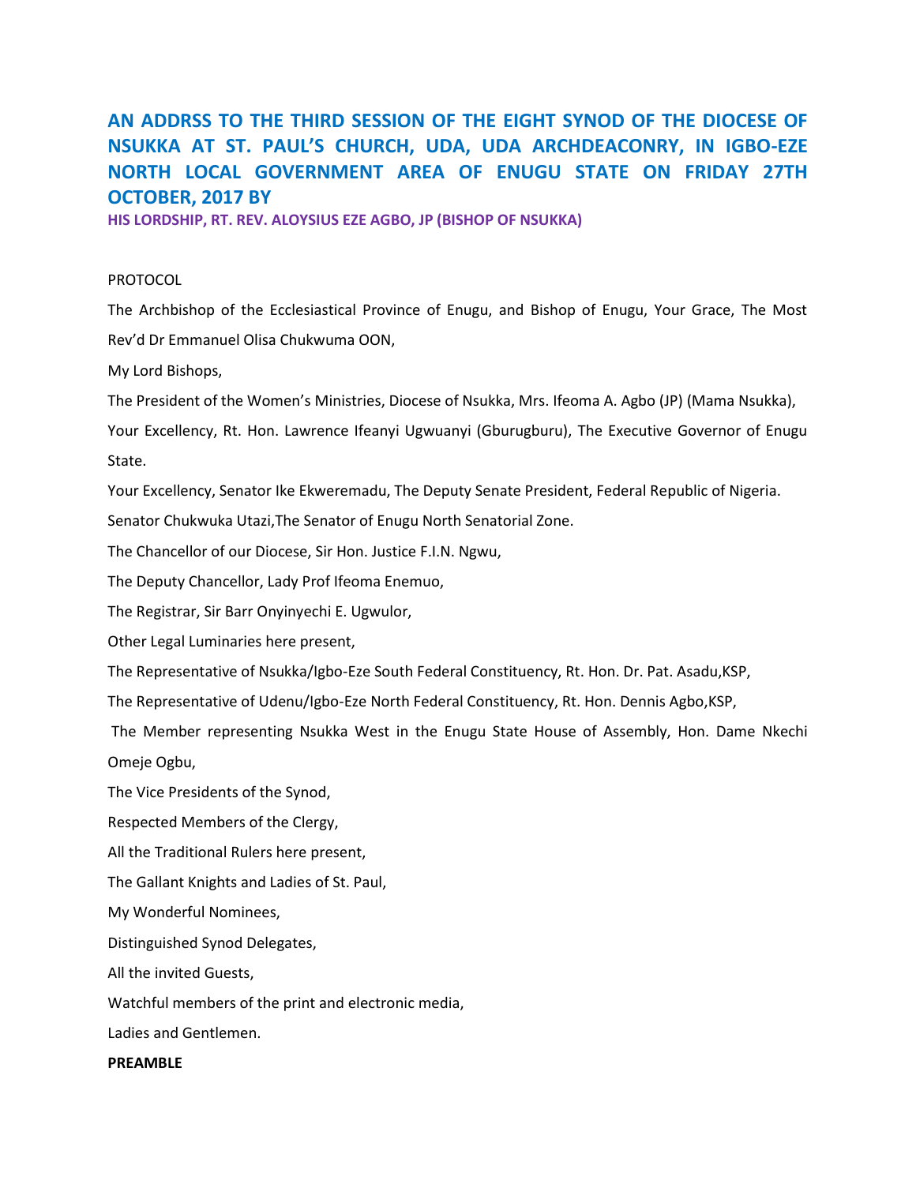# AN ADDRSS TO THE THIRD SESSION OF THE EIGHT SYNOD OF THE DIOCESE OF NSUKKA AT ST. PAUL'S CHURCH, UDA, UDA ARCHDEACONRY, IN IGBO-EZE NORTH LOCAL GOVERNMENT AREA OF ENUGU STATE ON FRIDAY 27TH OCTOBER, 2017 BY

**HIS LORDSHIP, RT. REV. ALOYSIUS EZE AGBO, JP (BISHOP OF NSUKKA)**

PROTOCOL

The Archbishop of the Ecclesiastical Province of Enugu, and Bishop of Enugu, Your Grace, The Most Rev'd Dr Emmanuel Olisa Chukwuma OON,

My Lord Bishops,

The President of the Women's Ministries, Diocese of Nsukka, Mrs. Ifeoma A. Agbo (JP) (Mama Nsukka),

Your Excellency, Rt. Hon. Lawrence Ifeanyi Ugwuanyi (Gburugburu), The Executive Governor of Enugu State.

Your Excellency, Senator Ike Ekweremadu, The Deputy Senate President, Federal Republic of Nigeria.

Senator Chukwuka Utazi,The Senator of Enugu North Senatorial Zone.

The Chancellor of our Diocese, Sir Hon. Justice F.I.N. Ngwu,

The Deputy Chancellor, Lady Prof Ifeoma Enemuo,

The Registrar, Sir Barr Onyinyechi E. Ugwulor,

Other Legal Luminaries here present,

The Representative of Nsukka/Igbo-Eze South Federal Constituency, Rt. Hon. Dr. Pat. Asadu,KSP,

The Representative of Udenu/Igbo-Eze North Federal Constituency, Rt. Hon. Dennis Agbo,KSP,

The Member representing Nsukka West in the Enugu State House of Assembly, Hon. Dame Nkechi Omeje Ogbu,

The Vice Presidents of the Synod,

Respected Members of the Clergy,

All the Traditional Rulers here present,

The Gallant Knights and Ladies of St. Paul,

My Wonderful Nominees,

Distinguished Synod Delegates,

All the invited Guests,

Watchful members of the print and electronic media,

Ladies and Gentlemen.

**PREAMBLE**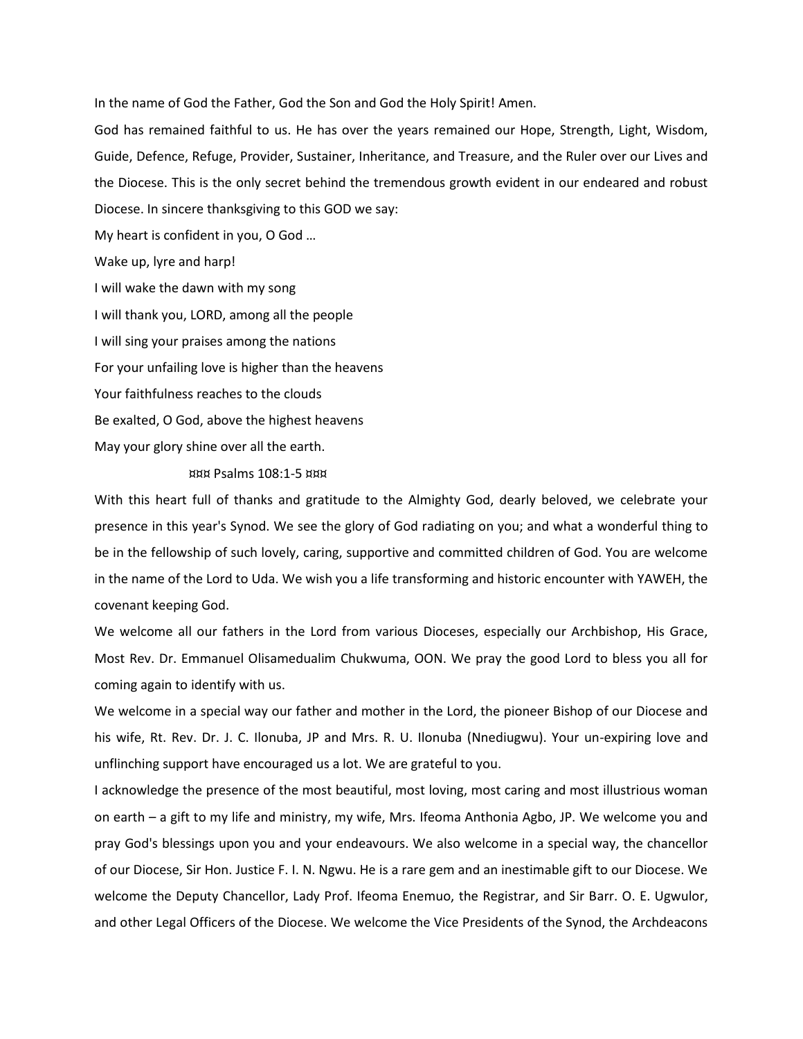In the name of God the Father, God the Son and God the Holy Spirit! Amen.

God has remained faithful to us. He has over the years remained our Hope, Strength, Light, Wisdom, Guide, Defence, Refuge, Provider, Sustainer, Inheritance, and Treasure, and the Ruler over our Lives and the Diocese. This is the only secret behind the tremendous growth evident in our endeared and robust Diocese. In sincere thanksgiving to this GOD we say:

My heart is confident in you, O God …

Wake up, lyre and harp!

I will wake the dawn with my song

I will thank you, LORD, among all the people

I will sing your praises among the nations

For your unfailing love is higher than the heavens

Your faithfulness reaches to the clouds

Be exalted, O God, above the highest heavens

May your glory shine over all the earth.

¤¤¤ Psalms 108:1-5 ¤¤¤

With this heart full of thanks and gratitude to the Almighty God, dearly beloved, we celebrate your presence in this year's Synod. We see the glory of God radiating on you; and what a wonderful thing to be in the fellowship of such lovely, caring, supportive and committed children of God. You are welcome in the name of the Lord to Uda. We wish you a life transforming and historic encounter with YAWEH, the covenant keeping God.

We welcome all our fathers in the Lord from various Dioceses, especially our Archbishop, His Grace, Most Rev. Dr. Emmanuel Olisamedualim Chukwuma, OON. We pray the good Lord to bless you all for coming again to identify with us.

We welcome in a special way our father and mother in the Lord, the pioneer Bishop of our Diocese and his wife, Rt. Rev. Dr. J. C. Ilonuba, JP and Mrs. R. U. Ilonuba (Nnediugwu). Your un-expiring love and unflinching support have encouraged us a lot. We are grateful to you.

I acknowledge the presence of the most beautiful, most loving, most caring and most illustrious woman on earth – a gift to my life and ministry, my wife, Mrs. Ifeoma Anthonia Agbo, JP. We welcome you and pray God's blessings upon you and your endeavours. We also welcome in a special way, the chancellor of our Diocese, Sir Hon. Justice F. I. N. Ngwu. He is a rare gem and an inestimable gift to our Diocese. We welcome the Deputy Chancellor, Lady Prof. Ifeoma Enemuo, the Registrar, and Sir Barr. O. E. Ugwulor, and other Legal Officers of the Diocese. We welcome the Vice Presidents of the Synod, the Archdeacons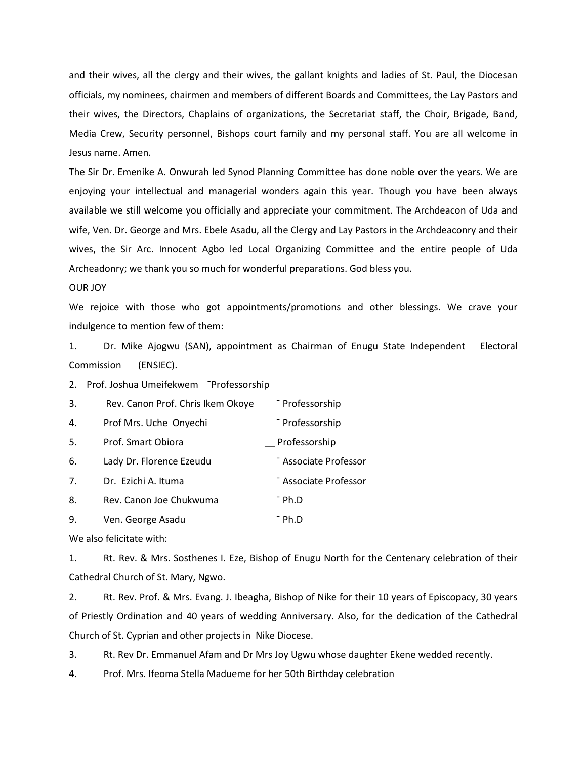and their wives, all the clergy and their wives, the gallant knights and ladies of St. Paul, the Diocesan officials, my nominees, chairmen and members of different Boards and Committees, the Lay Pastors and their wives, the Directors, Chaplains of organizations, the Secretariat staff, the Choir, Brigade, Band, Media Crew, Security personnel, Bishops court family and my personal staff. You are all welcome in Jesus name. Amen.

The Sir Dr. Emenike A. Onwurah led Synod Planning Committee has done noble over the years. We are enjoying your intellectual and managerial wonders again this year. Though you have been always available we still welcome you officially and appreciate your commitment. The Archdeacon of Uda and wife, Ven. Dr. George and Mrs. Ebele Asadu, all the Clergy and Lay Pastors in the Archdeaconry and their wives, the Sir Arc. Innocent Agbo led Local Organizing Committee and the entire people of Uda Archeadonry; we thank you so much for wonderful preparations. God bless you.

OUR JOY

We rejoice with those who got appointments/promotions and other blessings. We crave your indulgence to mention few of them:

1. Dr. Mike Ajogwu (SAN), appointment as Chairman of Enugu State Independent Electoral Commission (ENSIEC).
2. Prof. Joshua Umeifekwem ¯Professorship
3. Rev. Canon Prof. Chris Ikem Okoye ¯ Professorship
4. Prof Mrs. Uche Onyechi ¯ Professorship
5. Prof. Smart Obiora __ Professorship
6. Lady Dr. Florence Ezeudu ¯ Associate Professor
7. Dr. Ezichi A. Ituma ¯ Associate Professor
8. Rev. Canon Joe Chukwuma ¯ Ph.D
9. Ven. George Asadu ¯ Ph.D

We also felicitate with:

1. Rt. Rev. & Mrs. Sosthenes I. Eze, Bishop of Enugu North for the Centenary celebration of their Cathedral Church of St. Mary, Ngwo.
2. Rt. Rev. Prof. & Mrs. Evang. J. Ibeagha, Bishop of Nike for their 10 years of Episcopacy, 30 years of Priestly Ordination and 40 years of wedding Anniversary. Also, for the dedication of the Cathedral Church of St. Cyprian and other projects in Nike Diocese.
3. Rt. Rev Dr. Emmanuel Afam and Dr Mrs Joy Ugwu whose daughter Ekene wedded recently.
4. Prof. Mrs. Ifeoma Stella Madueme for her 50th Birthday celebration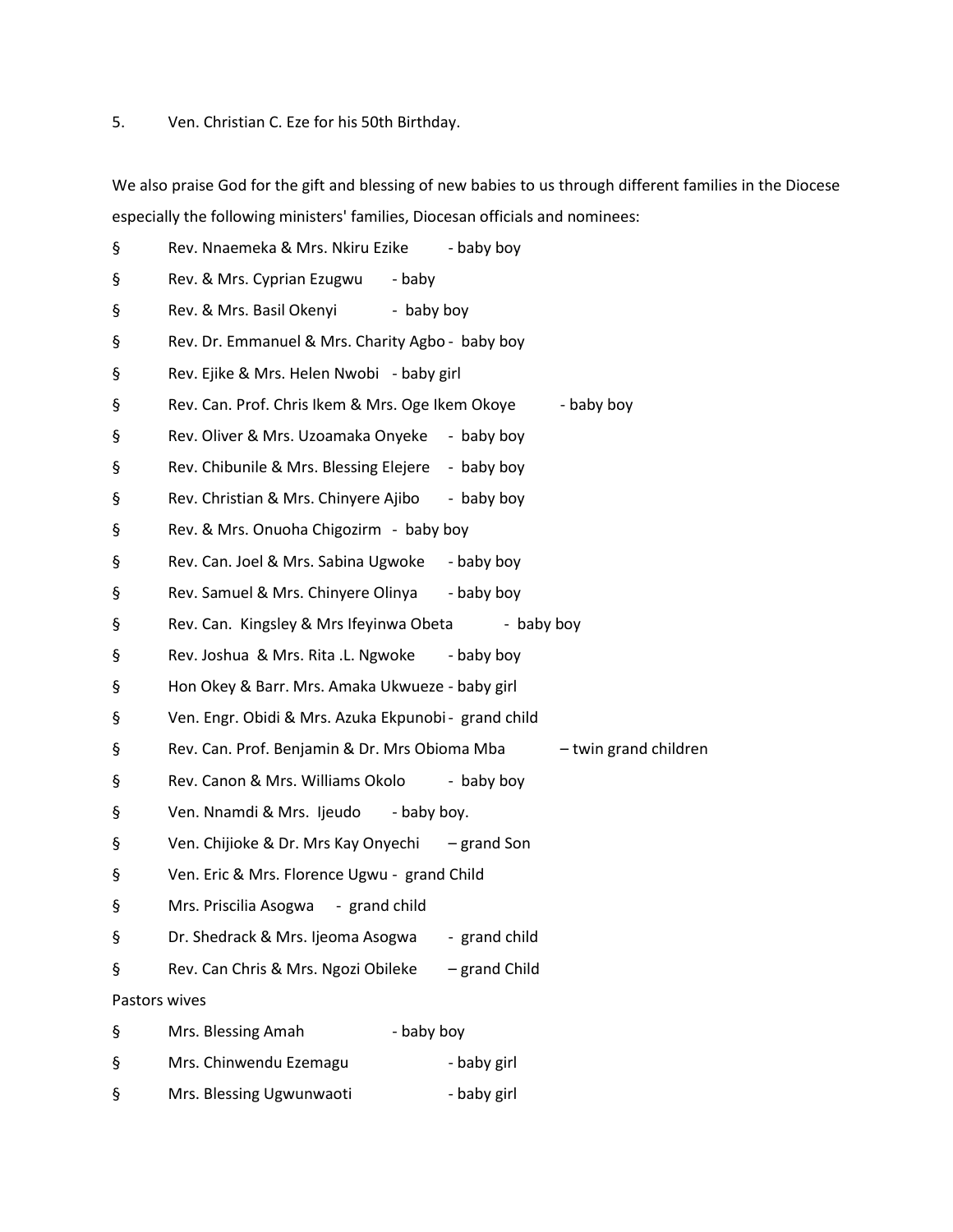5. Ven. Christian C. Eze for his 50th Birthday.

We also praise God for the gift and blessing of new babies to us through different families in the Diocese especially the following ministers' families, Diocesan officials and nominees:

- § Rev. Nnaemeka & Mrs. Nkiru Ezike - baby boy
- § Rev. & Mrs. Cyprian Ezugwu - baby
- § Rev. & Mrs. Basil Okenyi - baby boy
- § Rev. Dr. Emmanuel & Mrs. Charity Agbo - baby boy
- § Rev. Ejike & Mrs. Helen Nwobi - baby girl
- § Rev. Can. Prof. Chris Ikem & Mrs. Oge Ikem Okoye - baby boy
- § Rev. Oliver & Mrs. Uzoamaka Onyeke - baby boy
- § Rev. Chibunile & Mrs. Blessing Elejere - baby boy
- § Rev. Christian & Mrs. Chinyere Ajibo - baby boy
- § Rev. & Mrs. Onuoha Chigozirm - baby boy
- § Rev. Can. Joel & Mrs. Sabina Ugwoke - baby boy
- § Rev. Samuel & Mrs. Chinyere Olinya - baby boy
- § Rev. Can. Kingsley & Mrs Ifeyinwa Obeta - baby boy
- § Rev. Joshua & Mrs. Rita .L. Ngwoke - baby boy
- § Hon Okey & Barr. Mrs. Amaka Ukwueze - baby girl
- § Ven. Engr. Obidi & Mrs. Azuka Ekpunobi - grand child
- § Rev. Can. Prof. Benjamin & Dr. Mrs Obioma Mba – twin grand children
- § Rev. Canon & Mrs. Williams Okolo - baby boy
- § Ven. Nnamdi & Mrs. Ijeudo - baby boy.
- § Ven. Chijioke & Dr. Mrs Kay Onyechi – grand Son
- § Ven. Eric & Mrs. Florence Ugwu - grand Child
- § Mrs. Priscilia Asogwa - grand child
- § Dr. Shedrack & Mrs. Ijeoma Asogwa - grand child
- § Rev. Can Chris & Mrs. Ngozi Obileke – grand Child

Pastors wives

- § Mrs. Blessing Amah - baby boy
- § Mrs. Chinwendu Ezemagu - baby girl
- § Mrs. Blessing Ugwunwaoti - baby girl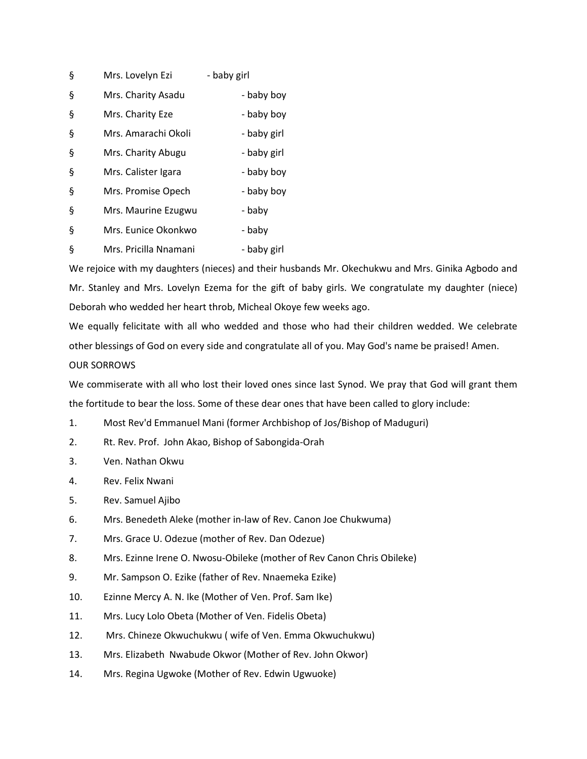- Mrs. Lovelyn Ezi - baby girl
- Mrs. Charity Asadu - baby boy
- Mrs. Charity Eze - baby boy
- Mrs. Amarachi Okoli - baby girl
- Mrs. Charity Abugu - baby girl
- Mrs. Calister Igara - baby boy
- Mrs. Promise Opech - baby boy
- Mrs. Maurine Ezugwu - baby
- Mrs. Eunice Okonkwo - baby
- Mrs. Pricilla Nnamani - baby girl

We rejoice with my daughters (nieces) and their husbands Mr. Okechukwu and Mrs. Ginika Agbodo and Mr. Stanley and Mrs. Lovelyn Ezema for the gift of baby girls. We congratulate my daughter (niece) Deborah who wedded her heart throb, Micheal Okoye few weeks ago.

We equally felicitate with all who wedded and those who had their children wedded. We celebrate other blessings of God on every side and congratulate all of you. May God's name be praised! Amen.

OUR SORROWS

We commiserate with all who lost their loved ones since last Synod. We pray that God will grant them the fortitude to bear the loss. Some of these dear ones that have been called to glory include:

1. Most Rev'd Emmanuel Mani (former Archbishop of Jos/Bishop of Maduguri)
2. Rt. Rev. Prof. John Akao, Bishop of Sabongida-Orah
3. Ven. Nathan Okwu
4. Rev. Felix Nwani
5. Rev. Samuel Ajibo
6. Mrs. Benedeth Aleke (mother in-law of Rev. Canon Joe Chukwuma)
7. Mrs. Grace U. Odezue (mother of Rev. Dan Odezue)
8. Mrs. Ezinne Irene O. Nwosu-Obileke (mother of Rev Canon Chris Obileke)
9. Mr. Sampson O. Ezike (father of Rev. Nnaemeka Ezike)
10. Ezinne Mercy A. N. Ike (Mother of Ven. Prof. Sam Ike)
11. Mrs. Lucy Lolo Obeta (Mother of Ven. Fidelis Obeta)
12. Mrs. Chineze Okwuchukwu ( wife of Ven. Emma Okwuchukwu)
13. Mrs. Elizabeth Nwabude Okwor (Mother of Rev. John Okwor)
14. Mrs. Regina Ugwoke (Mother of Rev. Edwin Ugwuoke)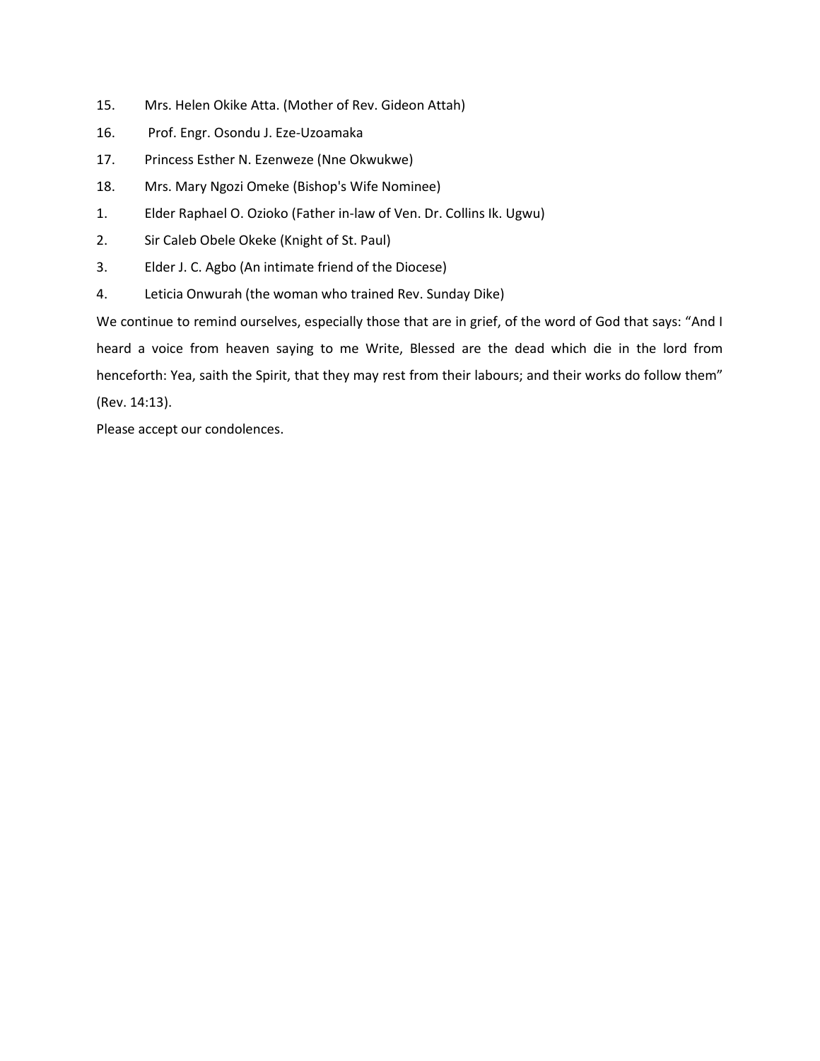15. Mrs. Helen Okike Atta. (Mother of Rev. Gideon Attah)
16. Prof. Engr. Osondu J. Eze-Uzoamaka
17. Princess Esther N. Ezenweze (Nne Okwukwe)
18. Mrs. Mary Ngozi Omeke (Bishop's Wife Nominee)

1. Elder Raphael O. Ozioko (Father in-law of Ven. Dr. Collins Ik. Ugwu)
2. Sir Caleb Obele Okeke (Knight of St. Paul)
3. Elder J. C. Agbo (An intimate friend of the Diocese)
4. Leticia Onwurah (the woman who trained Rev. Sunday Dike)

We continue to remind ourselves, especially those that are in grief, of the word of God that says: "And I heard a voice from heaven saying to me Write, Blessed are the dead which die in the lord from henceforth: Yea, saith the Spirit, that they may rest from their labours; and their works do follow them" (Rev. 14:13).

Please accept our condolences.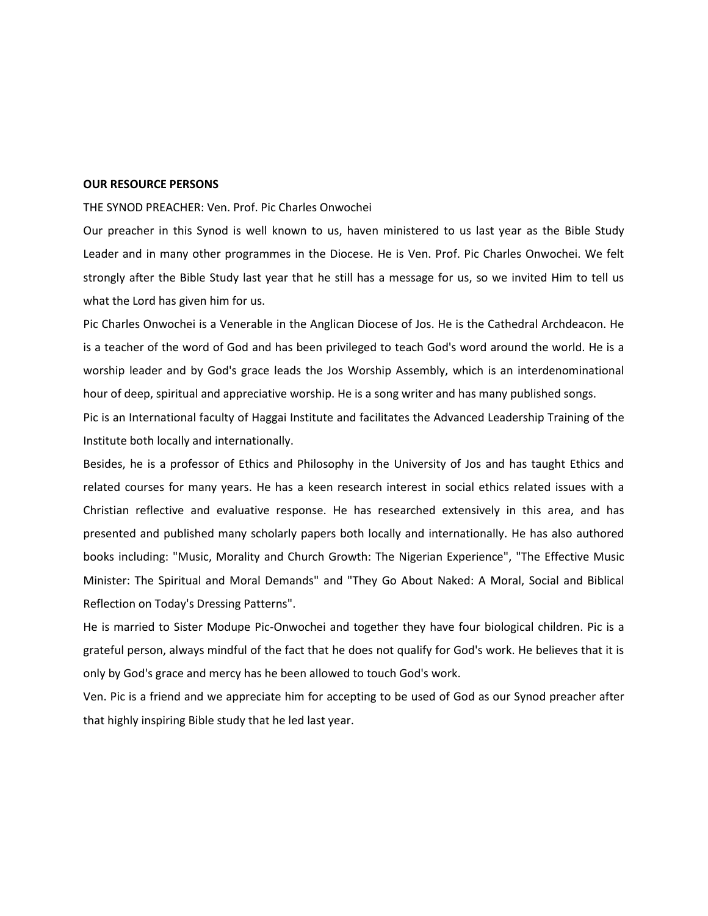**OUR RESOURCE PERSONS**

THE SYNOD PREACHER: Ven. Prof. Pic Charles Onwochei

Our preacher in this Synod is well known to us, haven ministered to us last year as the Bible Study Leader and in many other programmes in the Diocese. He is Ven. Prof. Pic Charles Onwochei. We felt strongly after the Bible Study last year that he still has a message for us, so we invited Him to tell us what the Lord has given him for us.

Pic Charles Onwochei is a Venerable in the Anglican Diocese of Jos. He is the Cathedral Archdeacon. He is a teacher of the word of God and has been privileged to teach God's word around the world. He is a worship leader and by God's grace leads the Jos Worship Assembly, which is an interdenominational hour of deep, spiritual and appreciative worship. He is a song writer and has many published songs.

Pic is an International faculty of Haggai Institute and facilitates the Advanced Leadership Training of the Institute both locally and internationally.

Besides, he is a professor of Ethics and Philosophy in the University of Jos and has taught Ethics and related courses for many years. He has a keen research interest in social ethics related issues with a Christian reflective and evaluative response. He has researched extensively in this area, and has presented and published many scholarly papers both locally and internationally. He has also authored books including: "Music, Morality and Church Growth: The Nigerian Experience", "The Effective Music Minister: The Spiritual and Moral Demands" and "They Go About Naked: A Moral, Social and Biblical Reflection on Today's Dressing Patterns".

He is married to Sister Modupe Pic-Onwochei and together they have four biological children. Pic is a grateful person, always mindful of the fact that he does not qualify for God's work. He believes that it is only by God's grace and mercy has he been allowed to touch God's work.

Ven. Pic is a friend and we appreciate him for accepting to be used of God as our Synod preacher after that highly inspiring Bible study that he led last year.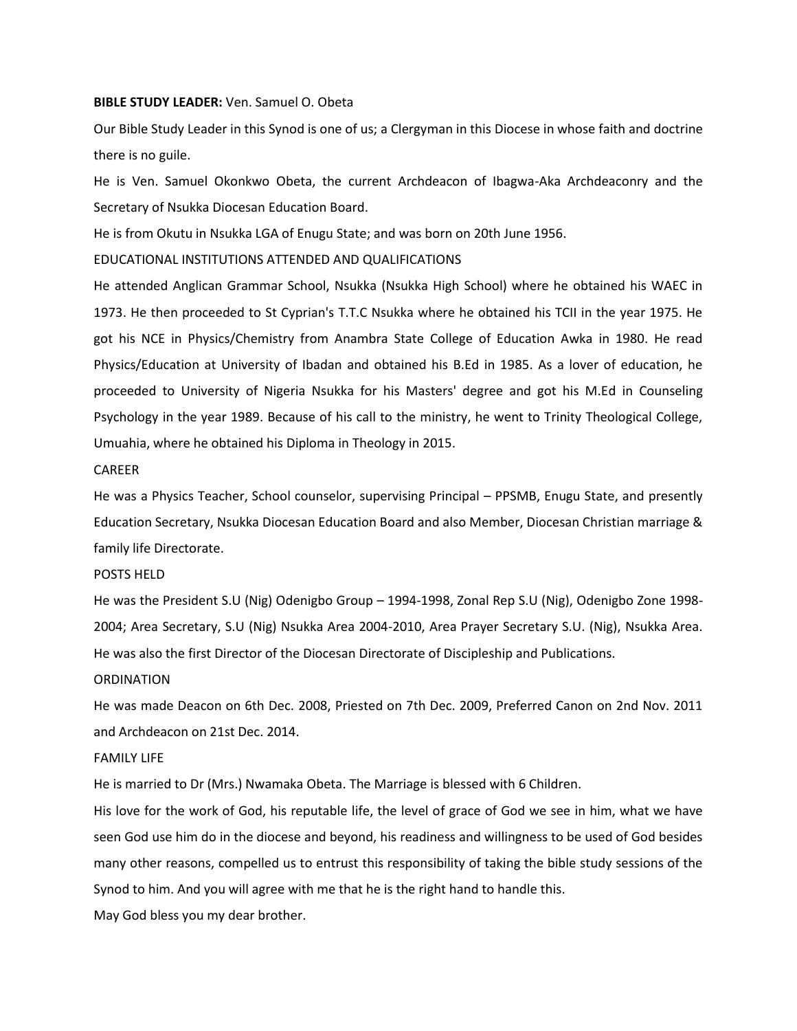**BIBLE STUDY LEADER:** Ven. Samuel O. Obeta

Our Bible Study Leader in this Synod is one of us; a Clergyman in this Diocese in whose faith and doctrine there is no guile.

He is Ven. Samuel Okonkwo Obeta, the current Archdeacon of Ibagwa-Aka Archdeaconry and the Secretary of Nsukka Diocesan Education Board.

He is from Okutu in Nsukka LGA of Enugu State; and was born on 20th June 1956.

EDUCATIONAL INSTITUTIONS ATTENDED AND QUALIFICATIONS

He attended Anglican Grammar School, Nsukka (Nsukka High School) where he obtained his WAEC in 1973. He then proceeded to St Cyprian's T.T.C Nsukka where he obtained his TCII in the year 1975. He got his NCE in Physics/Chemistry from Anambra State College of Education Awka in 1980. He read Physics/Education at University of Ibadan and obtained his B.Ed in 1985. As a lover of education, he proceeded to University of Nigeria Nsukka for his Masters' degree and got his M.Ed in Counseling Psychology in the year 1989. Because of his call to the ministry, he went to Trinity Theological College, Umuahia, where he obtained his Diploma in Theology in 2015.

CAREER

He was a Physics Teacher, School counselor, supervising Principal – PPSMB, Enugu State, and presently Education Secretary, Nsukka Diocesan Education Board and also Member, Diocesan Christian marriage & family life Directorate.

POSTS HELD

He was the President S.U (Nig) Odenigbo Group – 1994-1998, Zonal Rep S.U (Nig), Odenigbo Zone 1998-2004; Area Secretary, S.U (Nig) Nsukka Area 2004-2010, Area Prayer Secretary S.U. (Nig), Nsukka Area. He was also the first Director of the Diocesan Directorate of Discipleship and Publications.

ORDINATION

He was made Deacon on 6th Dec. 2008, Priested on 7th Dec. 2009, Preferred Canon on 2nd Nov. 2011 and Archdeacon on 21st Dec. 2014.

FAMILY LIFE

He is married to Dr (Mrs.) Nwamaka Obeta. The Marriage is blessed with 6 Children.

His love for the work of God, his reputable life, the level of grace of God we see in him, what we have seen God use him do in the diocese and beyond, his readiness and willingness to be used of God besides many other reasons, compelled us to entrust this responsibility of taking the bible study sessions of the Synod to him. And you will agree with me that he is the right hand to handle this.

May God bless you my dear brother.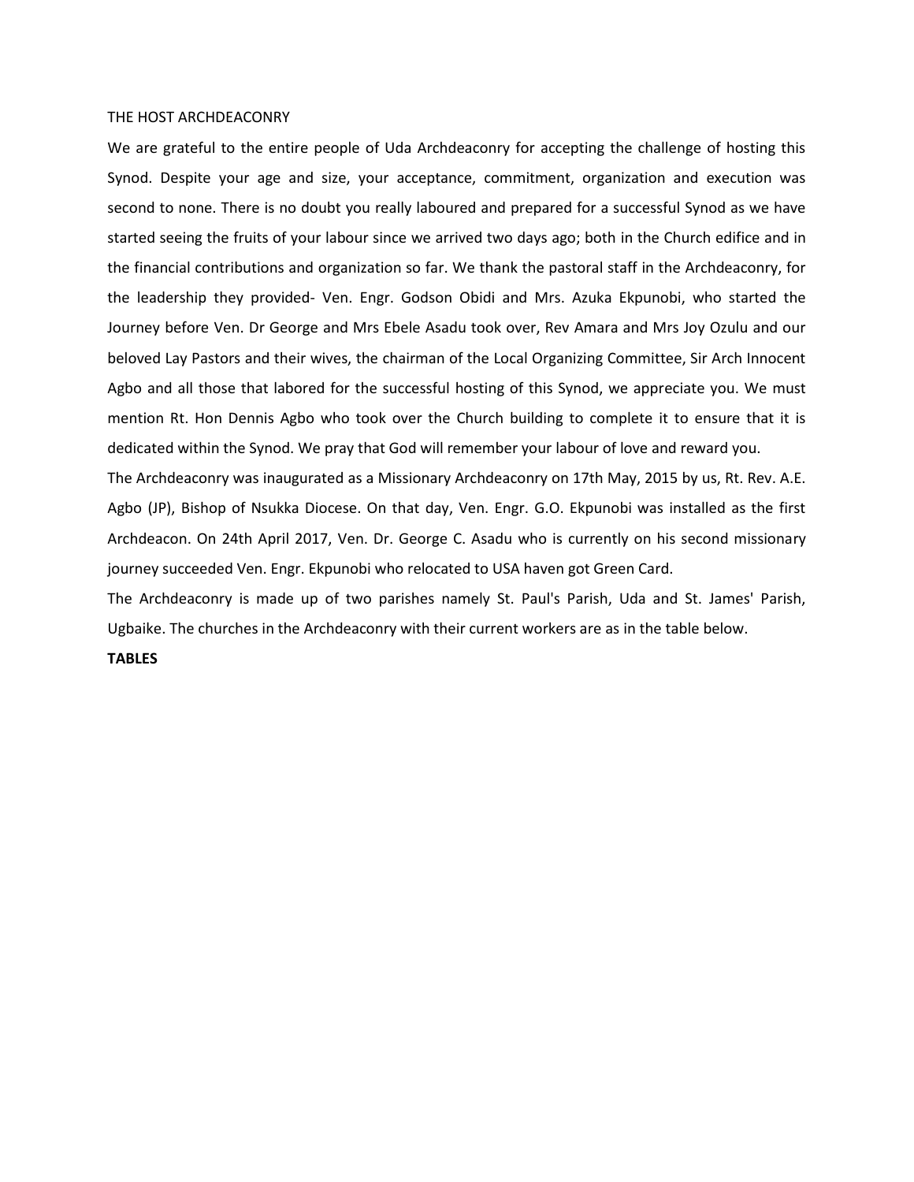THE HOST ARCHDEACONRY

We are grateful to the entire people of Uda Archdeaconry for accepting the challenge of hosting this Synod. Despite your age and size, your acceptance, commitment, organization and execution was second to none. There is no doubt you really laboured and prepared for a successful Synod as we have started seeing the fruits of your labour since we arrived two days ago; both in the Church edifice and in the financial contributions and organization so far. We thank the pastoral staff in the Archdeaconry, for the leadership they provided- Ven. Engr. Godson Obidi and Mrs. Azuka Ekpunobi, who started the Journey before Ven. Dr George and Mrs Ebele Asadu took over, Rev Amara and Mrs Joy Ozulu and our beloved Lay Pastors and their wives, the chairman of the Local Organizing Committee, Sir Arch Innocent Agbo and all those that labored for the successful hosting of this Synod, we appreciate you. We must mention Rt. Hon Dennis Agbo who took over the Church building to complete it to ensure that it is dedicated within the Synod. We pray that God will remember your labour of love and reward you.

The Archdeaconry was inaugurated as a Missionary Archdeaconry on 17th May, 2015 by us, Rt. Rev. A.E. Agbo (JP), Bishop of Nsukka Diocese. On that day, Ven. Engr. G.O. Ekpunobi was installed as the first Archdeacon. On 24th April 2017, Ven. Dr. George C. Asadu who is currently on his second missionary journey succeeded Ven. Engr. Ekpunobi who relocated to USA haven got Green Card.

The Archdeaconry is made up of two parishes namely St. Paul's Parish, Uda and St. James' Parish, Ugbaike. The churches in the Archdeaconry with their current workers are as in the table below.

**TABLES**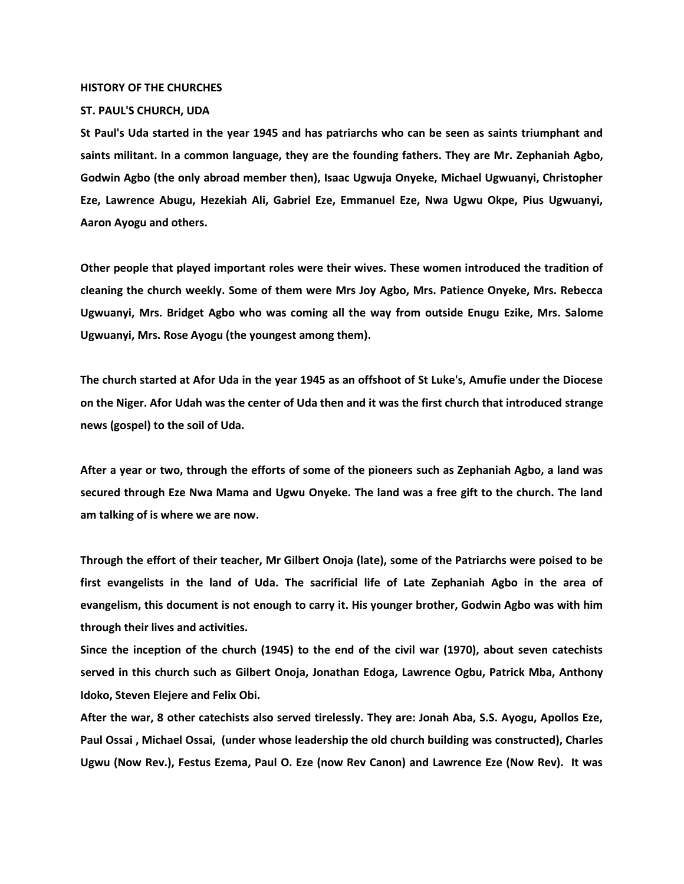## HISTORY OF THE CHURCHES

### ST. PAUL'S CHURCH, UDA

**St Paul's Uda started in the year 1945 and has patriarchs who can be seen as saints triumphant and saints militant. In a common language, they are the founding fathers. They are Mr. Zephaniah Agbo, Godwin Agbo (the only abroad member then), Isaac Ugwuja Onyeke, Michael Ugwuanyi, Christopher Eze, Lawrence Abugu, Hezekiah Ali, Gabriel Eze, Emmanuel Eze, Nwa Ugwu Okpe, Pius Ugwuanyi, Aaron Ayogu and others.**

**Other people that played important roles were their wives. These women introduced the tradition of cleaning the church weekly. Some of them were Mrs Joy Agbo, Mrs. Patience Onyeke, Mrs. Rebecca Ugwuanyi, Mrs. Bridget Agbo who was coming all the way from outside Enugu Ezike, Mrs. Salome Ugwuanyi, Mrs. Rose Ayogu (the youngest among them).**

**The church started at Afor Uda in the year 1945 as an offshoot of St Luke's, Amufie under the Diocese on the Niger. Afor Udah was the center of Uda then and it was the first church that introduced strange news (gospel) to the soil of Uda.**

**After a year or two, through the efforts of some of the pioneers such as Zephaniah Agbo, a land was secured through Eze Nwa Mama and Ugwu Onyeke. The land was a free gift to the church. The land am talking of is where we are now.**

**Through the effort of their teacher, Mr Gilbert Onoja (late), some of the Patriarchs were poised to be first evangelists in the land of Uda. The sacrificial life of Late Zephaniah Agbo in the area of evangelism, this document is not enough to carry it. His younger brother, Godwin Agbo was with him through their lives and activities.**

**Since the inception of the church (1945) to the end of the civil war (1970), about seven catechists served in this church such as Gilbert Onoja, Jonathan Edoga, Lawrence Ogbu, Patrick Mba, Anthony Idoko, Steven Elejere and Felix Obi.**

**After the war, 8 other catechists also served tirelessly. They are: Jonah Aba, S.S. Ayogu, Apollos Eze, Paul Ossai , Michael Ossai, (under whose leadership the old church building was constructed), Charles Ugwu (Now Rev.), Festus Ezema, Paul O. Eze (now Rev Canon) and Lawrence Eze (Now Rev). It was**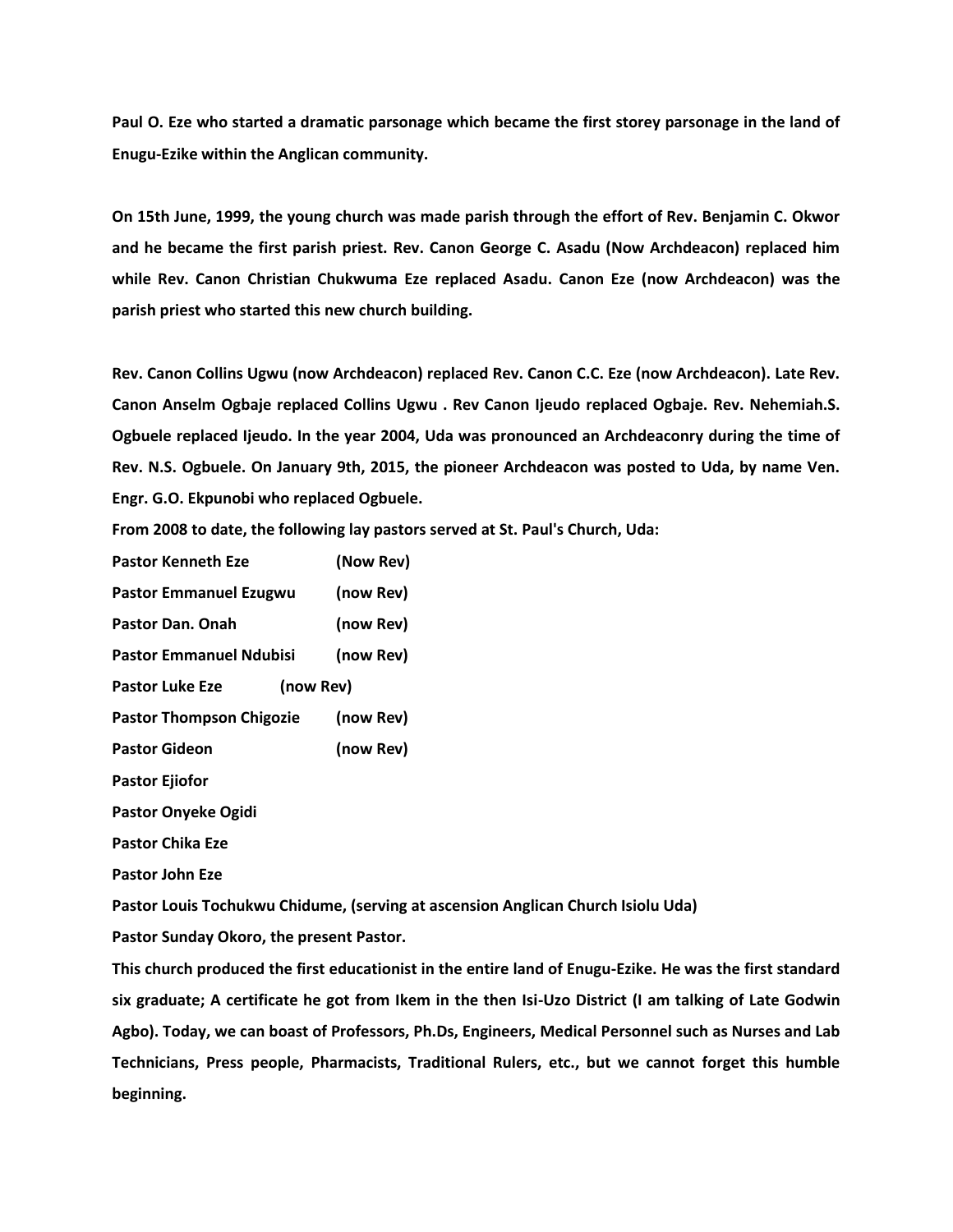**Paul O. Eze who started a dramatic parsonage which became the first storey parsonage in the land of Enugu-Ezike within the Anglican community.**

**On 15th June, 1999, the young church was made parish through the effort of Rev. Benjamin C. Okwor and he became the first parish priest. Rev. Canon George C. Asadu (Now Archdeacon) replaced him while Rev. Canon Christian Chukwuma Eze replaced Asadu. Canon Eze (now Archdeacon) was the parish priest who started this new church building.**

**Rev. Canon Collins Ugwu (now Archdeacon) replaced Rev. Canon C.C. Eze (now Archdeacon). Late Rev. Canon Anselm Ogbaje replaced Collins Ugwu . Rev Canon Ijeudo replaced Ogbaje. Rev. Nehemiah.S. Ogbuele replaced Ijeudo. In the year 2004, Uda was pronounced an Archdeaconry during the time of Rev. N.S. Ogbuele. On January 9th, 2015, the pioneer Archdeacon was posted to Uda, by name Ven. Engr. G.O. Ekpunobi who replaced Ogbuele.**

**From 2008 to date, the following lay pastors served at St. Paul's Church, Uda:**

**Pastor Kenneth Eze (Now Rev)**

**Pastor Emmanuel Ezugwu (now Rev)**

**Pastor Dan. Onah (now Rev)**

**Pastor Emmanuel Ndubisi (now Rev)**

**Pastor Luke Eze (now Rev)**

**Pastor Thompson Chigozie (now Rev)**

**Pastor Gideon (now Rev)**

**Pastor Ejiofor**

**Pastor Onyeke Ogidi**

**Pastor Chika Eze**

**Pastor John Eze**

**Pastor Louis Tochukwu Chidume, (serving at ascension Anglican Church Isiolu Uda)**

**Pastor Sunday Okoro, the present Pastor.**

**This church produced the first educationist in the entire land of Enugu-Ezike. He was the first standard six graduate; A certificate he got from Ikem in the then Isi-Uzo District (I am talking of Late Godwin Agbo). Today, we can boast of Professors, Ph.Ds, Engineers, Medical Personnel such as Nurses and Lab Technicians, Press people, Pharmacists, Traditional Rulers, etc., but we cannot forget this humble beginning.**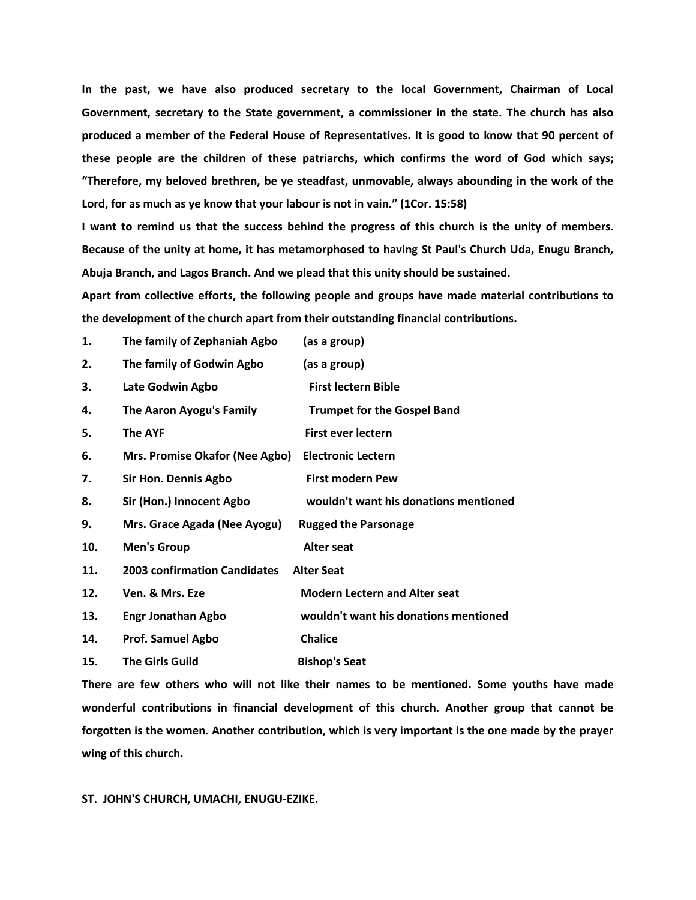**In the past, we have also produced secretary to the local Government, Chairman of Local Government, secretary to the State government, a commissioner in the state. The church has also produced a member of the Federal House of Representatives. It is good to know that 90 percent of these people are the children of these patriarchs, which confirms the word of God which says; "Therefore, my beloved brethren, be ye steadfast, unmovable, always abounding in the work of the Lord, for as much as ye know that your labour is not in vain." (1Cor. 15:58)**

**I want to remind us that the success behind the progress of this church is the unity of members. Because of the unity at home, it has metamorphosed to having St Paul's Church Uda, Enugu Branch, Abuja Branch, and Lagos Branch. And we plead that this unity should be sustained.**

**Apart from collective efforts, the following people and groups have made material contributions to the development of the church apart from their outstanding financial contributions.**

| | | |
|---|---|---|
| **1.** | **The family of Zephaniah Agbo** | **(as a group)** |
| **2.** | **The family of Godwin Agbo** | **(as a group)** |
| **3.** | **Late Godwin Agbo** | **First lectern Bible** |
| **4.** | **The Aaron Ayogu's Family** | **Trumpet for the Gospel Band** |
| **5.** | **The AYF** | **First ever lectern** |
| **6.** | **Mrs. Promise Okafor (Nee Agbo)** | **Electronic Lectern** |
| **7.** | **Sir Hon. Dennis Agbo** | **First modern Pew** |
| **8.** | **Sir (Hon.) Innocent Agbo** | **wouldn't want his donations mentioned** |
| **9.** | **Mrs. Grace Agada (Nee Ayogu)** | **Rugged the Parsonage** |
| **10.** | **Men's Group** | **Alter seat** |
| **11.** | **2003 confirmation Candidates** | **Alter Seat** |
| **12.** | **Ven. & Mrs. Eze** | **Modern Lectern and Alter seat** |
| **13.** | **Engr Jonathan Agbo** | **wouldn't want his donations mentioned** |
| **14.** | **Prof. Samuel Agbo** | **Chalice** |
| **15.** | **The Girls Guild** | **Bishop's Seat** |

**There are few others who will not like their names to be mentioned. Some youths have made wonderful contributions in financial development of this church. Another group that cannot be forgotten is the women. Another contribution, which is very important is the one made by the prayer wing of this church.**

**ST. JOHN'S CHURCH, UMACHI, ENUGU-EZIKE.**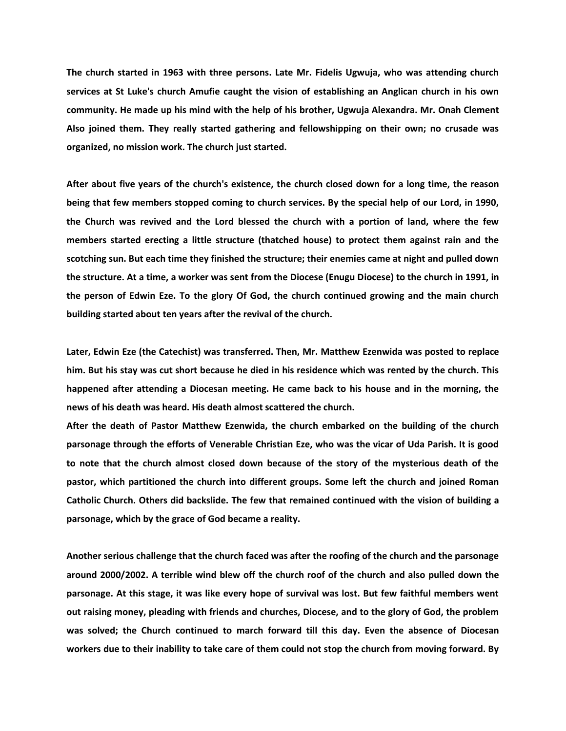**The church started in 1963 with three persons. Late Mr. Fidelis Ugwuja, who was attending church services at St Luke's church Amufie caught the vision of establishing an Anglican church in his own community. He made up his mind with the help of his brother, Ugwuja Alexandra. Mr. Onah Clement Also joined them. They really started gathering and fellowshipping on their own; no crusade was organized, no mission work. The church just started.**

**After about five years of the church's existence, the church closed down for a long time, the reason being that few members stopped coming to church services. By the special help of our Lord, in 1990, the Church was revived and the Lord blessed the church with a portion of land, where the few members started erecting a little structure (thatched house) to protect them against rain and the scotching sun. But each time they finished the structure; their enemies came at night and pulled down the structure. At a time, a worker was sent from the Diocese (Enugu Diocese) to the church in 1991, in the person of Edwin Eze. To the glory Of God, the church continued growing and the main church building started about ten years after the revival of the church.**

**Later, Edwin Eze (the Catechist) was transferred. Then, Mr. Matthew Ezenwida was posted to replace him. But his stay was cut short because he died in his residence which was rented by the church. This happened after attending a Diocesan meeting. He came back to his house and in the morning, the news of his death was heard. His death almost scattered the church.**

**After the death of Pastor Matthew Ezenwida, the church embarked on the building of the church parsonage through the efforts of Venerable Christian Eze, who was the vicar of Uda Parish. It is good to note that the church almost closed down because of the story of the mysterious death of the pastor, which partitioned the church into different groups. Some left the church and joined Roman Catholic Church. Others did backslide. The few that remained continued with the vision of building a parsonage, which by the grace of God became a reality.**

**Another serious challenge that the church faced was after the roofing of the church and the parsonage around 2000/2002. A terrible wind blew off the church roof of the church and also pulled down the parsonage. At this stage, it was like every hope of survival was lost. But few faithful members went out raising money, pleading with friends and churches, Diocese, and to the glory of God, the problem was solved; the Church continued to march forward till this day. Even the absence of Diocesan workers due to their inability to take care of them could not stop the church from moving forward. By**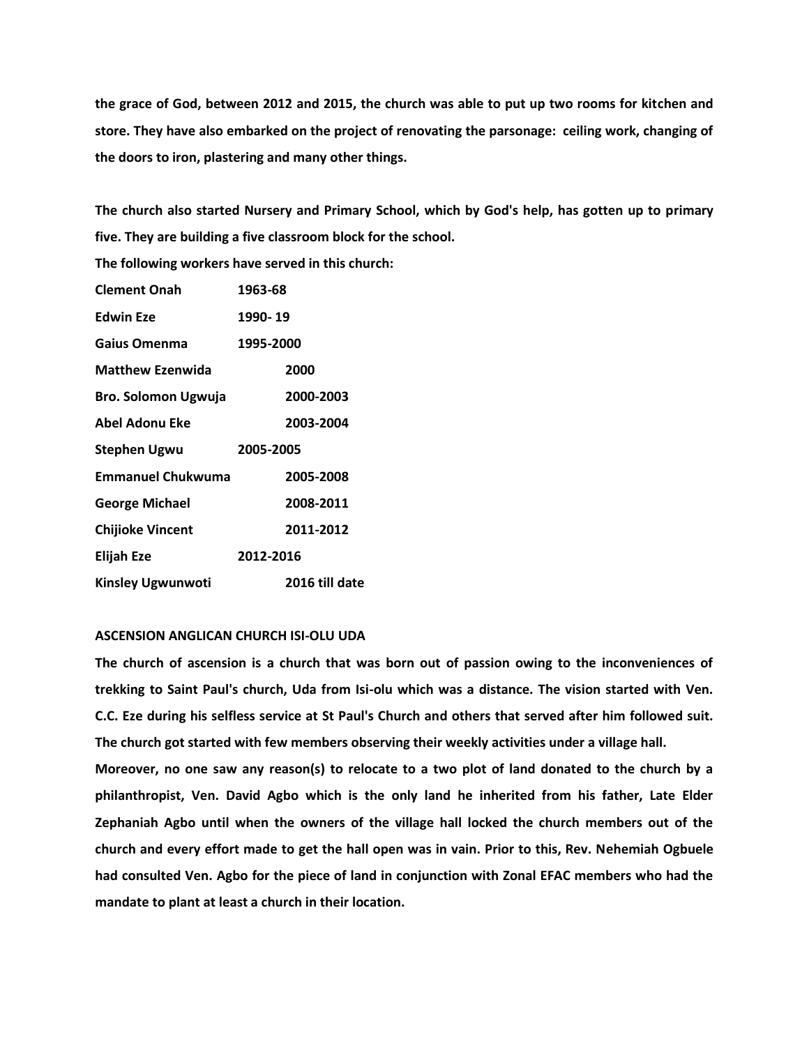**the grace of God, between 2012 and 2015, the church was able to put up two rooms for kitchen and store. They have also embarked on the project of renovating the parsonage: ceiling work, changing of the doors to iron, plastering and many other things.**

**The church also started Nursery and Primary School, which by God's help, has gotten up to primary five. They are building a five classroom block for the school.**

**The following workers have served in this church:**

| | |
|---|---|
| **Clement Onah** | **1963-68** |
| **Edwin Eze** | **1990- 19** |
| **Gaius Omenma** | **1995-2000** |
| **Matthew Ezenwida** | **2000** |
| **Bro. Solomon Ugwuja** | **2000-2003** |
| **Abel Adonu Eke** | **2003-2004** |
| **Stephen Ugwu** | **2005-2005** |
| **Emmanuel Chukwuma** | **2005-2008** |
| **George Michael** | **2008-2011** |
| **Chijioke Vincent** | **2011-2012** |
| **Elijah Eze** | **2012-2016** |
| **Kinsley Ugwunwoti** | **2016 till date** |

**ASCENSION ANGLICAN CHURCH ISI-OLU UDA**

**The church of ascension is a church that was born out of passion owing to the inconveniences of trekking to Saint Paul's church, Uda from Isi-olu which was a distance. The vision started with Ven. C.C. Eze during his selfless service at St Paul's Church and others that served after him followed suit. The church got started with few members observing their weekly activities under a village hall.**

**Moreover, no one saw any reason(s) to relocate to a two plot of land donated to the church by a philanthropist, Ven. David Agbo which is the only land he inherited from his father, Late Elder Zephaniah Agbo until when the owners of the village hall locked the church members out of the church and every effort made to get the hall open was in vain. Prior to this, Rev. Nehemiah Ogbuele had consulted Ven. Agbo for the piece of land in conjunction with Zonal EFAC members who had the mandate to plant at least a church in their location.**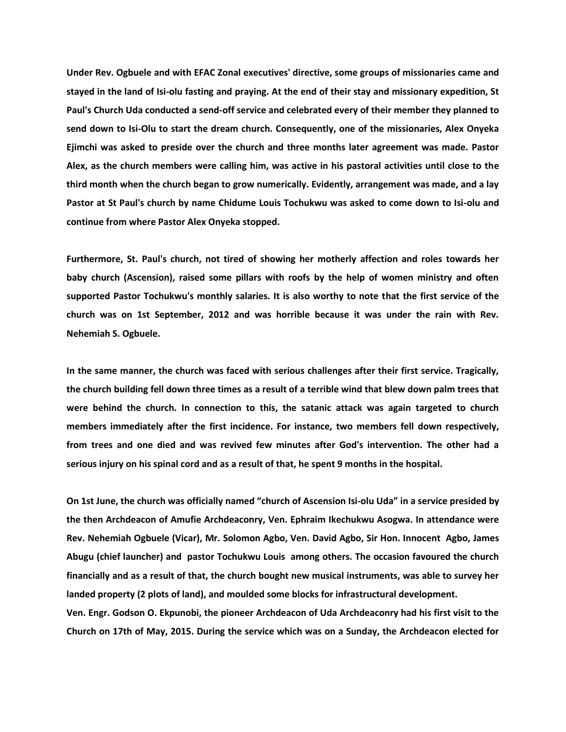**Under Rev. Ogbuele and with EFAC Zonal executives' directive, some groups of missionaries came and stayed in the land of Isi-olu fasting and praying. At the end of their stay and missionary expedition, St Paul's Church Uda conducted a send-off service and celebrated every of their member they planned to send down to Isi-Olu to start the dream church. Consequently, one of the missionaries, Alex Onyeka Ejimchi was asked to preside over the church and three months later agreement was made. Pastor Alex, as the church members were calling him, was active in his pastoral activities until close to the third month when the church began to grow numerically. Evidently, arrangement was made, and a lay Pastor at St Paul's church by name Chidume Louis Tochukwu was asked to come down to Isi-olu and continue from where Pastor Alex Onyeka stopped.**

**Furthermore, St. Paul's church, not tired of showing her motherly affection and roles towards her baby church (Ascension), raised some pillars with roofs by the help of women ministry and often supported Pastor Tochukwu's monthly salaries. It is also worthy to note that the first service of the church was on 1st September, 2012 and was horrible because it was under the rain with Rev. Nehemiah S. Ogbuele.**

**In the same manner, the church was faced with serious challenges after their first service. Tragically, the church building fell down three times as a result of a terrible wind that blew down palm trees that were behind the church. In connection to this, the satanic attack was again targeted to church members immediately after the first incidence. For instance, two members fell down respectively, from trees and one died and was revived few minutes after God's intervention. The other had a serious injury on his spinal cord and as a result of that, he spent 9 months in the hospital.**

**On 1st June, the church was officially named "church of Ascension Isi-olu Uda" in a service presided by the then Archdeacon of Amufie Archdeaconry, Ven. Ephraim Ikechukwu Asogwa. In attendance were Rev. Nehemiah Ogbuele (Vicar), Mr. Solomon Agbo, Ven. David Agbo, Sir Hon. Innocent Agbo, James Abugu (chief launcher) and pastor Tochukwu Louis among others. The occasion favoured the church financially and as a result of that, the church bought new musical instruments, was able to survey her landed property (2 plots of land), and moulded some blocks for infrastructural development.**
**Ven. Engr. Godson O. Ekpunobi, the pioneer Archdeacon of Uda Archdeaconry had his first visit to the Church on 17th of May, 2015. During the service which was on a Sunday, the Archdeacon elected for**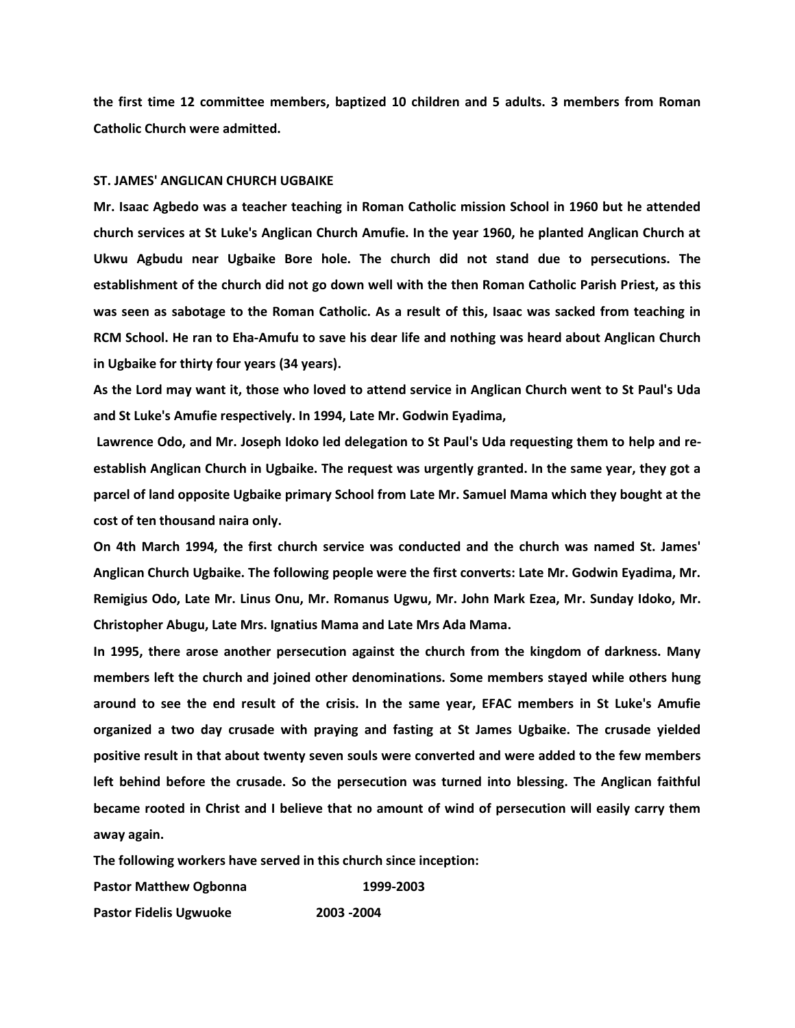**the first time 12 committee members, baptized 10 children and 5 adults. 3 members from Roman Catholic Church were admitted.**

## ST. JAMES' ANGLICAN CHURCH UGBAIKE

**Mr. Isaac Agbedo was a teacher teaching in Roman Catholic mission School in 1960 but he attended church services at St Luke's Anglican Church Amufie. In the year 1960, he planted Anglican Church at Ukwu Agbudu near Ugbaike Bore hole. The church did not stand due to persecutions. The establishment of the church did not go down well with the then Roman Catholic Parish Priest, as this was seen as sabotage to the Roman Catholic. As a result of this, Isaac was sacked from teaching in RCM School. He ran to Eha-Amufu to save his dear life and nothing was heard about Anglican Church in Ugbaike for thirty four years (34 years).**

**As the Lord may want it, those who loved to attend service in Anglican Church went to St Paul's Uda and St Luke's Amufie respectively. In 1994, Late Mr. Godwin Eyadima, Lawrence Odo, and Mr. Joseph Idoko led delegation to St Paul's Uda requesting them to help and re-establish Anglican Church in Ugbaike. The request was urgently granted. In the same year, they got a parcel of land opposite Ugbaike primary School from Late Mr. Samuel Mama which they bought at the cost of ten thousand naira only.**

**On 4th March 1994, the first church service was conducted and the church was named St. James' Anglican Church Ugbaike. The following people were the first converts: Late Mr. Godwin Eyadima, Mr. Remigius Odo, Late Mr. Linus Onu, Mr. Romanus Ugwu, Mr. John Mark Ezea, Mr. Sunday Idoko, Mr. Christopher Abugu, Late Mrs. Ignatius Mama and Late Mrs Ada Mama.**

**In 1995, there arose another persecution against the church from the kingdom of darkness. Many members left the church and joined other denominations. Some members stayed while others hung around to see the end result of the crisis. In the same year, EFAC members in St Luke's Amufie organized a two day crusade with praying and fasting at St James Ugbaike. The crusade yielded positive result in that about twenty seven souls were converted and were added to the few members left behind before the crusade. So the persecution was turned into blessing. The Anglican faithful became rooted in Christ and I believe that no amount of wind of persecution will easily carry them away again.**

**The following workers have served in this church since inception:**

**Pastor Matthew Ogbonna 1999-2003**

**Pastor Fidelis Ugwuoke 2003 -2004**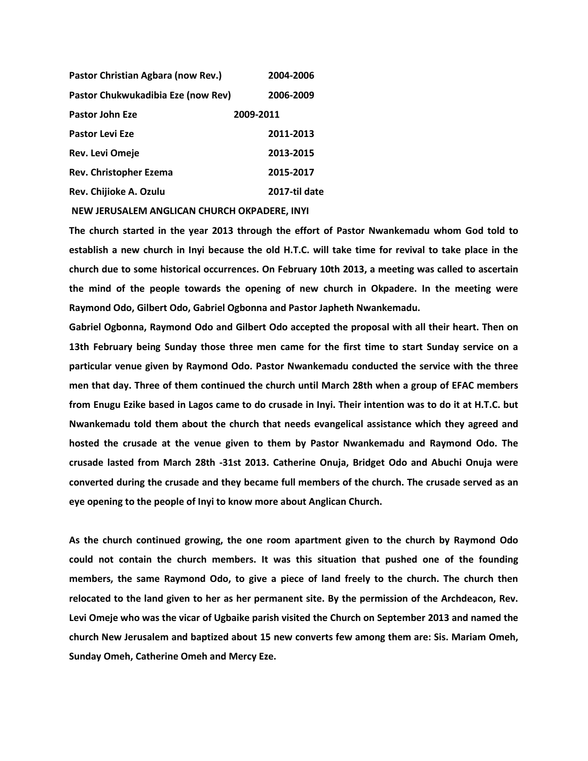| | |
|---|---|
| **Pastor Christian Agbara (now Rev.)** | **2004-2006** |
| **Pastor Chukwukadibia Eze (now Rev)** | **2006-2009** |
| **Pastor John Eze** | **2009-2011** |
| **Pastor Levi Eze** | **2011-2013** |
| **Rev. Levi Omeje** | **2013-2015** |
| **Rev. Christopher Ezema** | **2015-2017** |
| **Rev. Chijioke A. Ozulu** | **2017-til date** |

**NEW JERUSALEM ANGLICAN CHURCH OKPADERE, INYI**

**The church started in the year 2013 through the effort of Pastor Nwankemadu whom God told to establish a new church in Inyi because the old H.T.C. will take time for revival to take place in the church due to some historical occurrences. On February 10th 2013, a meeting was called to ascertain the mind of the people towards the opening of new church in Okpadere. In the meeting were Raymond Odo, Gilbert Odo, Gabriel Ogbonna and Pastor Japheth Nwankemadu.**

**Gabriel Ogbonna, Raymond Odo and Gilbert Odo accepted the proposal with all their heart. Then on 13th February being Sunday those three men came for the first time to start Sunday service on a particular venue given by Raymond Odo. Pastor Nwankemadu conducted the service with the three men that day. Three of them continued the church until March 28th when a group of EFAC members from Enugu Ezike based in Lagos came to do crusade in Inyi. Their intention was to do it at H.T.C. but Nwankemadu told them about the church that needs evangelical assistance which they agreed and hosted the crusade at the venue given to them by Pastor Nwankemadu and Raymond Odo. The crusade lasted from March 28th -31st 2013. Catherine Onuja, Bridget Odo and Abuchi Onuja were converted during the crusade and they became full members of the church. The crusade served as an eye opening to the people of Inyi to know more about Anglican Church.**

**As the church continued growing, the one room apartment given to the church by Raymond Odo could not contain the church members. It was this situation that pushed one of the founding members, the same Raymond Odo, to give a piece of land freely to the church. The church then relocated to the land given to her as her permanent site. By the permission of the Archdeacon, Rev. Levi Omeje who was the vicar of Ugbaike parish visited the Church on September 2013 and named the church New Jerusalem and baptized about 15 new converts few among them are: Sis. Mariam Omeh, Sunday Omeh, Catherine Omeh and Mercy Eze.**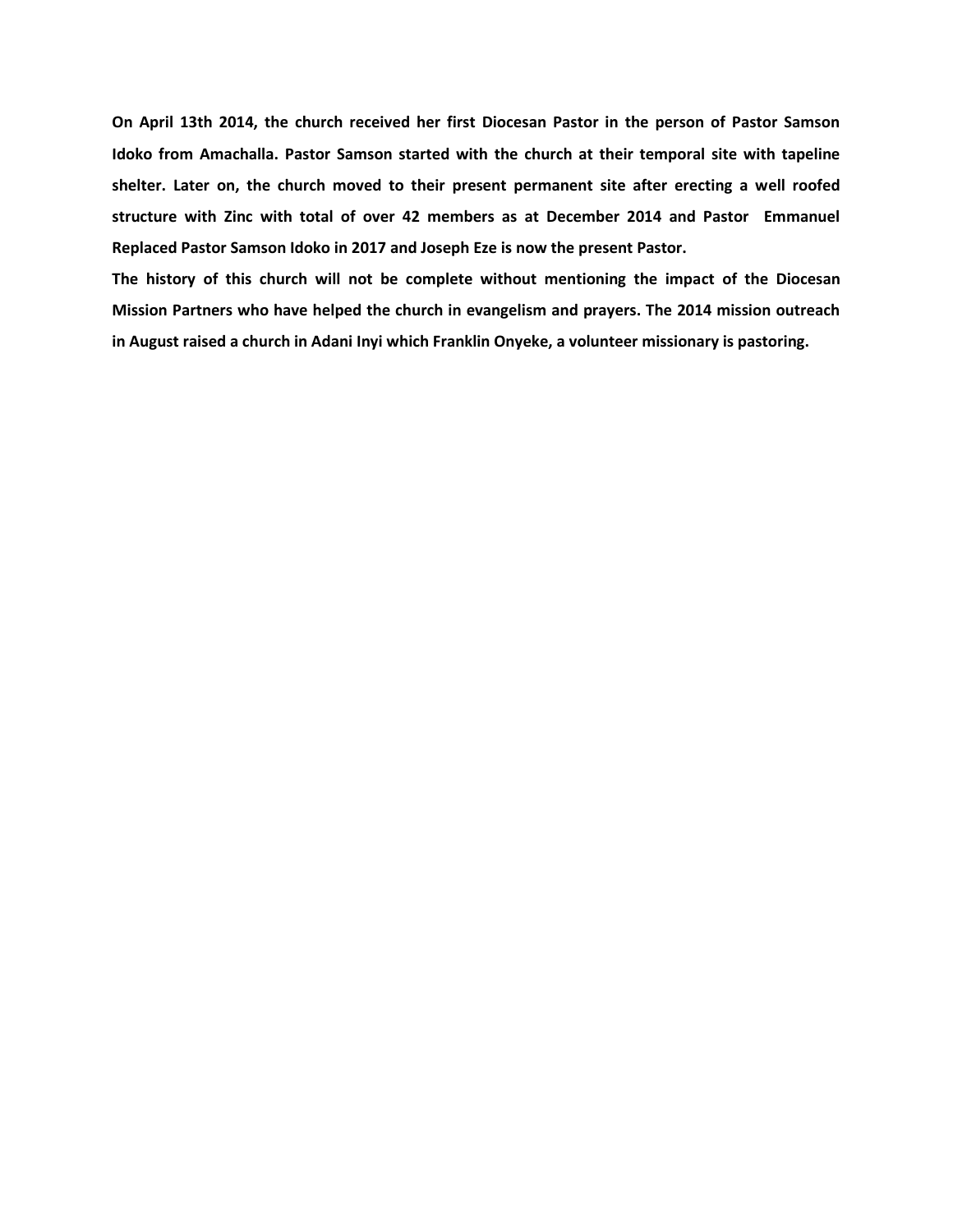**On April 13th 2014, the church received her first Diocesan Pastor in the person of Pastor Samson Idoko from Amachalla. Pastor Samson started with the church at their temporal site with tapeline shelter. Later on, the church moved to their present permanent site after erecting a well roofed structure with Zinc with total of over 42 members as at December 2014 and Pastor Emmanuel Replaced Pastor Samson Idoko in 2017 and Joseph Eze is now the present Pastor.**

**The history of this church will not be complete without mentioning the impact of the Diocesan Mission Partners who have helped the church in evangelism and prayers. The 2014 mission outreach in August raised a church in Adani Inyi which Franklin Onyeke, a volunteer missionary is pastoring.**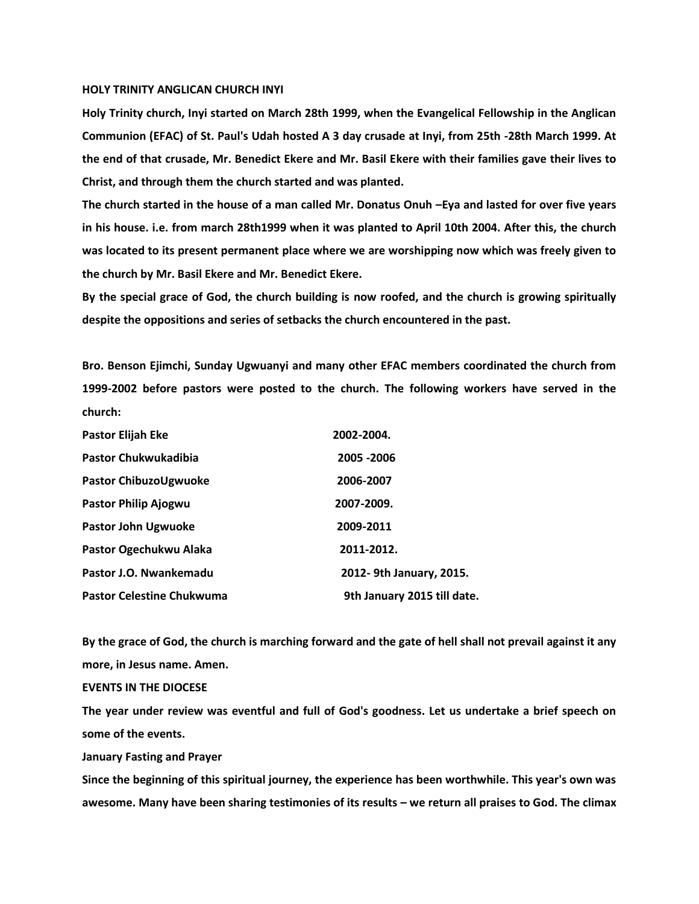**HOLY TRINITY ANGLICAN CHURCH INYI**

**Holy Trinity church, Inyi started on March 28th 1999, when the Evangelical Fellowship in the Anglican Communion (EFAC) of St. Paul's Udah hosted A 3 day crusade at Inyi, from 25th -28th March 1999. At the end of that crusade, Mr. Benedict Ekere and Mr. Basil Ekere with their families gave their lives to Christ, and through them the church started and was planted.**

**The church started in the house of a man called Mr. Donatus Onuh –Eya and lasted for over five years in his house. i.e. from march 28th1999 when it was planted to April 10th 2004. After this, the church was located to its present permanent place where we are worshipping now which was freely given to the church by Mr. Basil Ekere and Mr. Benedict Ekere.**

**By the special grace of God, the church building is now roofed, and the church is growing spiritually despite the oppositions and series of setbacks the church encountered in the past.**

**Bro. Benson Ejimchi, Sunday Ugwuanyi and many other EFAC members coordinated the church from 1999-2002 before pastors were posted to the church. The following workers have served in the church:**

| | |
|---|---|
| **Pastor Elijah Eke** | **2002-2004.** |
| **Pastor Chukwukadibia** | **2005 -2006** |
| **Pastor ChibuzoUgwuoke** | **2006-2007** |
| **Pastor Philip Ajogwu** | **2007-2009.** |
| **Pastor John Ugwuoke** | **2009-2011** |
| **Pastor Ogechukwu Alaka** | **2011-2012.** |
| **Pastor J.O. Nwankemadu** | **2012- 9th January, 2015.** |
| **Pastor Celestine Chukwuma** | **9th January 2015 till date.** |

**By the grace of God, the church is marching forward and the gate of hell shall not prevail against it any more, in Jesus name. Amen.**

**EVENTS IN THE DIOCESE**

**The year under review was eventful and full of God's goodness. Let us undertake a brief speech on some of the events.**

**January Fasting and Prayer**

**Since the beginning of this spiritual journey, the experience has been worthwhile. This year's own was awesome. Many have been sharing testimonies of its results – we return all praises to God. The climax**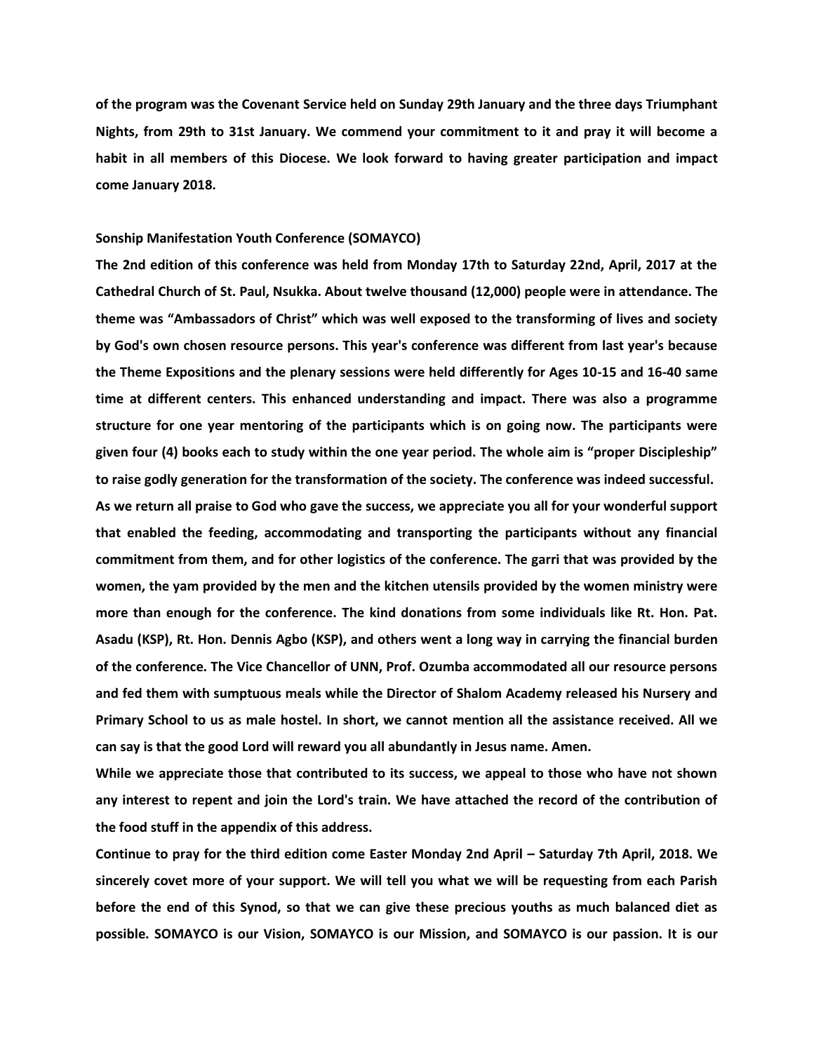**of the program was the Covenant Service held on Sunday 29th January and the three days Triumphant Nights, from 29th to 31st January. We commend your commitment to it and pray it will become a habit in all members of this Diocese. We look forward to having greater participation and impact come January 2018.**

### Sonship Manifestation Youth Conference (SOMAYCO)

**The 2nd edition of this conference was held from Monday 17th to Saturday 22nd, April, 2017 at the Cathedral Church of St. Paul, Nsukka. About twelve thousand (12,000) people were in attendance. The theme was "Ambassadors of Christ" which was well exposed to the transforming of lives and society by God's own chosen resource persons. This year's conference was different from last year's because the Theme Expositions and the plenary sessions were held differently for Ages 10-15 and 16-40 same time at different centers. This enhanced understanding and impact. There was also a programme structure for one year mentoring of the participants which is on going now. The participants were given four (4) books each to study within the one year period. The whole aim is "proper Discipleship" to raise godly generation for the transformation of the society. The conference was indeed successful.**

**As we return all praise to God who gave the success, we appreciate you all for your wonderful support that enabled the feeding, accommodating and transporting the participants without any financial commitment from them, and for other logistics of the conference. The garri that was provided by the women, the yam provided by the men and the kitchen utensils provided by the women ministry were more than enough for the conference. The kind donations from some individuals like Rt. Hon. Pat. Asadu (KSP), Rt. Hon. Dennis Agbo (KSP), and others went a long way in carrying the financial burden of the conference. The Vice Chancellor of UNN, Prof. Ozumba accommodated all our resource persons and fed them with sumptuous meals while the Director of Shalom Academy released his Nursery and Primary School to us as male hostel. In short, we cannot mention all the assistance received. All we can say is that the good Lord will reward you all abundantly in Jesus name. Amen.**

**While we appreciate those that contributed to its success, we appeal to those who have not shown any interest to repent and join the Lord's train. We have attached the record of the contribution of the food stuff in the appendix of this address.**

**Continue to pray for the third edition come Easter Monday 2nd April – Saturday 7th April, 2018. We sincerely covet more of your support. We will tell you what we will be requesting from each Parish before the end of this Synod, so that we can give these precious youths as much balanced diet as possible. SOMAYCO is our Vision, SOMAYCO is our Mission, and SOMAYCO is our passion. It is our**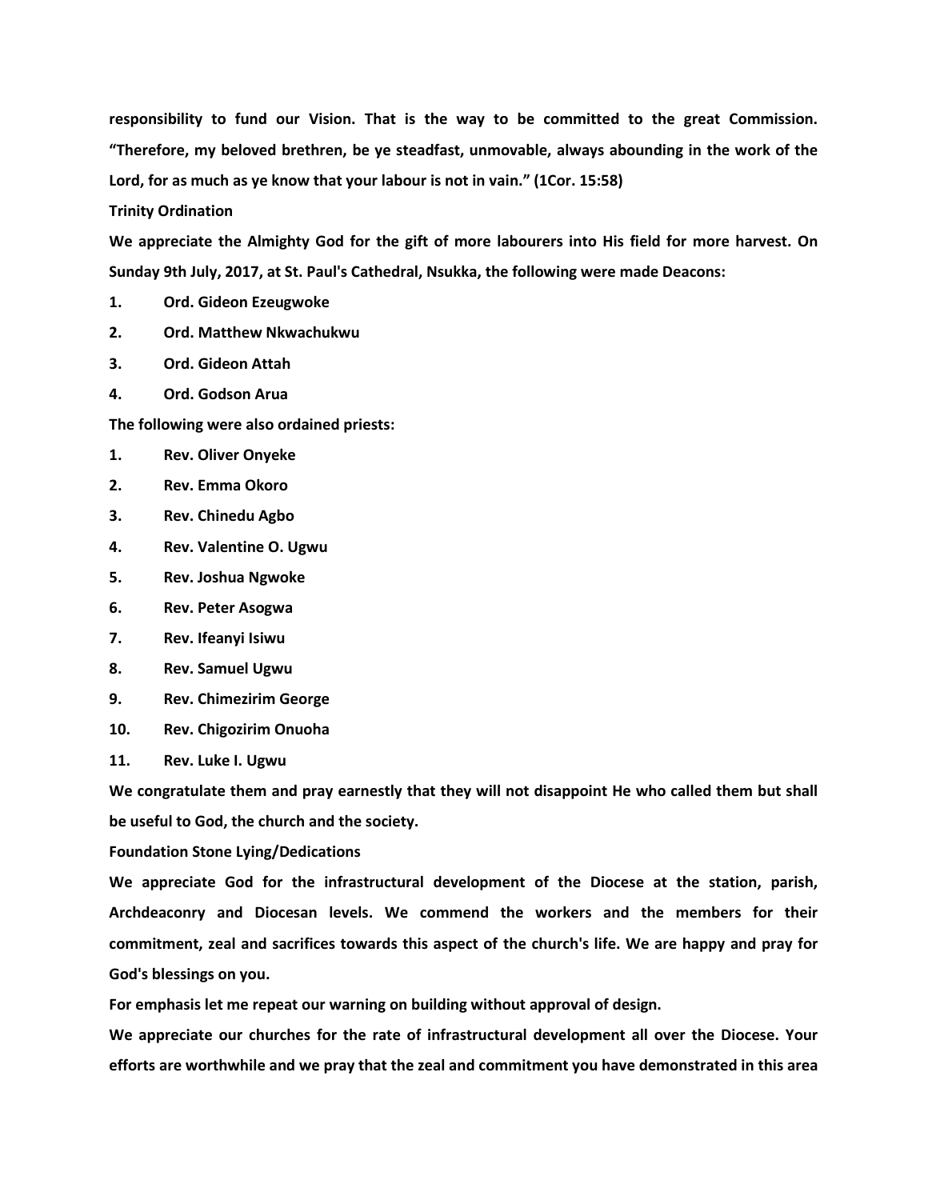**responsibility to fund our Vision. That is the way to be committed to the great Commission. "Therefore, my beloved brethren, be ye steadfast, unmovable, always abounding in the work of the Lord, for as much as ye know that your labour is not in vain." (1Cor. 15:58)**

**Trinity Ordination**

**We appreciate the Almighty God for the gift of more labourers into His field for more harvest. On Sunday 9th July, 2017, at St. Paul's Cathedral, Nsukka, the following were made Deacons:**

1. **Ord. Gideon Ezeugwoke**
2. **Ord. Matthew Nkwachukwu**
3. **Ord. Gideon Attah**
4. **Ord. Godson Arua**

**The following were also ordained priests:**

1. **Rev. Oliver Onyeke**
2. **Rev. Emma Okoro**
3. **Rev. Chinedu Agbo**
4. **Rev. Valentine O. Ugwu**
5. **Rev. Joshua Ngwoke**
6. **Rev. Peter Asogwa**
7. **Rev. Ifeanyi Isiwu**
8. **Rev. Samuel Ugwu**
9. **Rev. Chimezirim George**
10. **Rev. Chigozirim Onuoha**
11. **Rev. Luke I. Ugwu**

**We congratulate them and pray earnestly that they will not disappoint He who called them but shall be useful to God, the church and the society.**

**Foundation Stone Lying/Dedications**

**We appreciate God for the infrastructural development of the Diocese at the station, parish, Archdeaconry and Diocesan levels. We commend the workers and the members for their commitment, zeal and sacrifices towards this aspect of the church's life. We are happy and pray for God's blessings on you.**

**For emphasis let me repeat our warning on building without approval of design.**

**We appreciate our churches for the rate of infrastructural development all over the Diocese. Your efforts are worthwhile and we pray that the zeal and commitment you have demonstrated in this area**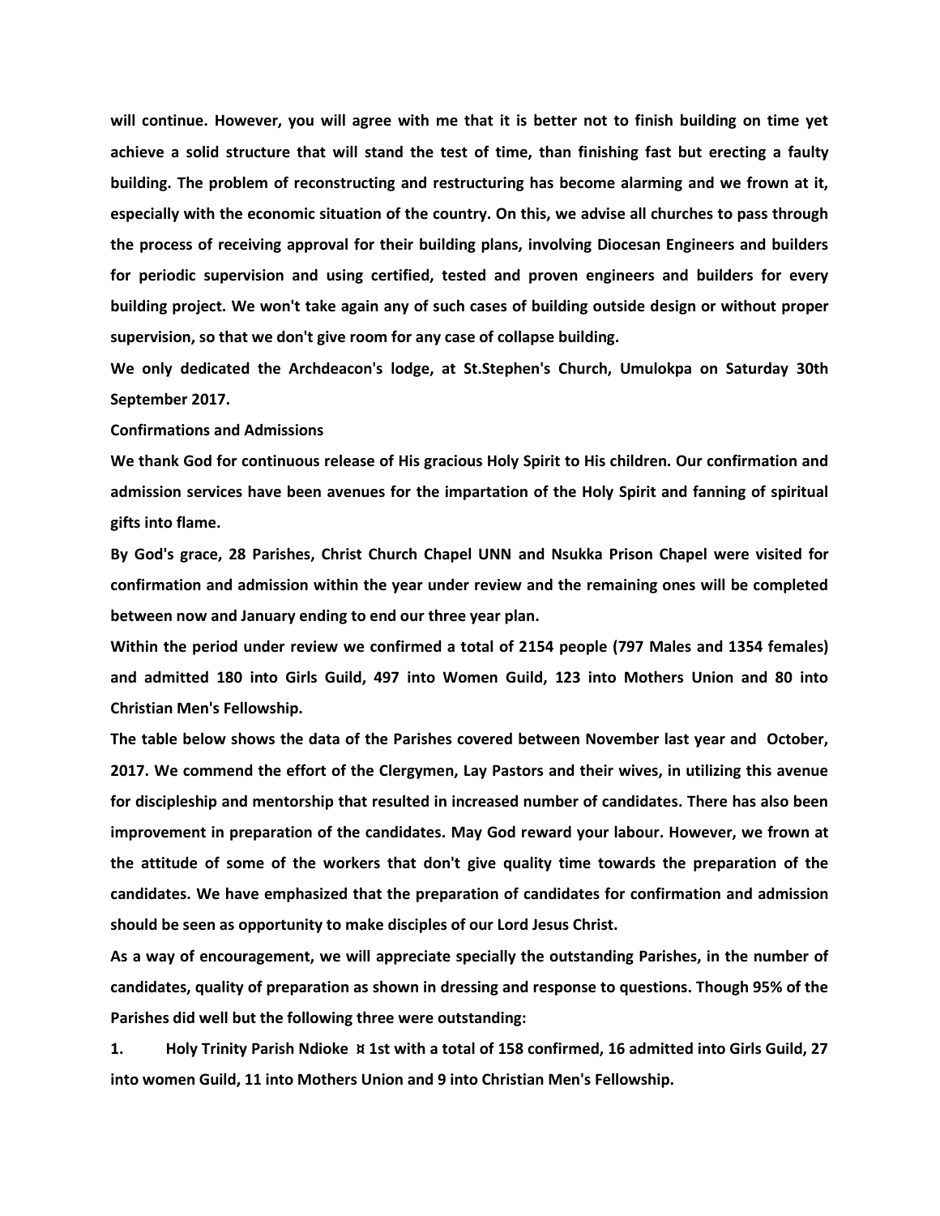**will continue. However, you will agree with me that it is better not to finish building on time yet achieve a solid structure that will stand the test of time, than finishing fast but erecting a faulty building. The problem of reconstructing and restructuring has become alarming and we frown at it, especially with the economic situation of the country. On this, we advise all churches to pass through the process of receiving approval for their building plans, involving Diocesan Engineers and builders for periodic supervision and using certified, tested and proven engineers and builders for every building project. We won't take again any of such cases of building outside design or without proper supervision, so that we don't give room for any case of collapse building.**

**We only dedicated the Archdeacon's lodge, at St.Stephen's Church, Umulokpa on Saturday 30th September 2017.**

**Confirmations and Admissions**

**We thank God for continuous release of His gracious Holy Spirit to His children. Our confirmation and admission services have been avenues for the impartation of the Holy Spirit and fanning of spiritual gifts into flame.**

**By God's grace, 28 Parishes, Christ Church Chapel UNN and Nsukka Prison Chapel were visited for confirmation and admission within the year under review and the remaining ones will be completed between now and January ending to end our three year plan.**

**Within the period under review we confirmed a total of 2154 people (797 Males and 1354 females) and admitted 180 into Girls Guild, 497 into Women Guild, 123 into Mothers Union and 80 into Christian Men's Fellowship.**

**The table below shows the data of the Parishes covered between November last year and October, 2017. We commend the effort of the Clergymen, Lay Pastors and their wives, in utilizing this avenue for discipleship and mentorship that resulted in increased number of candidates. There has also been improvement in preparation of the candidates. May God reward your labour. However, we frown at the attitude of some of the workers that don't give quality time towards the preparation of the candidates. We have emphasized that the preparation of candidates for confirmation and admission should be seen as opportunity to make disciples of our Lord Jesus Christ.**

**As a way of encouragement, we will appreciate specially the outstanding Parishes, in the number of candidates, quality of preparation as shown in dressing and response to questions. Though 95% of the Parishes did well but the following three were outstanding:**

1. **Holy Trinity Parish Ndioke ¤ 1st with a total of 158 confirmed, 16 admitted into Girls Guild, 27 into women Guild, 11 into Mothers Union and 9 into Christian Men's Fellowship.**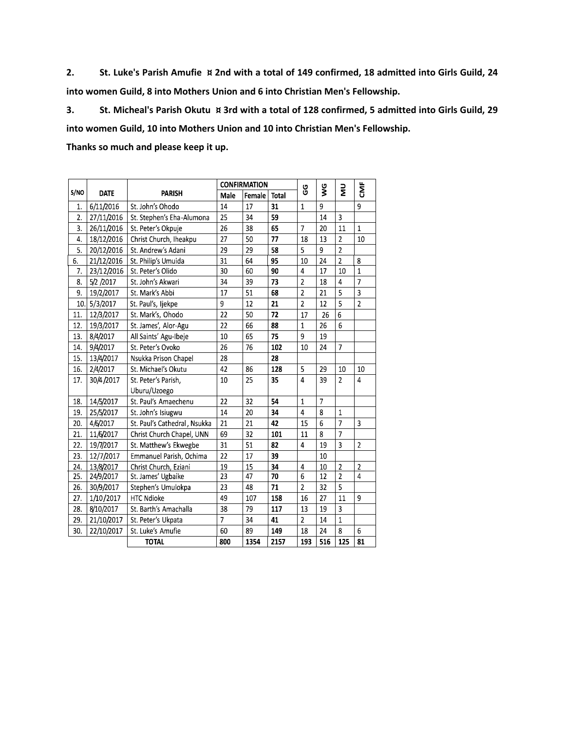**2. St. Luke's Parish Amufie ¤ 2nd with a total of 149 confirmed, 18 admitted into Girls Guild, 24 into women Guild, 8 into Mothers Union and 6 into Christian Men's Fellowship.**

**3. St. Micheal's Parish Okutu ¤ 3rd with a total of 128 confirmed, 5 admitted into Girls Guild, 29 into women Guild, 10 into Mothers Union and 10 into Christian Men's Fellowship.**

**Thanks so much and please keep it up.**

| S/NO | DATE | PARISH | CONFIRMATION | | | GG | WG | MU | CMF |
|---|---|---|---|---|---|---|---|---|---|
| | | | Male | Female | Total | | | | |
| 1. | 6/11/2016 | St. John's Ohodo | 14 | 17 | **31** | 1 | 9 | | 9 |
| 2. | 27/11/2016 | St. Stephen's Eha-Alumona | 25 | 34 | **59** | | 14 | 3 | |
| 3. | 26/11/2016 | St. Peter's Okpuje | 26 | 38 | **65** | 7 | 20 | 11 | 1 |
| 4. | 18/12/2016 | Christ Church, Iheakpu | 27 | 50 | **77** | 18 | 13 | 2 | 10 |
| 5. | 20/12/2016 | St. Andrew's Adani | 29 | 29 | **58** | 5 | 9 | 2 | |
| 6. | 21/12/2016 | St. Philip's Umuida | 31 | 64 | **95** | 10 | 24 | 2 | 8 |
| 7. | 23/12/2016 | St. Peter's Olido | 30 | 60 | **90** | 4 | 17 | 10 | 1 |
| 8. | 5/2 /2017 | St. John's Akwari | 34 | 39 | **73** | 2 | 18 | 4 | 7 |
| 9. | 19/2/2017 | St. Mark's Abbi | 17 | 51 | **68** | 2 | 21 | 5 | 3 |
| 10. | 5/3/2017 | St. Paul's, Ijekpe | 9 | 12 | **21** | 2 | 12 | 5 | 2 |
| 11. | 12/3/2017 | St. Mark's, Ohodo | 22 | 50 | **72** | 17 | 26 | 6 | |
| 12. | 19/3/2017 | St. James', Alor-Agu | 22 | 66 | **88** | 1 | 26 | 6 | |
| 13. | 8/4/2017 | All Saints' Agu-Ibeje | 10 | 65 | **75** | 9 | 19 | | |
| 14. | 9/4/2017 | St. Peter's Ovoko | 26 | 76 | **102** | 10 | 24 | 7 | |
| 15. | 13/4/2017 | Nsukka Prison Chapel | 28 | | **28** | | | | |
| 16. | 2/4/2017 | St. Michael's Okutu | 42 | 86 | **128** | 5 | 29 | 10 | 10 |
| 17. | 30/4 /2017 | St. Peter's Parish, Uburu/Uzoego | 10 | 25 | **35** | 4 | 39 | 2 | 4 |
| 18. | 14/5/2017 | St. Paul's Amaechenu | 22 | 32 | **54** | 1 | 7 | | |
| 19. | 25/5/2017 | St. John's Isiugwu | 14 | 20 | **34** | 4 | 8 | 1 | |
| 20. | 4/6/2017 | St. Paul's Cathedral , Nsukka | 21 | 21 | **42** | 15 | 6 | 7 | 3 |
| 21. | 11/6/2017 | Christ Church Chapel, UNN | 69 | 32 | **101** | 11 | 8 | 7 | |
| 22. | 19/7/2017 | St. Matthew's Ekwegbe | 31 | 51 | **82** | 4 | 19 | 3 | 2 |
| 23. | 12/7/2017 | Emmanuel Parish, Ochima | 22 | 17 | **39** | | 10 | | |
| 24. | 13/8/2017 | Christ Church, Eziani | 19 | 15 | **34** | 4 | 10 | 2 | 2 |
| 25. | 24/9/2017 | St. James' Ugbaike | 23 | 47 | **70** | 6 | 12 | 2 | 4 |
| 26. | 30/9/2017 | Stephen's Umulokpa | 23 | 48 | **71** | 2 | 32 | 5 | |
| 27. | 1/10/2017 | HTC Ndioke | 49 | 107 | **158** | 16 | 27 | 11 | 9 |
| 28. | 8/10/2017 | St. Barth's Amachalla | 38 | 79 | **117** | 13 | 19 | 3 | |
| 29. | 21/10/2017 | St. Peter's Ukpata | 7 | 34 | **41** | 2 | 14 | 1 | |
| 30. | 22/10/2017 | St. Luke's Amufie | 60 | 89 | **149** | 18 | 24 | 8 | 6 |
| | | **TOTAL** | **800** | **1354** | **2157** | **193** | **516** | **125** | **81** |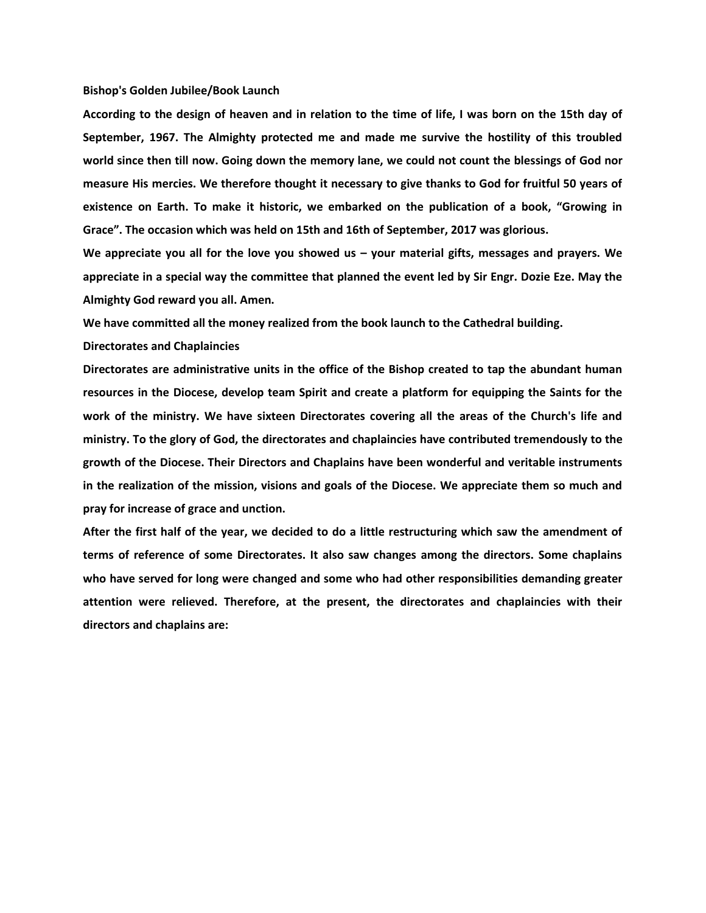## Bishop's Golden Jubilee/Book Launch

**According to the design of heaven and in relation to the time of life, I was born on the 15th day of September, 1967. The Almighty protected me and made me survive the hostility of this troubled world since then till now. Going down the memory lane, we could not count the blessings of God nor measure His mercies. We therefore thought it necessary to give thanks to God for fruitful 50 years of existence on Earth. To make it historic, we embarked on the publication of a book, "Growing in Grace". The occasion which was held on 15th and 16th of September, 2017 was glorious.**

**We appreciate you all for the love you showed us – your material gifts, messages and prayers. We appreciate in a special way the committee that planned the event led by Sir Engr. Dozie Eze. May the Almighty God reward you all. Amen.**

**We have committed all the money realized from the book launch to the Cathedral building.**

## Directorates and Chaplaincies

**Directorates are administrative units in the office of the Bishop created to tap the abundant human resources in the Diocese, develop team Spirit and create a platform for equipping the Saints for the work of the ministry. We have sixteen Directorates covering all the areas of the Church's life and ministry. To the glory of God, the directorates and chaplaincies have contributed tremendously to the growth of the Diocese. Their Directors and Chaplains have been wonderful and veritable instruments in the realization of the mission, visions and goals of the Diocese. We appreciate them so much and pray for increase of grace and unction.**

**After the first half of the year, we decided to do a little restructuring which saw the amendment of terms of reference of some Directorates. It also saw changes among the directors. Some chaplains who have served for long were changed and some who had other responsibilities demanding greater attention were relieved. Therefore, at the present, the directorates and chaplaincies with their directors and chaplains are:**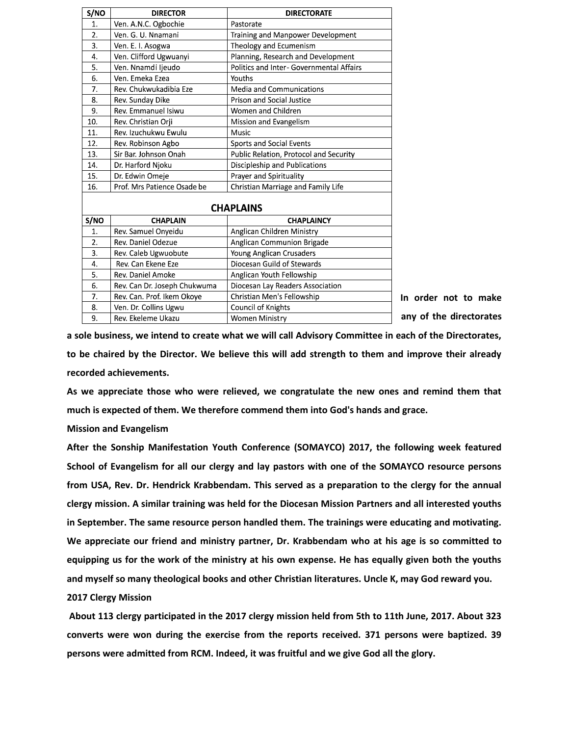| S/NO | DIRECTOR | DIRECTORATE |
|---|---|---|
| 1. | Ven. A.N.C. Ogbochie | Pastorate |
| 2. | Ven. G. U. Nnamani | Training and Manpower Development |
| 3. | Ven. E. I. Asogwa | Theology and Ecumenism |
| 4. | Ven. Clifford Ugwuanyi | Planning, Research and Development |
| 5. | Ven. Nnamdi Ijeudo | Politics and Inter- Governmental Affairs |
| 6. | Ven. Emeka Ezea | Youths |
| 7. | Rev. Chukwukadibia Eze | Media and Communications |
| 8. | Rev. Sunday Dike | Prison and Social Justice |
| 9. | Rev. Emmanuel Isiwu | Women and Children |
| 10. | Rev. Christian Orji | Mission and Evangelism |
| 11. | Rev. Izuchukwu Ewulu | Music |
| 12. | Rev. Robinson Agbo | Sports and Social Events |
| 13. | Sir Bar. Johnson Onah | Public Relation, Protocol and Security |
| 14. | Dr. Harford Njoku | Discipleship and Publications |
| 15. | Dr. Edwin Omeje | Prayer and Spirituality |
| 16. | Prof. Mrs Patience Osade be | Christian Marriage and Family Life |

## CHAPLAINS

| S/NO | CHAPLAIN | CHAPLAINCY |
|---|---|---|
| 1. | Rev. Samuel Onyeidu | Anglican Children Ministry |
| 2. | Rev. Daniel Odezue | Anglican Communion Brigade |
| 3. | Rev. Caleb Ugwuobute | Young Anglican Crusaders |
| 4. | Rev. Can Ekene Eze | Diocesan Guild of Stewards |
| 5. | Rev. Daniel Amoke | Anglican Youth Fellowship |
| 6. | Rev. Can Dr. Joseph Chukwuma | Diocesan Lay Readers Association |
| 7. | Rev. Can. Prof. Ikem Okoye | Christian Men's Fellowship |
| 8. | Ven. Dr. Collins Ugwu | Council of Knights |
| 9. | Rev. Ekeleme Ukazu | Women Ministry |

**In order not to make any of the directorates a sole business, we intend to create what we will call Advisory Committee in each of the Directorates, to be chaired by the Director. We believe this will add strength to them and improve their already recorded achievements.**

**As we appreciate those who were relieved, we congratulate the new ones and remind them that much is expected of them. We therefore commend them into God's hands and grace.**

**Mission and Evangelism**

**After the Sonship Manifestation Youth Conference (SOMAYCO) 2017, the following week featured School of Evangelism for all our clergy and lay pastors with one of the SOMAYCO resource persons from USA, Rev. Dr. Hendrick Krabbendam. This served as a preparation to the clergy for the annual clergy mission. A similar training was held for the Diocesan Mission Partners and all interested youths in September. The same resource person handled them. The trainings were educating and motivating. We appreciate our friend and ministry partner, Dr. Krabbendam who at his age is so committed to equipping us for the work of the ministry at his own expense. He has equally given both the youths and myself so many theological books and other Christian literatures. Uncle K, may God reward you.**

**2017 Clergy Mission**

**About 113 clergy participated in the 2017 clergy mission held from 5th to 11th June, 2017. About 323 converts were won during the exercise from the reports received. 371 persons were baptized. 39 persons were admitted from RCM. Indeed, it was fruitful and we give God all the glory.**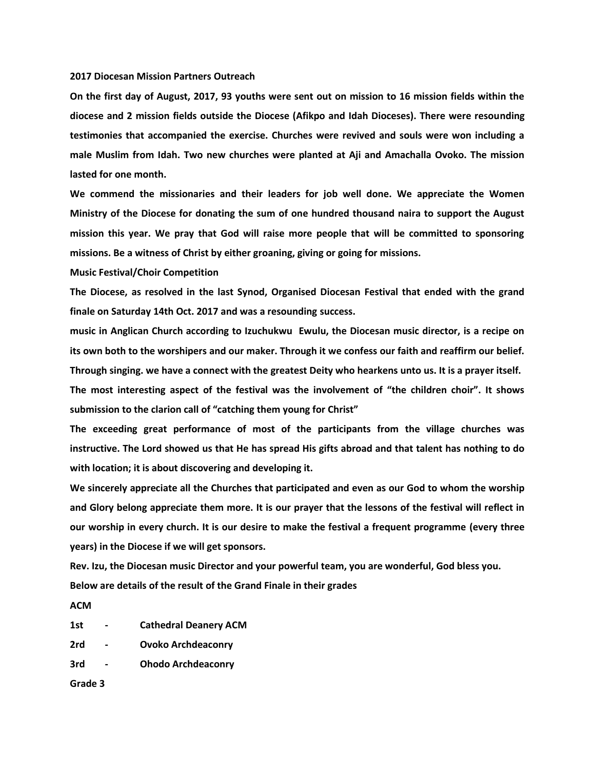**2017 Diocesan Mission Partners Outreach**

**On the first day of August, 2017, 93 youths were sent out on mission to 16 mission fields within the diocese and 2 mission fields outside the Diocese (Afikpo and Idah Dioceses). There were resounding testimonies that accompanied the exercise. Churches were revived and souls were won including a male Muslim from Idah. Two new churches were planted at Aji and Amachalla Ovoko. The mission lasted for one month.**

**We commend the missionaries and their leaders for job well done. We appreciate the Women Ministry of the Diocese for donating the sum of one hundred thousand naira to support the August mission this year. We pray that God will raise more people that will be committed to sponsoring missions. Be a witness of Christ by either groaning, giving or going for missions.**

**Music Festival/Choir Competition**

**The Diocese, as resolved in the last Synod, Organised Diocesan Festival that ended with the grand finale on Saturday 14th Oct. 2017 and was a resounding success.**

**music in Anglican Church according to Izuchukwu Ewulu, the Diocesan music director, is a recipe on its own both to the worshipers and our maker. Through it we confess our faith and reaffirm our belief. Through singing. we have a connect with the greatest Deity who hearkens unto us. It is a prayer itself.**

**The most interesting aspect of the festival was the involvement of "the children choir". It shows submission to the clarion call of "catching them young for Christ"**

**The exceeding great performance of most of the participants from the village churches was instructive. The Lord showed us that He has spread His gifts abroad and that talent has nothing to do with location; it is about discovering and developing it.**

**We sincerely appreciate all the Churches that participated and even as our God to whom the worship and Glory belong appreciate them more. It is our prayer that the lessons of the festival will reflect in our worship in every church. It is our desire to make the festival a frequent programme (every three years) in the Diocese if we will get sponsors.**

**Rev. Izu, the Diocesan music Director and your powerful team, you are wonderful, God bless you.**

**Below are details of the result of the Grand Finale in their grades**

**ACM**

**1st - Cathedral Deanery ACM**

**2rd - Ovoko Archdeaconry**

**3rd - Ohodo Archdeaconry**

**Grade 3**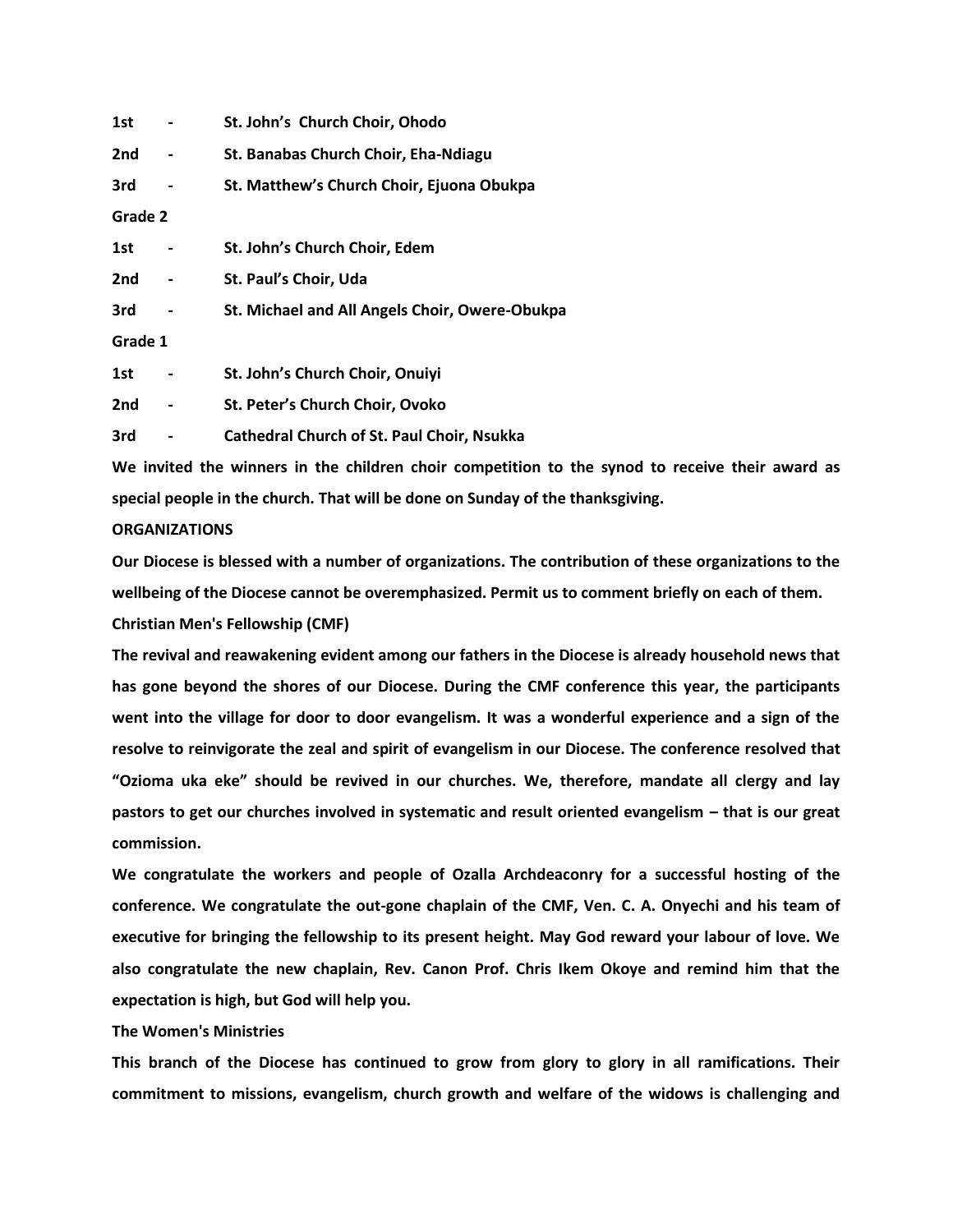1st - St. John's Church Choir, Ohodo

2nd - St. Banabas Church Choir, Eha-Ndiagu

3rd - St. Matthew's Church Choir, Ejuona Obukpa

**Grade 2**

1st - St. John's Church Choir, Edem

2nd - St. Paul's Choir, Uda

3rd - St. Michael and All Angels Choir, Owere-Obukpa

**Grade 1**

1st - St. John's Church Choir, Onuiyi

2nd - St. Peter's Church Choir, Ovoko

3rd - Cathedral Church of St. Paul Choir, Nsukka

We invited the winners in the children choir competition to the synod to receive their award as special people in the church. That will be done on Sunday of the thanksgiving.

## ORGANIZATIONS

Our Diocese is blessed with a number of organizations. The contribution of these organizations to the wellbeing of the Diocese cannot be overemphasized. Permit us to comment briefly on each of them.

### Christian Men's Fellowship (CMF)

The revival and reawakening evident among our fathers in the Diocese is already household news that has gone beyond the shores of our Diocese. During the CMF conference this year, the participants went into the village for door to door evangelism. It was a wonderful experience and a sign of the resolve to reinvigorate the zeal and spirit of evangelism in our Diocese. The conference resolved that "Ozioma uka eke" should be revived in our churches. We, therefore, mandate all clergy and lay pastors to get our churches involved in systematic and result oriented evangelism – that is our great commission.

We congratulate the workers and people of Ozalla Archdeaconry for a successful hosting of the conference. We congratulate the out-gone chaplain of the CMF, Ven. C. A. Onyechi and his team of executive for bringing the fellowship to its present height. May God reward your labour of love. We also congratulate the new chaplain, Rev. Canon Prof. Chris Ikem Okoye and remind him that the expectation is high, but God will help you.

### The Women's Ministries

This branch of the Diocese has continued to grow from glory to glory in all ramifications. Their commitment to missions, evangelism, church growth and welfare of the widows is challenging and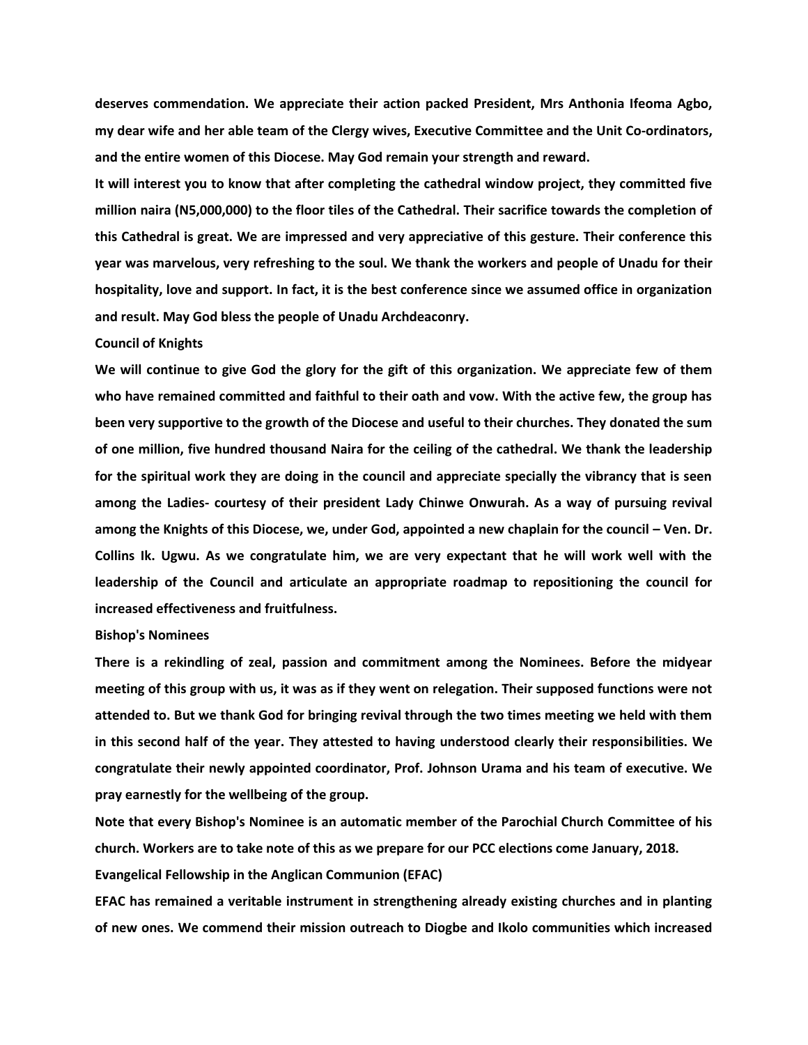**deserves commendation. We appreciate their action packed President, Mrs Anthonia Ifeoma Agbo, my dear wife and her able team of the Clergy wives, Executive Committee and the Unit Co-ordinators, and the entire women of this Diocese. May God remain your strength and reward.**

**It will interest you to know that after completing the cathedral window project, they committed five million naira (N5,000,000) to the floor tiles of the Cathedral. Their sacrifice towards the completion of this Cathedral is great. We are impressed and very appreciative of this gesture. Their conference this year was marvelous, very refreshing to the soul. We thank the workers and people of Unadu for their hospitality, love and support. In fact, it is the best conference since we assumed office in organization and result. May God bless the people of Unadu Archdeaconry.**

**Council of Knights**

**We will continue to give God the glory for the gift of this organization. We appreciate few of them who have remained committed and faithful to their oath and vow. With the active few, the group has been very supportive to the growth of the Diocese and useful to their churches. They donated the sum of one million, five hundred thousand Naira for the ceiling of the cathedral. We thank the leadership for the spiritual work they are doing in the council and appreciate specially the vibrancy that is seen among the Ladies- courtesy of their president Lady Chinwe Onwurah. As a way of pursuing revival among the Knights of this Diocese, we, under God, appointed a new chaplain for the council – Ven. Dr. Collins Ik. Ugwu. As we congratulate him, we are very expectant that he will work well with the leadership of the Council and articulate an appropriate roadmap to repositioning the council for increased effectiveness and fruitfulness.**

**Bishop's Nominees**

**There is a rekindling of zeal, passion and commitment among the Nominees. Before the midyear meeting of this group with us, it was as if they went on relegation. Their supposed functions were not attended to. But we thank God for bringing revival through the two times meeting we held with them in this second half of the year. They attested to having understood clearly their responsibilities. We congratulate their newly appointed coordinator, Prof. Johnson Urama and his team of executive. We pray earnestly for the wellbeing of the group.**

**Note that every Bishop's Nominee is an automatic member of the Parochial Church Committee of his church. Workers are to take note of this as we prepare for our PCC elections come January, 2018.**

**Evangelical Fellowship in the Anglican Communion (EFAC)**

**EFAC has remained a veritable instrument in strengthening already existing churches and in planting of new ones. We commend their mission outreach to Diogbe and Ikolo communities which increased**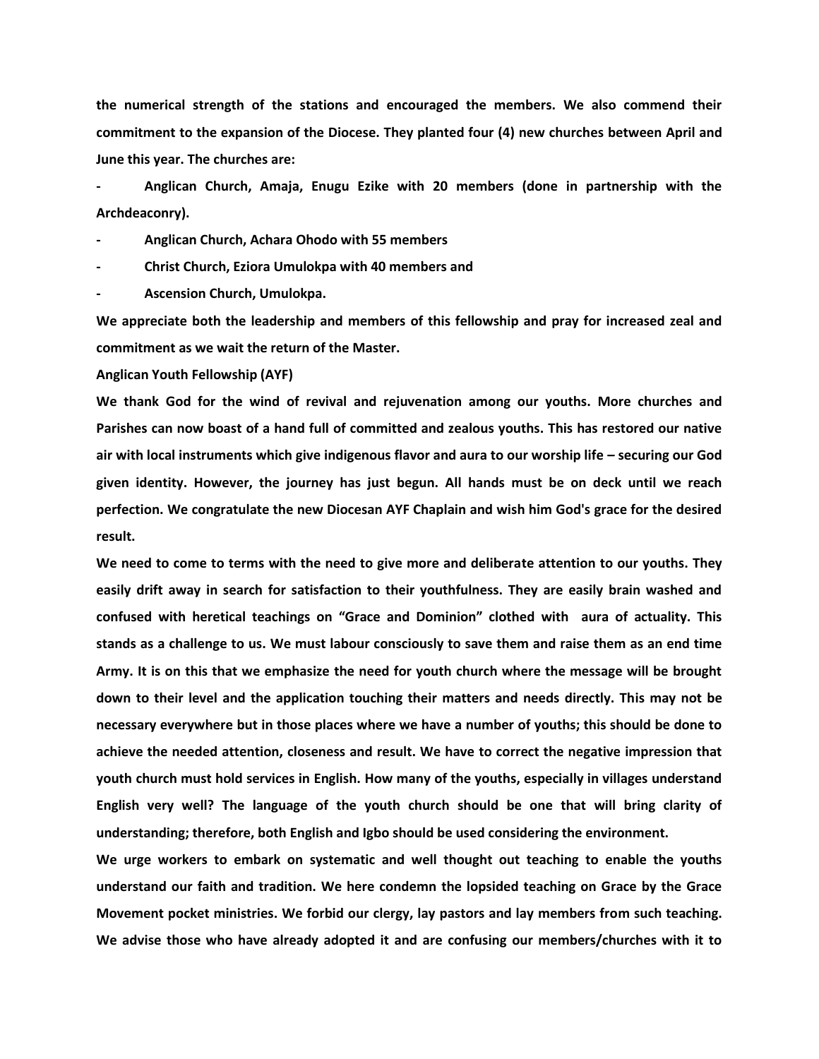**the numerical strength of the stations and encouraged the members. We also commend their commitment to the expansion of the Diocese. They planted four (4) new churches between April and June this year. The churches are:**

- **Anglican Church, Amaja, Enugu Ezike with 20 members (done in partnership with the Archdeaconry).**
- **Anglican Church, Achara Ohodo with 55 members**
- **Christ Church, Eziora Umulokpa with 40 members and**
- **Ascension Church, Umulokpa.**

**We appreciate both the leadership and members of this fellowship and pray for increased zeal and commitment as we wait the return of the Master.**

**Anglican Youth Fellowship (AYF)**

**We thank God for the wind of revival and rejuvenation among our youths. More churches and Parishes can now boast of a hand full of committed and zealous youths. This has restored our native air with local instruments which give indigenous flavor and aura to our worship life – securing our God given identity. However, the journey has just begun. All hands must be on deck until we reach perfection. We congratulate the new Diocesan AYF Chaplain and wish him God's grace for the desired result.**

**We need to come to terms with the need to give more and deliberate attention to our youths. They easily drift away in search for satisfaction to their youthfulness. They are easily brain washed and confused with heretical teachings on "Grace and Dominion" clothed with aura of actuality. This stands as a challenge to us. We must labour consciously to save them and raise them as an end time Army. It is on this that we emphasize the need for youth church where the message will be brought down to their level and the application touching their matters and needs directly. This may not be necessary everywhere but in those places where we have a number of youths; this should be done to achieve the needed attention, closeness and result. We have to correct the negative impression that youth church must hold services in English. How many of the youths, especially in villages understand English very well? The language of the youth church should be one that will bring clarity of understanding; therefore, both English and Igbo should be used considering the environment.**

**We urge workers to embark on systematic and well thought out teaching to enable the youths understand our faith and tradition. We here condemn the lopsided teaching on Grace by the Grace Movement pocket ministries. We forbid our clergy, lay pastors and lay members from such teaching. We advise those who have already adopted it and are confusing our members/churches with it to**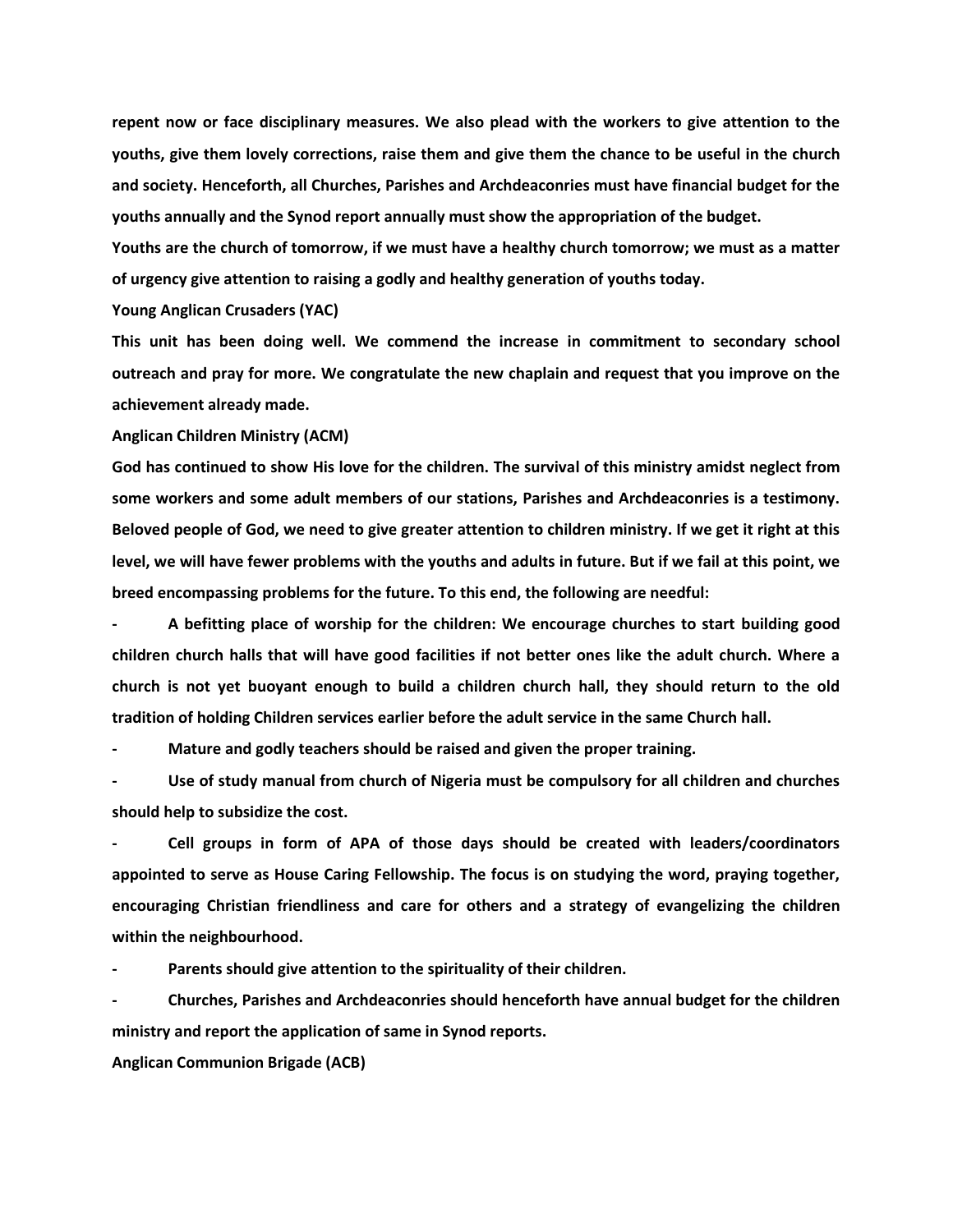**repent now or face disciplinary measures. We also plead with the workers to give attention to the youths, give them lovely corrections, raise them and give them the chance to be useful in the church and society. Henceforth, all Churches, Parishes and Archdeaconries must have financial budget for the youths annually and the Synod report annually must show the appropriation of the budget.**

**Youths are the church of tomorrow, if we must have a healthy church tomorrow; we must as a matter of urgency give attention to raising a godly and healthy generation of youths today.**

**Young Anglican Crusaders (YAC)**

**This unit has been doing well. We commend the increase in commitment to secondary school outreach and pray for more. We congratulate the new chaplain and request that you improve on the achievement already made.**

**Anglican Children Ministry (ACM)**

**God has continued to show His love for the children. The survival of this ministry amidst neglect from some workers and some adult members of our stations, Parishes and Archdeaconries is a testimony. Beloved people of God, we need to give greater attention to children ministry. If we get it right at this level, we will have fewer problems with the youths and adults in future. But if we fail at this point, we breed encompassing problems for the future. To this end, the following are needful:**

- **A befitting place of worship for the children: We encourage churches to start building good children church halls that will have good facilities if not better ones like the adult church. Where a church is not yet buoyant enough to build a children church hall, they should return to the old tradition of holding Children services earlier before the adult service in the same Church hall.**
- **Mature and godly teachers should be raised and given the proper training.**
- **Use of study manual from church of Nigeria must be compulsory for all children and churches should help to subsidize the cost.**
- **Cell groups in form of APA of those days should be created with leaders/coordinators appointed to serve as House Caring Fellowship. The focus is on studying the word, praying together, encouraging Christian friendliness and care for others and a strategy of evangelizing the children within the neighbourhood.**
- **Parents should give attention to the spirituality of their children.**
- **Churches, Parishes and Archdeaconries should henceforth have annual budget for the children ministry and report the application of same in Synod reports.**

**Anglican Communion Brigade (ACB)**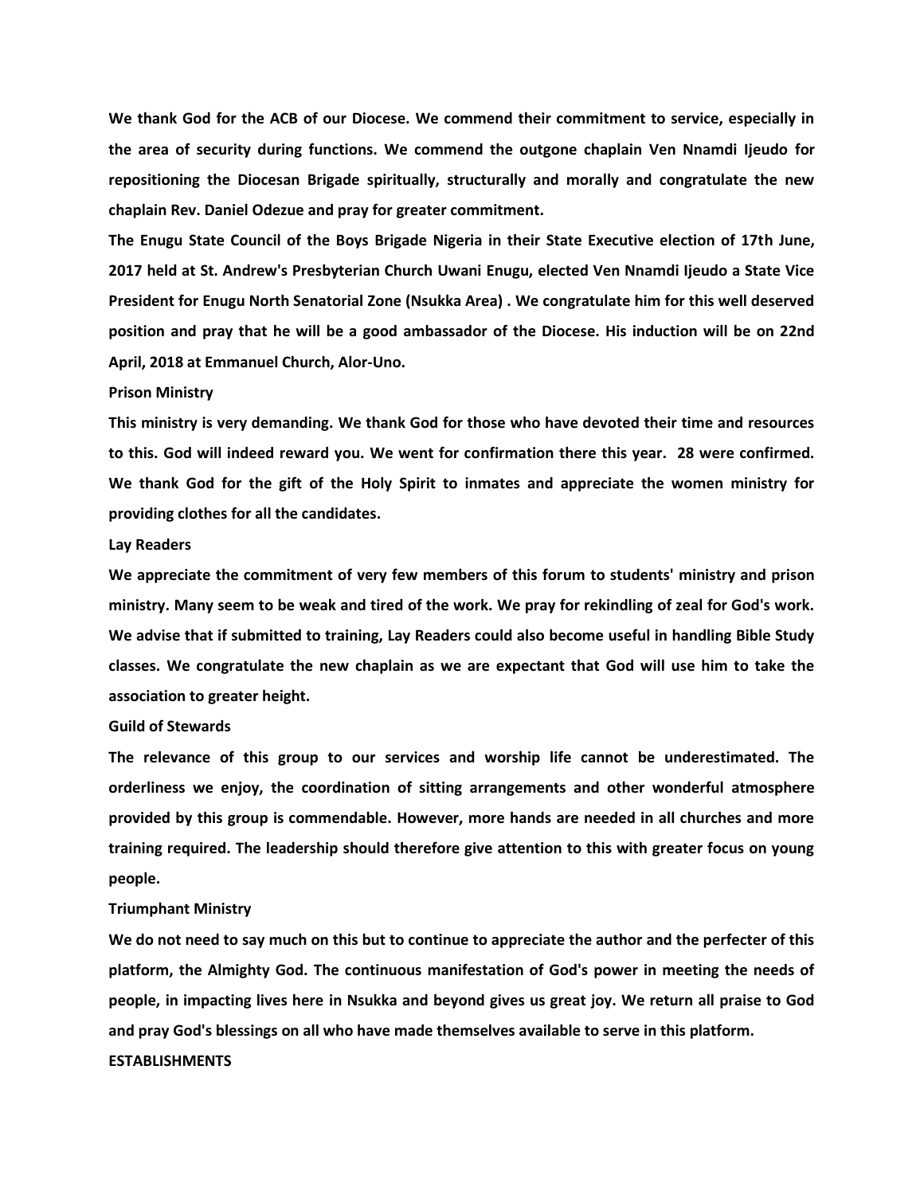**We thank God for the ACB of our Diocese. We commend their commitment to service, especially in the area of security during functions. We commend the outgone chaplain Ven Nnamdi Ijeudo for repositioning the Diocesan Brigade spiritually, structurally and morally and congratulate the new chaplain Rev. Daniel Odezue and pray for greater commitment.**

**The Enugu State Council of the Boys Brigade Nigeria in their State Executive election of 17th June, 2017 held at St. Andrew's Presbyterian Church Uwani Enugu, elected Ven Nnamdi Ijeudo a State Vice President for Enugu North Senatorial Zone (Nsukka Area) . We congratulate him for this well deserved position and pray that he will be a good ambassador of the Diocese. His induction will be on 22nd April, 2018 at Emmanuel Church, Alor-Uno.**

**Prison Ministry**

**This ministry is very demanding. We thank God for those who have devoted their time and resources to this. God will indeed reward you. We went for confirmation there this year. 28 were confirmed. We thank God for the gift of the Holy Spirit to inmates and appreciate the women ministry for providing clothes for all the candidates.**

**Lay Readers**

**We appreciate the commitment of very few members of this forum to students' ministry and prison ministry. Many seem to be weak and tired of the work. We pray for rekindling of zeal for God's work. We advise that if submitted to training, Lay Readers could also become useful in handling Bible Study classes. We congratulate the new chaplain as we are expectant that God will use him to take the association to greater height.**

**Guild of Stewards**

**The relevance of this group to our services and worship life cannot be underestimated. The orderliness we enjoy, the coordination of sitting arrangements and other wonderful atmosphere provided by this group is commendable. However, more hands are needed in all churches and more training required. The leadership should therefore give attention to this with greater focus on young people.**

**Triumphant Ministry**

**We do not need to say much on this but to continue to appreciate the author and the perfecter of this platform, the Almighty God. The continuous manifestation of God's power in meeting the needs of people, in impacting lives here in Nsukka and beyond gives us great joy. We return all praise to God and pray God's blessings on all who have made themselves available to serve in this platform.**

**ESTABLISHMENTS**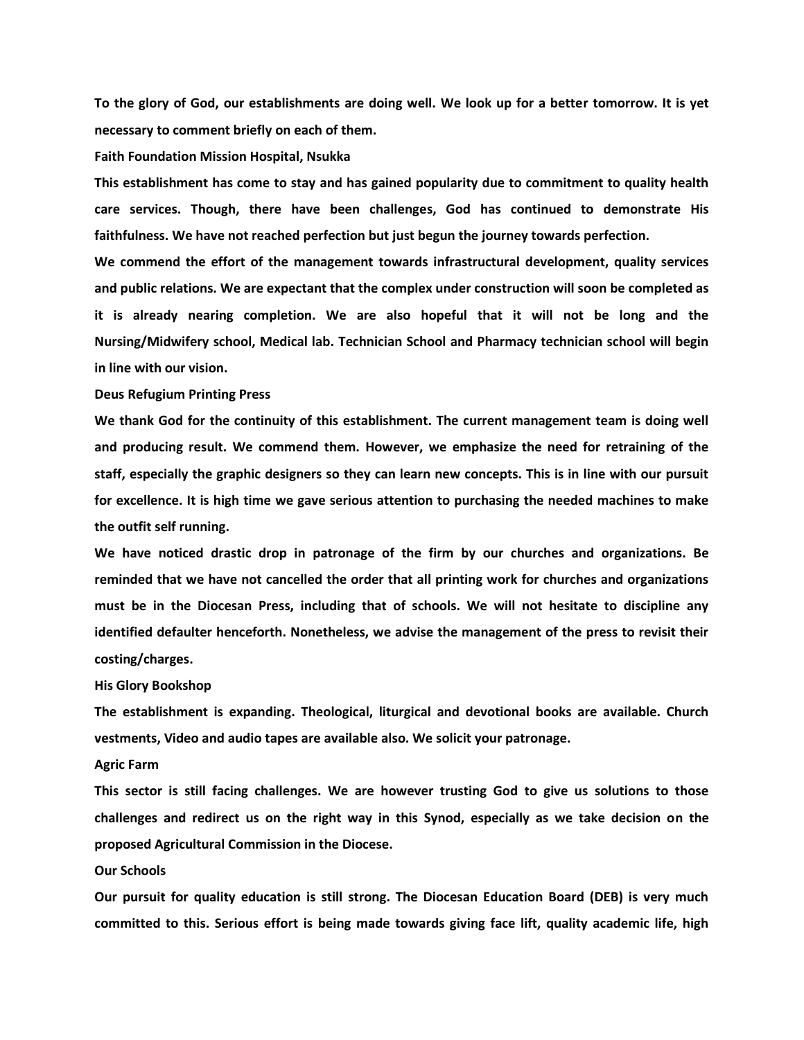To the glory of God, our establishments are doing well. We look up for a better tomorrow. It is yet necessary to comment briefly on each of them.

**Faith Foundation Mission Hospital, Nsukka**

This establishment has come to stay and has gained popularity due to commitment to quality health care services. Though, there have been challenges, God has continued to demonstrate His faithfulness. We have not reached perfection but just begun the journey towards perfection.

We commend the effort of the management towards infrastructural development, quality services and public relations. We are expectant that the complex under construction will soon be completed as it is already nearing completion. We are also hopeful that it will not be long and the Nursing/Midwifery school, Medical lab. Technician School and Pharmacy technician school will begin in line with our vision.

**Deus Refugium Printing Press**

We thank God for the continuity of this establishment. The current management team is doing well and producing result. We commend them. However, we emphasize the need for retraining of the staff, especially the graphic designers so they can learn new concepts. This is in line with our pursuit for excellence. It is high time we gave serious attention to purchasing the needed machines to make the outfit self running.

We have noticed drastic drop in patronage of the firm by our churches and organizations. Be reminded that we have not cancelled the order that all printing work for churches and organizations must be in the Diocesan Press, including that of schools. We will not hesitate to discipline any identified defaulter henceforth. Nonetheless, we advise the management of the press to revisit their costing/charges.

**His Glory Bookshop**

The establishment is expanding. Theological, liturgical and devotional books are available. Church vestments, Video and audio tapes are available also. We solicit your patronage.

**Agric Farm**

This sector is still facing challenges. We are however trusting God to give us solutions to those challenges and redirect us on the right way in this Synod, especially as we take decision on the proposed Agricultural Commission in the Diocese.

**Our Schools**

Our pursuit for quality education is still strong. The Diocesan Education Board (DEB) is very much committed to this. Serious effort is being made towards giving face lift, quality academic life, high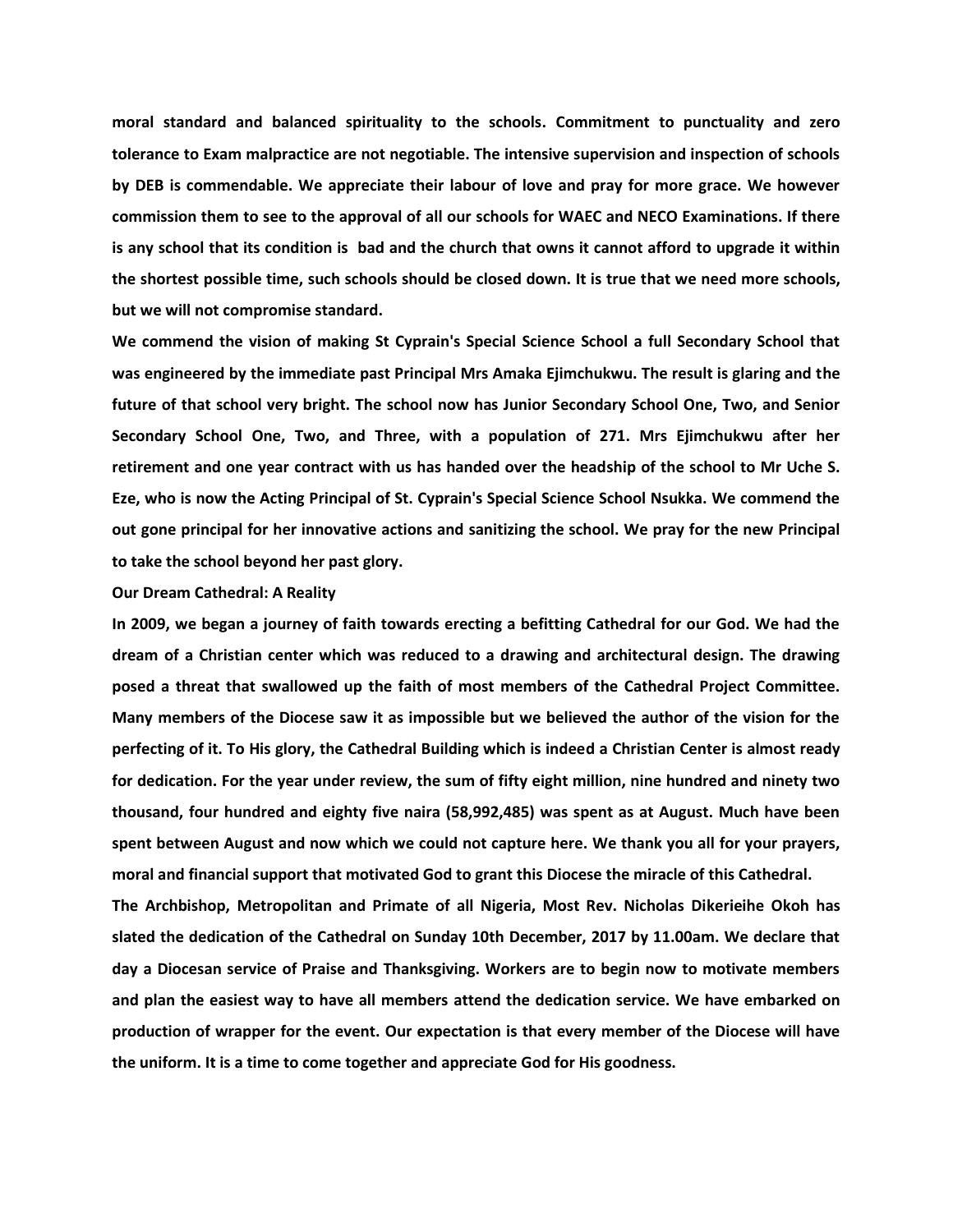**moral standard and balanced spirituality to the schools. Commitment to punctuality and zero tolerance to Exam malpractice are not negotiable. The intensive supervision and inspection of schools by DEB is commendable. We appreciate their labour of love and pray for more grace. We however commission them to see to the approval of all our schools for WAEC and NECO Examinations. If there is any school that its condition is bad and the church that owns it cannot afford to upgrade it within the shortest possible time, such schools should be closed down. It is true that we need more schools, but we will not compromise standard.**

**We commend the vision of making St Cyprain's Special Science School a full Secondary School that was engineered by the immediate past Principal Mrs Amaka Ejimchukwu. The result is glaring and the future of that school very bright. The school now has Junior Secondary School One, Two, and Senior Secondary School One, Two, and Three, with a population of 271. Mrs Ejimchukwu after her retirement and one year contract with us has handed over the headship of the school to Mr Uche S. Eze, who is now the Acting Principal of St. Cyprain's Special Science School Nsukka. We commend the out gone principal for her innovative actions and sanitizing the school. We pray for the new Principal to take the school beyond her past glory.**

**Our Dream Cathedral: A Reality**

**In 2009, we began a journey of faith towards erecting a befitting Cathedral for our God. We had the dream of a Christian center which was reduced to a drawing and architectural design. The drawing posed a threat that swallowed up the faith of most members of the Cathedral Project Committee. Many members of the Diocese saw it as impossible but we believed the author of the vision for the perfecting of it. To His glory, the Cathedral Building which is indeed a Christian Center is almost ready for dedication. For the year under review, the sum of fifty eight million, nine hundred and ninety two thousand, four hundred and eighty five naira (58,992,485) was spent as at August. Much have been spent between August and now which we could not capture here. We thank you all for your prayers, moral and financial support that motivated God to grant this Diocese the miracle of this Cathedral.**

**The Archbishop, Metropolitan and Primate of all Nigeria, Most Rev. Nicholas Dikerieihe Okoh has slated the dedication of the Cathedral on Sunday 10th December, 2017 by 11.00am. We declare that day a Diocesan service of Praise and Thanksgiving. Workers are to begin now to motivate members and plan the easiest way to have all members attend the dedication service. We have embarked on production of wrapper for the event. Our expectation is that every member of the Diocese will have the uniform. It is a time to come together and appreciate God for His goodness.**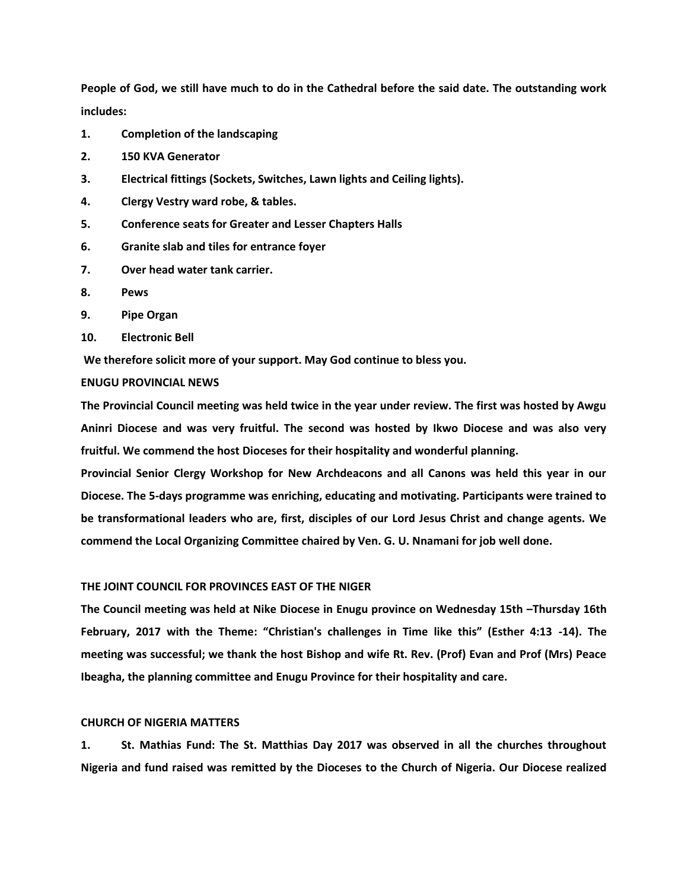**People of God, we still have much to do in the Cathedral before the said date. The outstanding work includes:**

1. **Completion of the landscaping**
2. **150 KVA Generator**
3. **Electrical fittings (Sockets, Switches, Lawn lights and Ceiling lights).**
4. **Clergy Vestry ward robe, & tables.**
5. **Conference seats for Greater and Lesser Chapters Halls**
6. **Granite slab and tiles for entrance foyer**
7. **Over head water tank carrier.**
8. **Pews**
9. **Pipe Organ**
10. **Electronic Bell**

**We therefore solicit more of your support. May God continue to bless you.**

**ENUGU PROVINCIAL NEWS**

**The Provincial Council meeting was held twice in the year under review. The first was hosted by Awgu Aninri Diocese and was very fruitful. The second was hosted by Ikwo Diocese and was also very fruitful. We commend the host Dioceses for their hospitality and wonderful planning.**

**Provincial Senior Clergy Workshop for New Archdeacons and all Canons was held this year in our Diocese. The 5-days programme was enriching, educating and motivating. Participants were trained to be transformational leaders who are, first, disciples of our Lord Jesus Christ and change agents. We commend the Local Organizing Committee chaired by Ven. G. U. Nnamani for job well done.**

**THE JOINT COUNCIL FOR PROVINCES EAST OF THE NIGER**

**The Council meeting was held at Nike Diocese in Enugu province on Wednesday 15th –Thursday 16th February, 2017 with the Theme: "Christian's challenges in Time like this" (Esther 4:13 -14). The meeting was successful; we thank the host Bishop and wife Rt. Rev. (Prof) Evan and Prof (Mrs) Peace Ibeagha, the planning committee and Enugu Province for their hospitality and care.**

**CHURCH OF NIGERIA MATTERS**

1. **St. Mathias Fund: The St. Matthias Day 2017 was observed in all the churches throughout Nigeria and fund raised was remitted by the Dioceses to the Church of Nigeria. Our Diocese realized**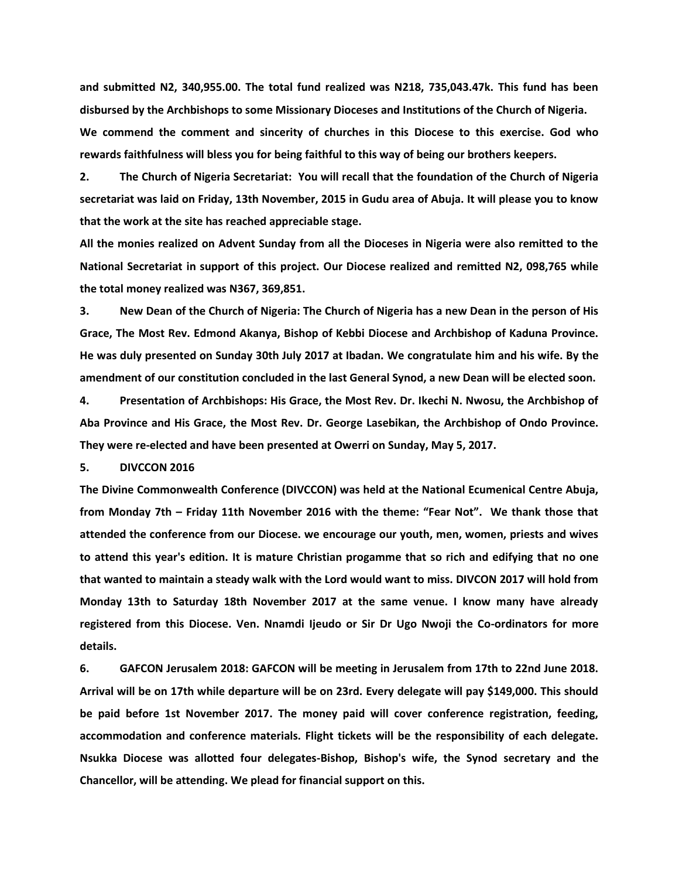**and submitted N2, 340,955.00. The total fund realized was N218, 735,043.47k. This fund has been disbursed by the Archbishops to some Missionary Dioceses and Institutions of the Church of Nigeria.**

**We commend the comment and sincerity of churches in this Diocese to this exercise. God who rewards faithfulness will bless you for being faithful to this way of being our brothers keepers.**

**2. The Church of Nigeria Secretariat: You will recall that the foundation of the Church of Nigeria secretariat was laid on Friday, 13th November, 2015 in Gudu area of Abuja. It will please you to know that the work at the site has reached appreciable stage.**

**All the monies realized on Advent Sunday from all the Dioceses in Nigeria were also remitted to the National Secretariat in support of this project. Our Diocese realized and remitted N2, 098,765 while the total money realized was N367, 369,851.**

**3. New Dean of the Church of Nigeria: The Church of Nigeria has a new Dean in the person of His Grace, The Most Rev. Edmond Akanya, Bishop of Kebbi Diocese and Archbishop of Kaduna Province. He was duly presented on Sunday 30th July 2017 at Ibadan. We congratulate him and his wife. By the amendment of our constitution concluded in the last General Synod, a new Dean will be elected soon.**

**4. Presentation of Archbishops: His Grace, the Most Rev. Dr. Ikechi N. Nwosu, the Archbishop of Aba Province and His Grace, the Most Rev. Dr. George Lasebikan, the Archbishop of Ondo Province. They were re-elected and have been presented at Owerri on Sunday, May 5, 2017.**

**5. DIVCCON 2016**

**The Divine Commonwealth Conference (DIVCCON) was held at the National Ecumenical Centre Abuja, from Monday 7th – Friday 11th November 2016 with the theme: "Fear Not". We thank those that attended the conference from our Diocese. we encourage our youth, men, women, priests and wives to attend this year's edition. It is mature Christian progamme that so rich and edifying that no one that wanted to maintain a steady walk with the Lord would want to miss. DIVCON 2017 will hold from Monday 13th to Saturday 18th November 2017 at the same venue. I know many have already registered from this Diocese. Ven. Nnamdi Ijeudo or Sir Dr Ugo Nwoji the Co-ordinators for more details.**

**6. GAFCON Jerusalem 2018: GAFCON will be meeting in Jerusalem from 17th to 22nd June 2018. Arrival will be on 17th while departure will be on 23rd. Every delegate will pay $149,000. This should be paid before 1st November 2017. The money paid will cover conference registration, feeding, accommodation and conference materials. Flight tickets will be the responsibility of each delegate. Nsukka Diocese was allotted four delegates-Bishop, Bishop's wife, the Synod secretary and the Chancellor, will be attending. We plead for financial support on this.**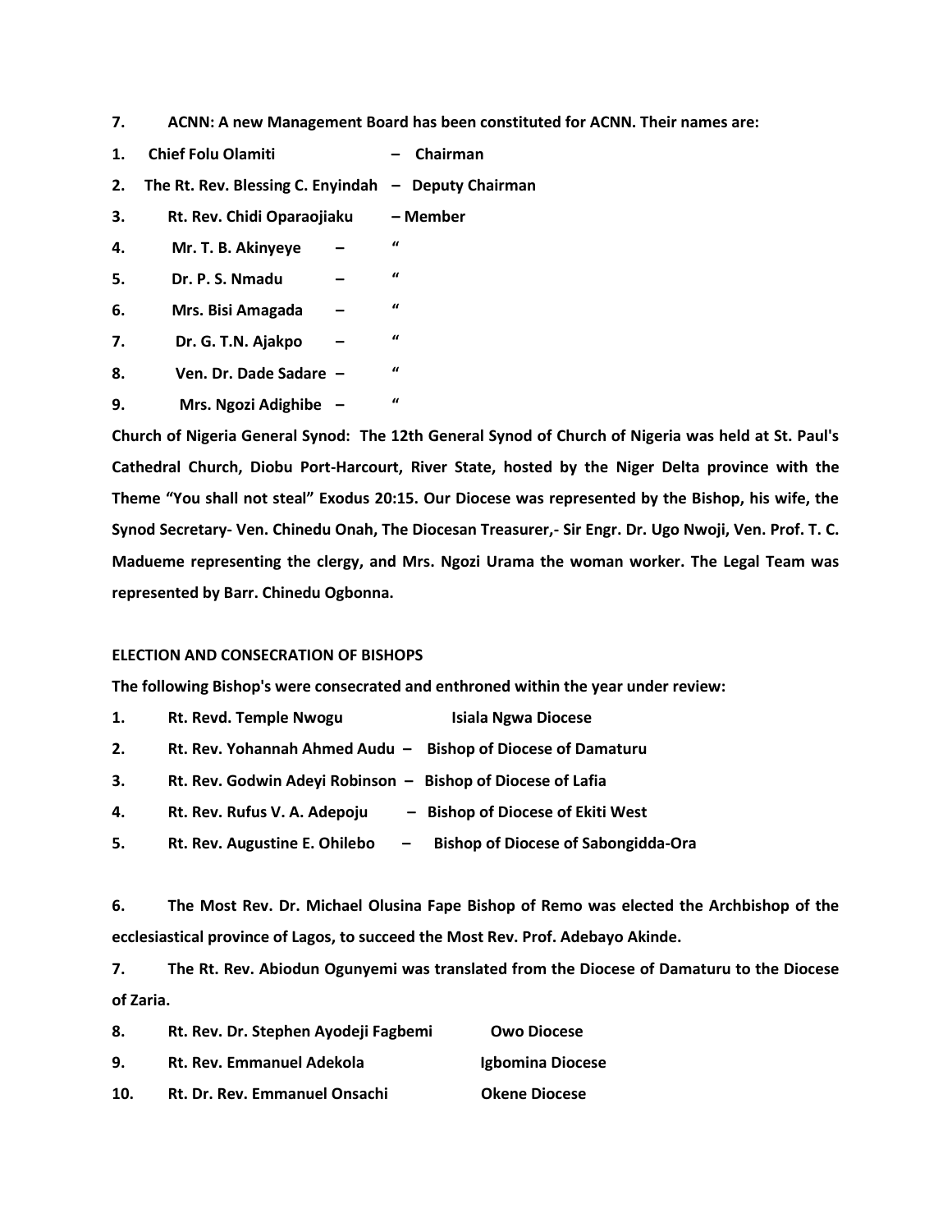**7. ACNN: A new Management Board has been constituted for ACNN. Their names are:**

1. **Chief Folu Olamiti – Chairman**
2. **The Rt. Rev. Blessing C. Enyindah – Deputy Chairman**
3. **Rt. Rev. Chidi Oparaojiaku – Member**
4. **Mr. T. B. Akinyeye – "**
5. **Dr. P. S. Nmadu – "**
6. **Mrs. Bisi Amagada – "**
7. **Dr. G. T.N. Ajakpo – "**
8. **Ven. Dr. Dade Sadare – "**
9. **Mrs. Ngozi Adighibe – "**

**Church of Nigeria General Synod: The 12th General Synod of Church of Nigeria was held at St. Paul's Cathedral Church, Diobu Port-Harcourt, River State, hosted by the Niger Delta province with the Theme "You shall not steal" Exodus 20:15. Our Diocese was represented by the Bishop, his wife, the Synod Secretary- Ven. Chinedu Onah, The Diocesan Treasurer,- Sir Engr. Dr. Ugo Nwoji, Ven. Prof. T. C. Madueme representing the clergy, and Mrs. Ngozi Urama the woman worker. The Legal Team was represented by Barr. Chinedu Ogbonna.**

**ELECTION AND CONSECRATION OF BISHOPS**

**The following Bishop's were consecrated and enthroned within the year under review:**

1. **Rt. Revd. Temple Nwogu Isiala Ngwa Diocese**
2. **Rt. Rev. Yohannah Ahmed Audu – Bishop of Diocese of Damaturu**
3. **Rt. Rev. Godwin Adeyi Robinson – Bishop of Diocese of Lafia**
4. **Rt. Rev. Rufus V. A. Adepoju – Bishop of Diocese of Ekiti West**
5. **Rt. Rev. Augustine E. Ohilebo – Bishop of Diocese of Sabongidda-Ora**

6. **The Most Rev. Dr. Michael Olusina Fape Bishop of Remo was elected the Archbishop of the ecclesiastical province of Lagos, to succeed the Most Rev. Prof. Adebayo Akinde.**
7. **The Rt. Rev. Abiodun Ogunyemi was translated from the Diocese of Damaturu to the Diocese of Zaria.**
8. **Rt. Rev. Dr. Stephen Ayodeji Fagbemi Owo Diocese**
9. **Rt. Rev. Emmanuel Adekola Igbomina Diocese**
10. **Rt. Dr. Rev. Emmanuel Onsachi Okene Diocese**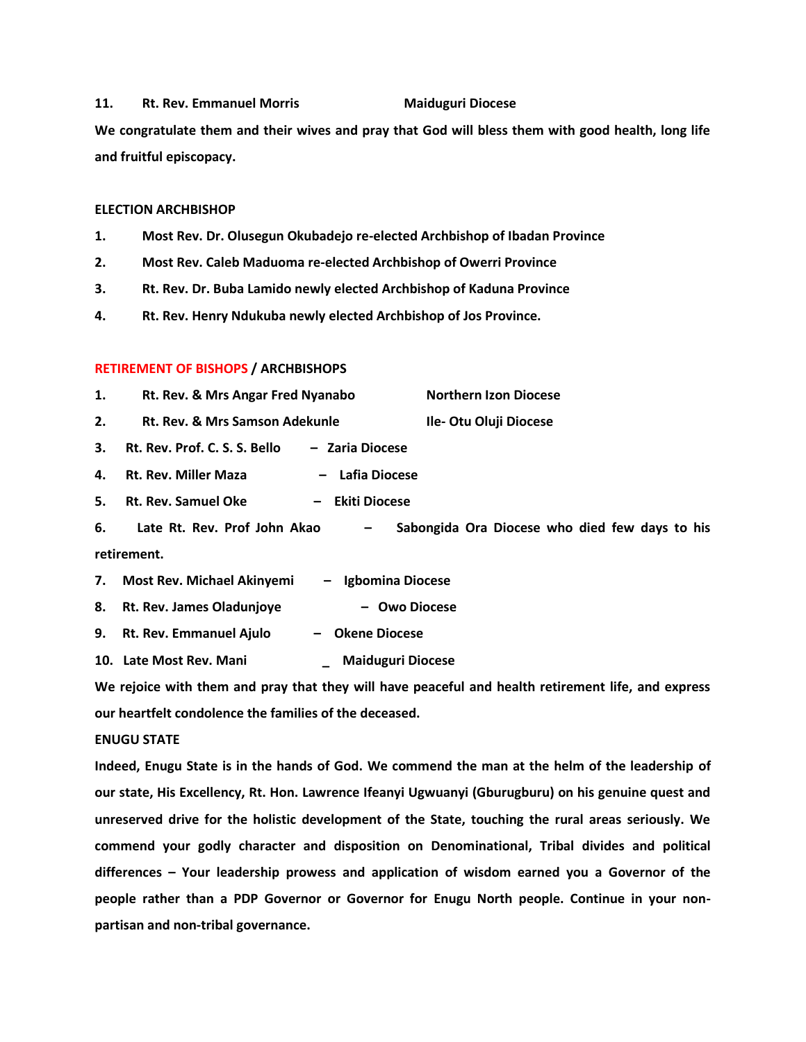**11. Rt. Rev. Emmanuel Morris Maiduguri Diocese**

**We congratulate them and their wives and pray that God will bless them with good health, long life and fruitful episcopacy.**

**ELECTION ARCHBISHOP**

1. **Most Rev. Dr. Olusegun Okubadejo re-elected Archbishop of Ibadan Province**
2. **Most Rev. Caleb Maduoma re-elected Archbishop of Owerri Province**
3. **Rt. Rev. Dr. Buba Lamido newly elected Archbishop of Kaduna Province**
4. **Rt. Rev. Henry Ndukuba newly elected Archbishop of Jos Province.**

**RETIREMENT OF BISHOPS / ARCHBISHOPS**

1. **Rt. Rev. & Mrs Angar Fred Nyanabo Northern Izon Diocese**
2. **Rt. Rev. & Mrs Samson Adekunle Ile- Otu Oluji Diocese**
3. **Rt. Rev. Prof. C. S. S. Bello – Zaria Diocese**
4. **Rt. Rev. Miller Maza – Lafia Diocese**
5. **Rt. Rev. Samuel Oke – Ekiti Diocese**
6. **Late Rt. Rev. Prof John Akao – Sabongida Ora Diocese who died few days to his retirement.**
7. **Most Rev. Michael Akinyemi – Igbomina Diocese**
8. **Rt. Rev. James Oladunjoye – Owo Diocese**
9. **Rt. Rev. Emmanuel Ajulo – Okene Diocese**
10. **Late Most Rev. Mani _ Maiduguri Diocese**

**We rejoice with them and pray that they will have peaceful and health retirement life, and express our heartfelt condolence the families of the deceased.**

**ENUGU STATE**

**Indeed, Enugu State is in the hands of God. We commend the man at the helm of the leadership of our state, His Excellency, Rt. Hon. Lawrence Ifeanyi Ugwuanyi (Gburugburu) on his genuine quest and unreserved drive for the holistic development of the State, touching the rural areas seriously. We commend your godly character and disposition on Denominational, Tribal divides and political differences – Your leadership prowess and application of wisdom earned you a Governor of the people rather than a PDP Governor or Governor for Enugu North people. Continue in your non-partisan and non-tribal governance.**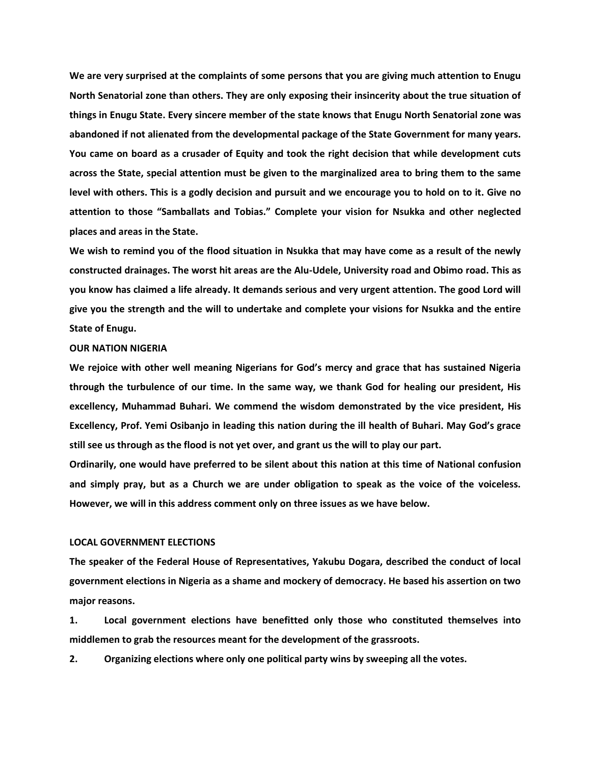**We are very surprised at the complaints of some persons that you are giving much attention to Enugu North Senatorial zone than others. They are only exposing their insincerity about the true situation of things in Enugu State. Every sincere member of the state knows that Enugu North Senatorial zone was abandoned if not alienated from the developmental package of the State Government for many years. You came on board as a crusader of Equity and took the right decision that while development cuts across the State, special attention must be given to the marginalized area to bring them to the same level with others. This is a godly decision and pursuit and we encourage you to hold on to it. Give no attention to those "Samballats and Tobias." Complete your vision for Nsukka and other neglected places and areas in the State.**

**We wish to remind you of the flood situation in Nsukka that may have come as a result of the newly constructed drainages. The worst hit areas are the Alu-Udele, University road and Obimo road. This as you know has claimed a life already. It demands serious and very urgent attention. The good Lord will give you the strength and the will to undertake and complete your visions for Nsukka and the entire State of Enugu.**

## OUR NATION NIGERIA

**We rejoice with other well meaning Nigerians for God's mercy and grace that has sustained Nigeria through the turbulence of our time. In the same way, we thank God for healing our president, His excellency, Muhammad Buhari. We commend the wisdom demonstrated by the vice president, His Excellency, Prof. Yemi Osibanjo in leading this nation during the ill health of Buhari. May God's grace still see us through as the flood is not yet over, and grant us the will to play our part.**

**Ordinarily, one would have preferred to be silent about this nation at this time of National confusion and simply pray, but as a Church we are under obligation to speak as the voice of the voiceless. However, we will in this address comment only on three issues as we have below.**

## LOCAL GOVERNMENT ELECTIONS

**The speaker of the Federal House of Representatives, Yakubu Dogara, described the conduct of local government elections in Nigeria as a shame and mockery of democracy. He based his assertion on two major reasons.**

1. **Local government elections have benefitted only those who constituted themselves into middlemen to grab the resources meant for the development of the grassroots.**
2. **Organizing elections where only one political party wins by sweeping all the votes.**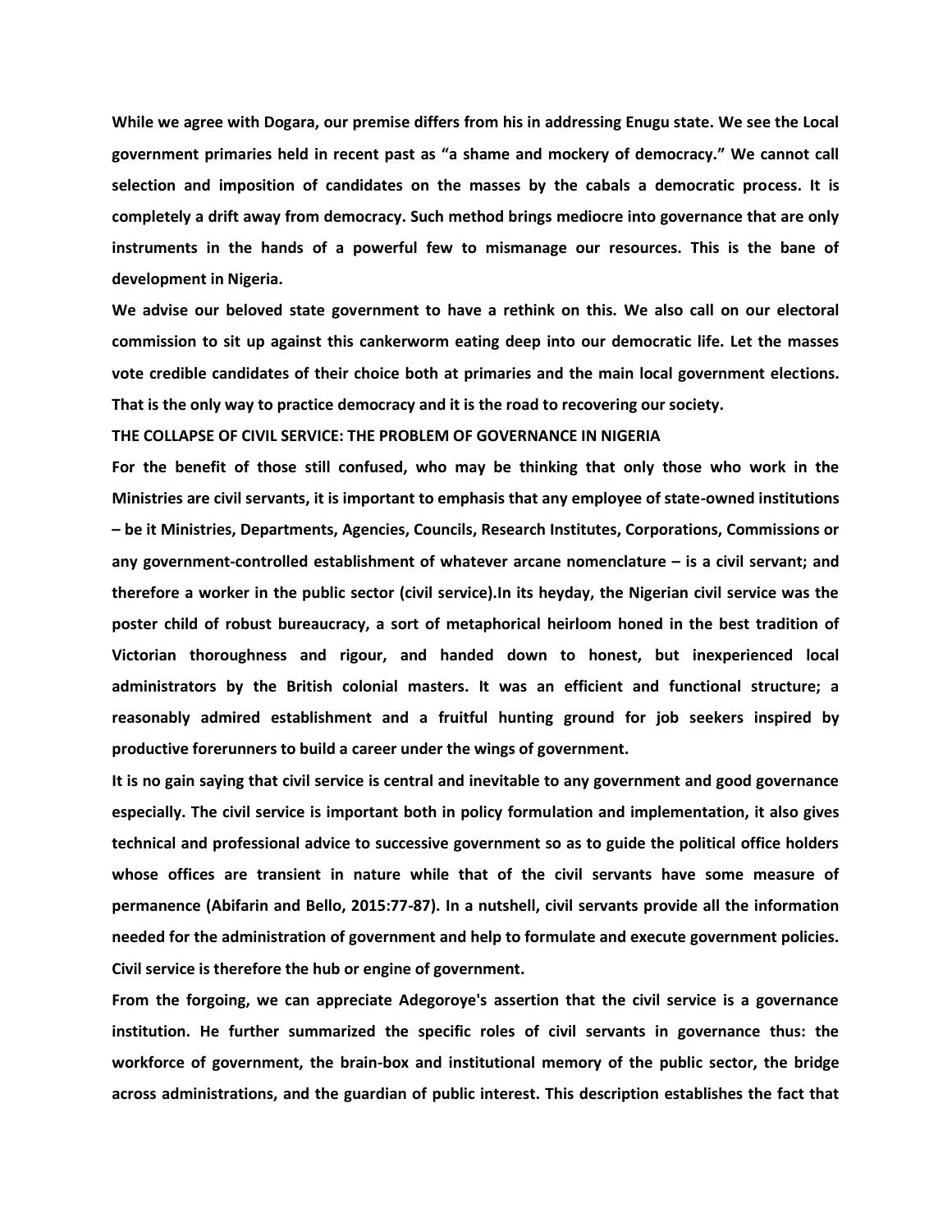**While we agree with Dogara, our premise differs from his in addressing Enugu state. We see the Local government primaries held in recent past as "a shame and mockery of democracy." We cannot call selection and imposition of candidates on the masses by the cabals a democratic process. It is completely a drift away from democracy. Such method brings mediocre into governance that are only instruments in the hands of a powerful few to mismanage our resources. This is the bane of development in Nigeria.**

**We advise our beloved state government to have a rethink on this. We also call on our electoral commission to sit up against this cankerworm eating deep into our democratic life. Let the masses vote credible candidates of their choice both at primaries and the main local government elections. That is the only way to practice democracy and it is the road to recovering our society.**

## THE COLLAPSE OF CIVIL SERVICE: THE PROBLEM OF GOVERNANCE IN NIGERIA

**For the benefit of those still confused, who may be thinking that only those who work in the Ministries are civil servants, it is important to emphasis that any employee of state-owned institutions – be it Ministries, Departments, Agencies, Councils, Research Institutes, Corporations, Commissions or any government-controlled establishment of whatever arcane nomenclature – is a civil servant; and therefore a worker in the public sector (civil service).In its heyday, the Nigerian civil service was the poster child of robust bureaucracy, a sort of metaphorical heirloom honed in the best tradition of Victorian thoroughness and rigour, and handed down to honest, but inexperienced local administrators by the British colonial masters. It was an efficient and functional structure; a reasonably admired establishment and a fruitful hunting ground for job seekers inspired by productive forerunners to build a career under the wings of government.**

**It is no gain saying that civil service is central and inevitable to any government and good governance especially. The civil service is important both in policy formulation and implementation, it also gives technical and professional advice to successive government so as to guide the political office holders whose offices are transient in nature while that of the civil servants have some measure of permanence (Abifarin and Bello, 2015:77-87). In a nutshell, civil servants provide all the information needed for the administration of government and help to formulate and execute government policies. Civil service is therefore the hub or engine of government.**

**From the forgoing, we can appreciate Adegoroye's assertion that the civil service is a governance institution. He further summarized the specific roles of civil servants in governance thus: the workforce of government, the brain-box and institutional memory of the public sector, the bridge across administrations, and the guardian of public interest. This description establishes the fact that**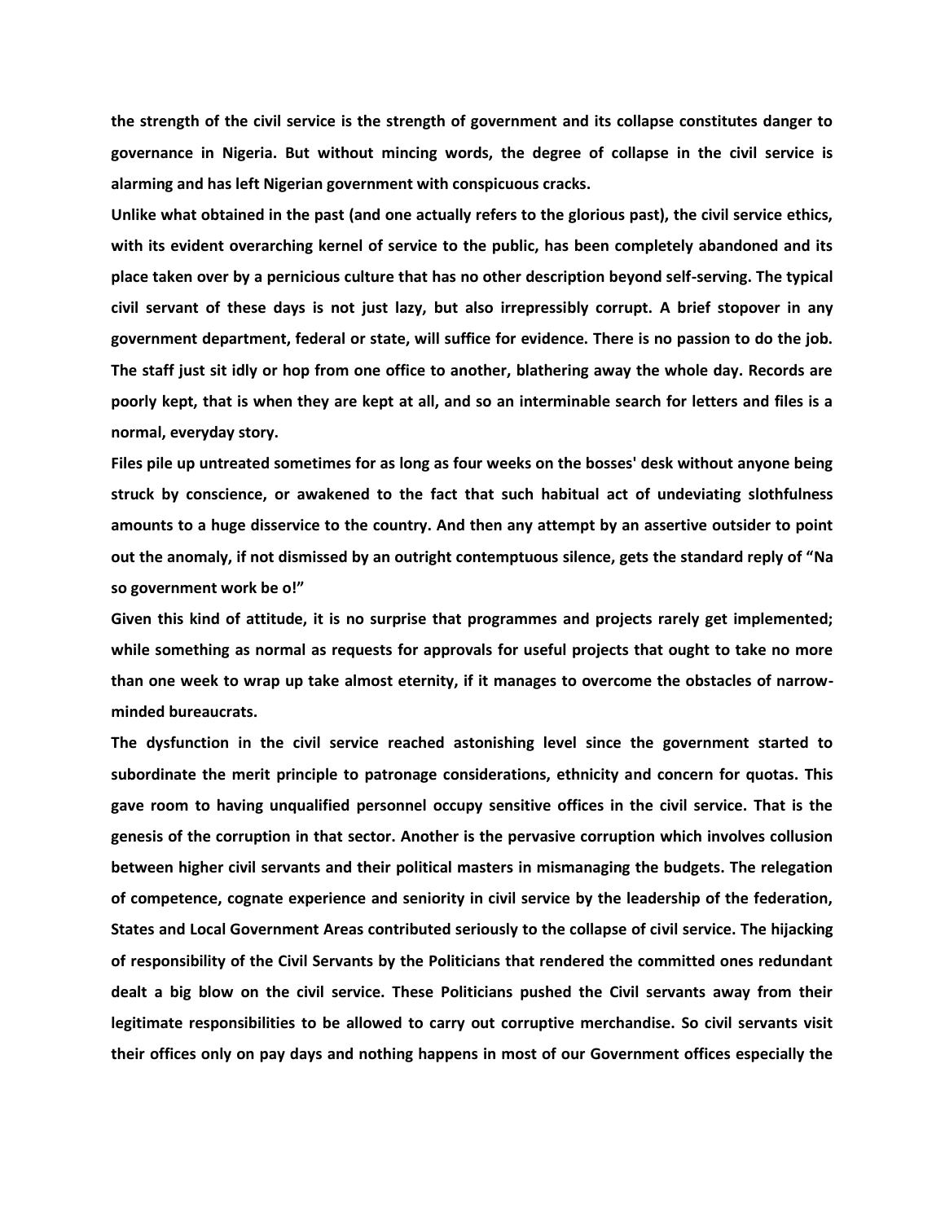**the strength of the civil service is the strength of government and its collapse constitutes danger to governance in Nigeria. But without mincing words, the degree of collapse in the civil service is alarming and has left Nigerian government with conspicuous cracks.**

**Unlike what obtained in the past (and one actually refers to the glorious past), the civil service ethics, with its evident overarching kernel of service to the public, has been completely abandoned and its place taken over by a pernicious culture that has no other description beyond self-serving. The typical civil servant of these days is not just lazy, but also irrepressibly corrupt. A brief stopover in any government department, federal or state, will suffice for evidence. There is no passion to do the job. The staff just sit idly or hop from one office to another, blathering away the whole day. Records are poorly kept, that is when they are kept at all, and so an interminable search for letters and files is a normal, everyday story.**

**Files pile up untreated sometimes for as long as four weeks on the bosses' desk without anyone being struck by conscience, or awakened to the fact that such habitual act of undeviating slothfulness amounts to a huge disservice to the country. And then any attempt by an assertive outsider to point out the anomaly, if not dismissed by an outright contemptuous silence, gets the standard reply of "Na so government work be o!"**

**Given this kind of attitude, it is no surprise that programmes and projects rarely get implemented; while something as normal as requests for approvals for useful projects that ought to take no more than one week to wrap up take almost eternity, if it manages to overcome the obstacles of narrow-minded bureaucrats.**

**The dysfunction in the civil service reached astonishing level since the government started to subordinate the merit principle to patronage considerations, ethnicity and concern for quotas. This gave room to having unqualified personnel occupy sensitive offices in the civil service. That is the genesis of the corruption in that sector. Another is the pervasive corruption which involves collusion between higher civil servants and their political masters in mismanaging the budgets. The relegation of competence, cognate experience and seniority in civil service by the leadership of the federation, States and Local Government Areas contributed seriously to the collapse of civil service. The hijacking of responsibility of the Civil Servants by the Politicians that rendered the committed ones redundant dealt a big blow on the civil service. These Politicians pushed the Civil servants away from their legitimate responsibilities to be allowed to carry out corruptive merchandise. So civil servants visit their offices only on pay days and nothing happens in most of our Government offices especially the**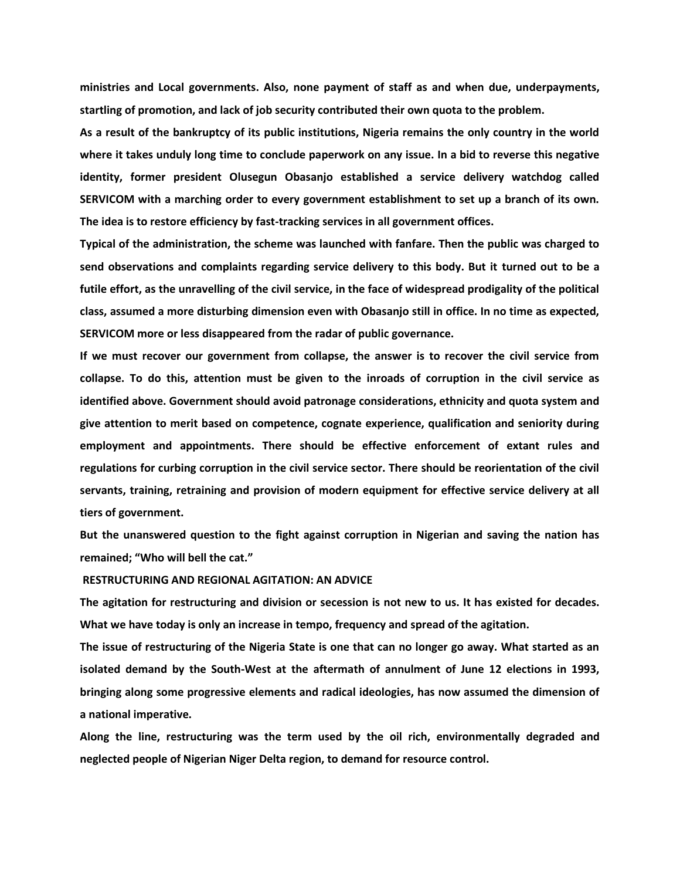ministries and Local governments. Also, none payment of staff as and when due, underpayments, startling of promotion, and lack of job security contributed their own quota to the problem.

As a result of the bankruptcy of its public institutions, Nigeria remains the only country in the world where it takes unduly long time to conclude paperwork on any issue. In a bid to reverse this negative identity, former president Olusegun Obasanjo established a service delivery watchdog called SERVICOM with a marching order to every government establishment to set up a branch of its own. The idea is to restore efficiency by fast-tracking services in all government offices.

Typical of the administration, the scheme was launched with fanfare. Then the public was charged to send observations and complaints regarding service delivery to this body. But it turned out to be a futile effort, as the unravelling of the civil service, in the face of widespread prodigality of the political class, assumed a more disturbing dimension even with Obasanjo still in office. In no time as expected, SERVICOM more or less disappeared from the radar of public governance.

If we must recover our government from collapse, the answer is to recover the civil service from collapse. To do this, attention must be given to the inroads of corruption in the civil service as identified above. Government should avoid patronage considerations, ethnicity and quota system and give attention to merit based on competence, cognate experience, qualification and seniority during employment and appointments. There should be effective enforcement of extant rules and regulations for curbing corruption in the civil service sector. There should be reorientation of the civil servants, training, retraining and provision of modern equipment for effective service delivery at all tiers of government.

But the unanswered question to the fight against corruption in Nigerian and saving the nation has remained; "Who will bell the cat."

## RESTRUCTURING AND REGIONAL AGITATION: AN ADVICE

The agitation for restructuring and division or secession is not new to us. It has existed for decades. What we have today is only an increase in tempo, frequency and spread of the agitation.

The issue of restructuring of the Nigeria State is one that can no longer go away. What started as an isolated demand by the South-West at the aftermath of annulment of June 12 elections in 1993, bringing along some progressive elements and radical ideologies, has now assumed the dimension of a national imperative.

Along the line, restructuring was the term used by the oil rich, environmentally degraded and neglected people of Nigerian Niger Delta region, to demand for resource control.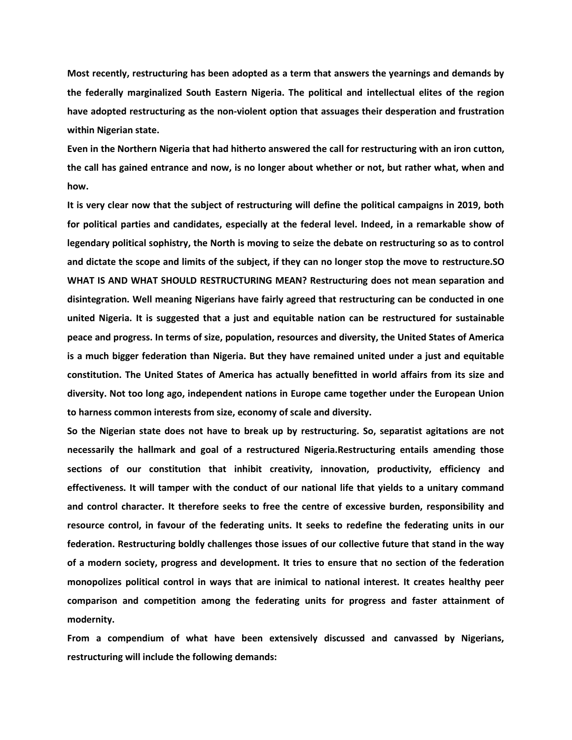**Most recently, restructuring has been adopted as a term that answers the yearnings and demands by the federally marginalized South Eastern Nigeria. The political and intellectual elites of the region have adopted restructuring as the non-violent option that assuages their desperation and frustration within Nigerian state.**

**Even in the Northern Nigeria that had hitherto answered the call for restructuring with an iron cutton, the call has gained entrance and now, is no longer about whether or not, but rather what, when and how.**

**It is very clear now that the subject of restructuring will define the political campaigns in 2019, both for political parties and candidates, especially at the federal level. Indeed, in a remarkable show of legendary political sophistry, the North is moving to seize the debate on restructuring so as to control and dictate the scope and limits of the subject, if they can no longer stop the move to restructure.SO WHAT IS AND WHAT SHOULD RESTRUCTURING MEAN? Restructuring does not mean separation and disintegration. Well meaning Nigerians have fairly agreed that restructuring can be conducted in one united Nigeria. It is suggested that a just and equitable nation can be restructured for sustainable peace and progress. In terms of size, population, resources and diversity, the United States of America is a much bigger federation than Nigeria. But they have remained united under a just and equitable constitution. The United States of America has actually benefitted in world affairs from its size and diversity. Not too long ago, independent nations in Europe came together under the European Union to harness common interests from size, economy of scale and diversity.**

**So the Nigerian state does not have to break up by restructuring. So, separatist agitations are not necessarily the hallmark and goal of a restructured Nigeria.Restructuring entails amending those sections of our constitution that inhibit creativity, innovation, productivity, efficiency and effectiveness. It will tamper with the conduct of our national life that yields to a unitary command and control character. It therefore seeks to free the centre of excessive burden, responsibility and resource control, in favour of the federating units. It seeks to redefine the federating units in our federation. Restructuring boldly challenges those issues of our collective future that stand in the way of a modern society, progress and development. It tries to ensure that no section of the federation monopolizes political control in ways that are inimical to national interest. It creates healthy peer comparison and competition among the federating units for progress and faster attainment of modernity.**

**From a compendium of what have been extensively discussed and canvassed by Nigerians, restructuring will include the following demands:**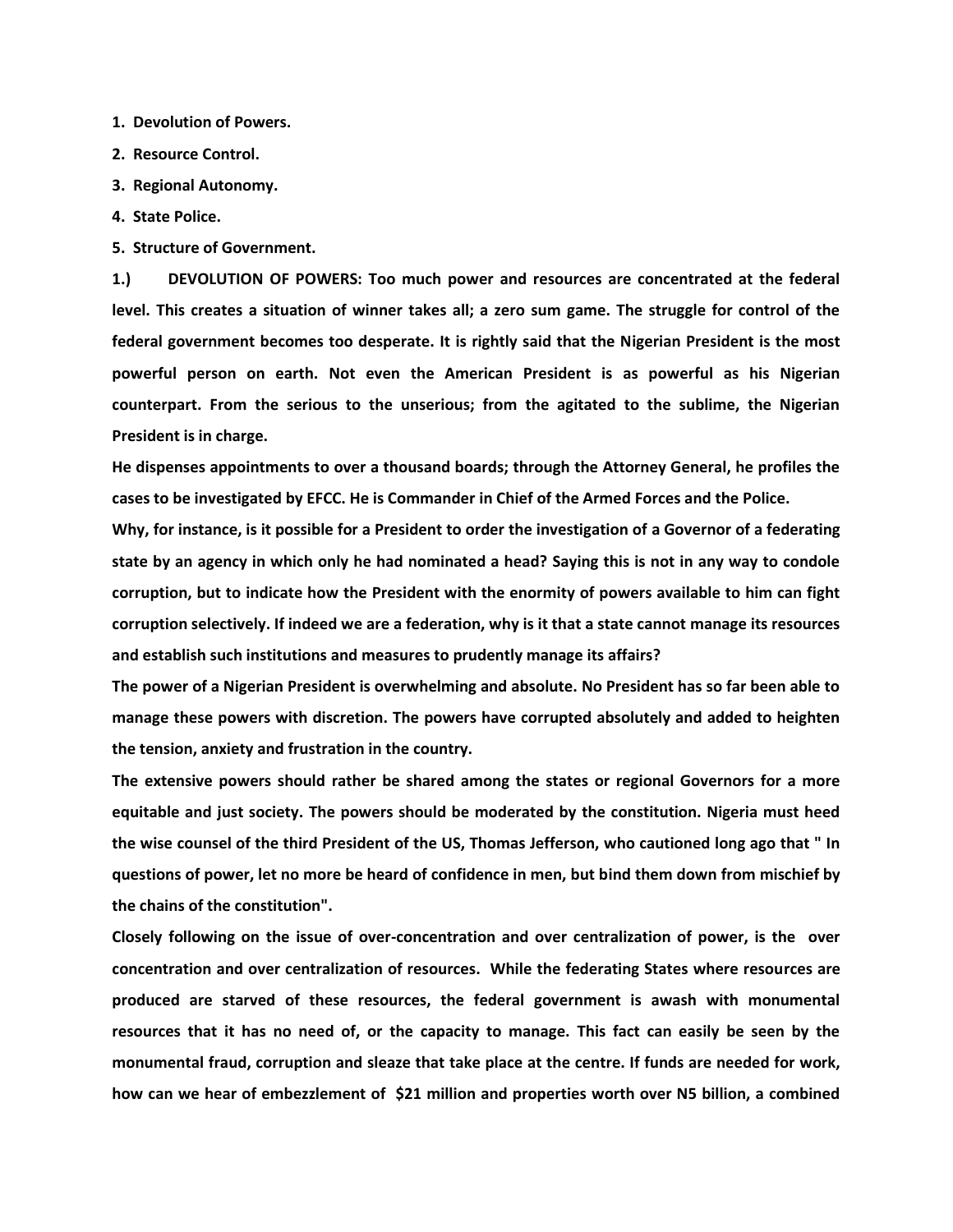**1. Devolution of Powers.**

**2. Resource Control.**

**3. Regional Autonomy.**

**4. State Police.**

**5. Structure of Government.**

**1.) DEVOLUTION OF POWERS: Too much power and resources are concentrated at the federal level. This creates a situation of winner takes all; a zero sum game. The struggle for control of the federal government becomes too desperate. It is rightly said that the Nigerian President is the most powerful person on earth. Not even the American President is as powerful as his Nigerian counterpart. From the serious to the unserious; from the agitated to the sublime, the Nigerian President is in charge.**

**He dispenses appointments to over a thousand boards; through the Attorney General, he profiles the cases to be investigated by EFCC. He is Commander in Chief of the Armed Forces and the Police.**

**Why, for instance, is it possible for a President to order the investigation of a Governor of a federating state by an agency in which only he had nominated a head? Saying this is not in any way to condole corruption, but to indicate how the President with the enormity of powers available to him can fight corruption selectively. If indeed we are a federation, why is it that a state cannot manage its resources and establish such institutions and measures to prudently manage its affairs?**

**The power of a Nigerian President is overwhelming and absolute. No President has so far been able to manage these powers with discretion. The powers have corrupted absolutely and added to heighten the tension, anxiety and frustration in the country.**

**The extensive powers should rather be shared among the states or regional Governors for a more equitable and just society. The powers should be moderated by the constitution. Nigeria must heed the wise counsel of the third President of the US, Thomas Jefferson, who cautioned long ago that " In questions of power, let no more be heard of confidence in men, but bind them down from mischief by the chains of the constitution".**

**Closely following on the issue of over-concentration and over centralization of power, is the over concentration and over centralization of resources. While the federating States where resources are produced are starved of these resources, the federal government is awash with monumental resources that it has no need of, or the capacity to manage. This fact can easily be seen by the monumental fraud, corruption and sleaze that take place at the centre. If funds are needed for work, how can we hear of embezzlement of $21 million and properties worth over N5 billion, a combined**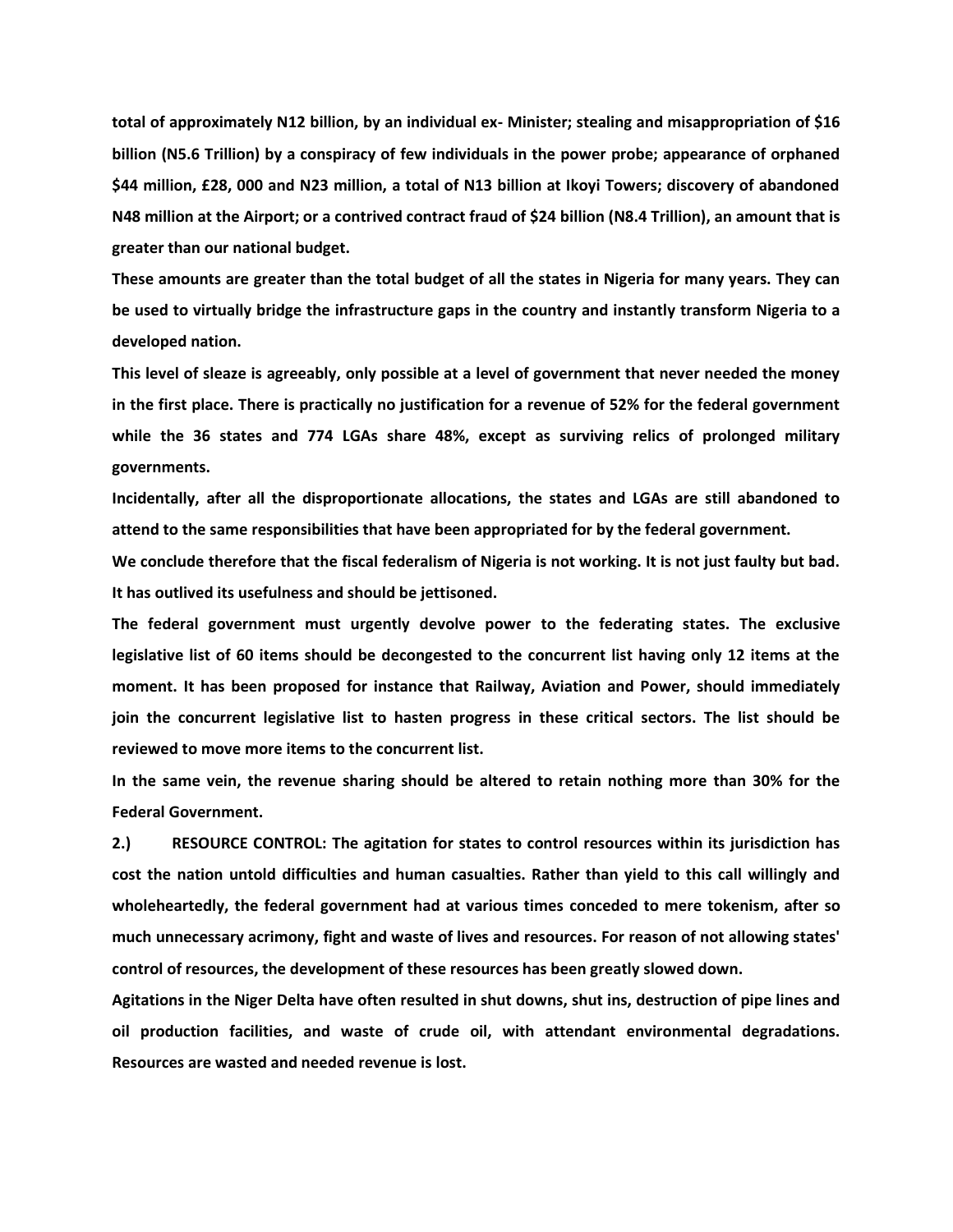**total of approximately N12 billion, by an individual ex- Minister; stealing and misappropriation of $16 billion (N5.6 Trillion) by a conspiracy of few individuals in the power probe; appearance of orphaned $44 million, £28, 000 and N23 million, a total of N13 billion at Ikoyi Towers; discovery of abandoned N48 million at the Airport; or a contrived contract fraud of $24 billion (N8.4 Trillion), an amount that is greater than our national budget.**

**These amounts are greater than the total budget of all the states in Nigeria for many years. They can be used to virtually bridge the infrastructure gaps in the country and instantly transform Nigeria to a developed nation.**

**This level of sleaze is agreeably, only possible at a level of government that never needed the money in the first place. There is practically no justification for a revenue of 52% for the federal government while the 36 states and 774 LGAs share 48%, except as surviving relics of prolonged military governments.**

**Incidentally, after all the disproportionate allocations, the states and LGAs are still abandoned to attend to the same responsibilities that have been appropriated for by the federal government.**

**We conclude therefore that the fiscal federalism of Nigeria is not working. It is not just faulty but bad. It has outlived its usefulness and should be jettisoned.**

**The federal government must urgently devolve power to the federating states. The exclusive legislative list of 60 items should be decongested to the concurrent list having only 12 items at the moment. It has been proposed for instance that Railway, Aviation and Power, should immediately join the concurrent legislative list to hasten progress in these critical sectors. The list should be reviewed to move more items to the concurrent list.**

**In the same vein, the revenue sharing should be altered to retain nothing more than 30% for the Federal Government.**

**2.) RESOURCE CONTROL: The agitation for states to control resources within its jurisdiction has cost the nation untold difficulties and human casualties. Rather than yield to this call willingly and wholeheartedly, the federal government had at various times conceded to mere tokenism, after so much unnecessary acrimony, fight and waste of lives and resources. For reason of not allowing states' control of resources, the development of these resources has been greatly slowed down.**

**Agitations in the Niger Delta have often resulted in shut downs, shut ins, destruction of pipe lines and oil production facilities, and waste of crude oil, with attendant environmental degradations. Resources are wasted and needed revenue is lost.**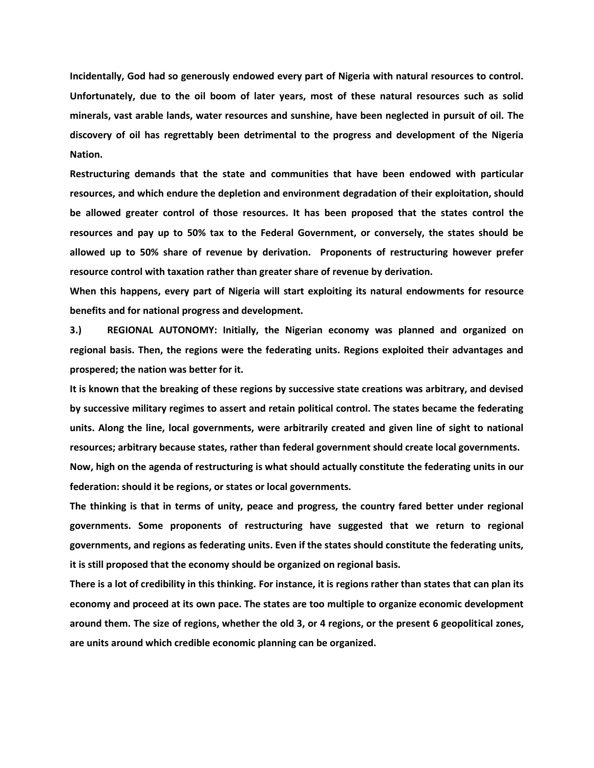**Incidentally, God had so generously endowed every part of Nigeria with natural resources to control. Unfortunately, due to the oil boom of later years, most of these natural resources such as solid minerals, vast arable lands, water resources and sunshine, have been neglected in pursuit of oil. The discovery of oil has regrettably been detrimental to the progress and development of the Nigeria Nation.**

**Restructuring demands that the state and communities that have been endowed with particular resources, and which endure the depletion and environment degradation of their exploitation, should be allowed greater control of those resources. It has been proposed that the states control the resources and pay up to 50% tax to the Federal Government, or conversely, the states should be allowed up to 50% share of revenue by derivation. Proponents of restructuring however prefer resource control with taxation rather than greater share of revenue by derivation.**

**When this happens, every part of Nigeria will start exploiting its natural endowments for resource benefits and for national progress and development.**

**3.) REGIONAL AUTONOMY: Initially, the Nigerian economy was planned and organized on regional basis. Then, the regions were the federating units. Regions exploited their advantages and prospered; the nation was better for it.**

**It is known that the breaking of these regions by successive state creations was arbitrary, and devised by successive military regimes to assert and retain political control. The states became the federating units. Along the line, local governments, were arbitrarily created and given line of sight to national resources; arbitrary because states, rather than federal government should create local governments.**

**Now, high on the agenda of restructuring is what should actually constitute the federating units in our federation: should it be regions, or states or local governments.**

**The thinking is that in terms of unity, peace and progress, the country fared better under regional governments. Some proponents of restructuring have suggested that we return to regional governments, and regions as federating units. Even if the states should constitute the federating units, it is still proposed that the economy should be organized on regional basis.**

**There is a lot of credibility in this thinking. For instance, it is regions rather than states that can plan its economy and proceed at its own pace. The states are too multiple to organize economic development around them. The size of regions, whether the old 3, or 4 regions, or the present 6 geopolitical zones, are units around which credible economic planning can be organized.**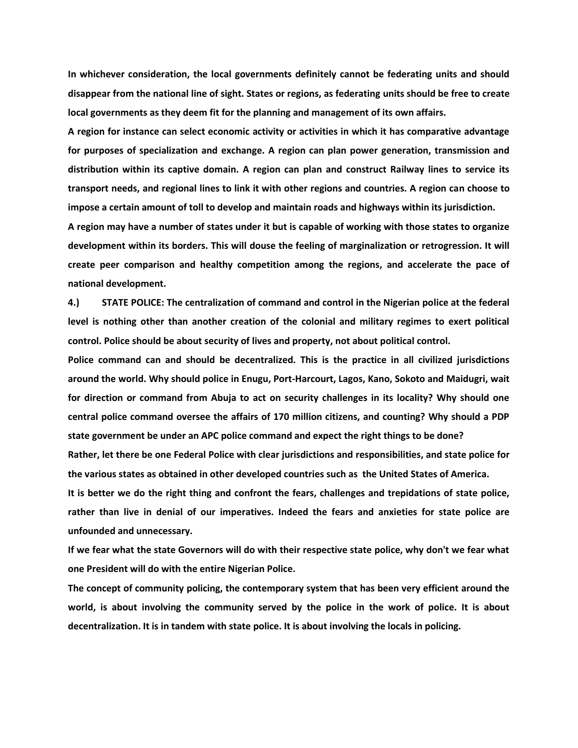**In whichever consideration, the local governments definitely cannot be federating units and should disappear from the national line of sight. States or regions, as federating units should be free to create local governments as they deem fit for the planning and management of its own affairs.**

**A region for instance can select economic activity or activities in which it has comparative advantage for purposes of specialization and exchange. A region can plan power generation, transmission and distribution within its captive domain. A region can plan and construct Railway lines to service its transport needs, and regional lines to link it with other regions and countries. A region can choose to impose a certain amount of toll to develop and maintain roads and highways within its jurisdiction.**

**A region may have a number of states under it but is capable of working with those states to organize development within its borders. This will douse the feeling of marginalization or retrogression. It will create peer comparison and healthy competition among the regions, and accelerate the pace of national development.**

**4.) STATE POLICE: The centralization of command and control in the Nigerian police at the federal level is nothing other than another creation of the colonial and military regimes to exert political control. Police should be about security of lives and property, not about political control.**

**Police command can and should be decentralized. This is the practice in all civilized jurisdictions around the world. Why should police in Enugu, Port-Harcourt, Lagos, Kano, Sokoto and Maidugri, wait for direction or command from Abuja to act on security challenges in its locality? Why should one central police command oversee the affairs of 170 million citizens, and counting? Why should a PDP state government be under an APC police command and expect the right things to be done?**

**Rather, let there be one Federal Police with clear jurisdictions and responsibilities, and state police for the various states as obtained in other developed countries such as the United States of America.**

**It is better we do the right thing and confront the fears, challenges and trepidations of state police, rather than live in denial of our imperatives. Indeed the fears and anxieties for state police are unfounded and unnecessary.**

**If we fear what the state Governors will do with their respective state police, why don't we fear what one President will do with the entire Nigerian Police.**

**The concept of community policing, the contemporary system that has been very efficient around the world, is about involving the community served by the police in the work of police. It is about decentralization. It is in tandem with state police. It is about involving the locals in policing.**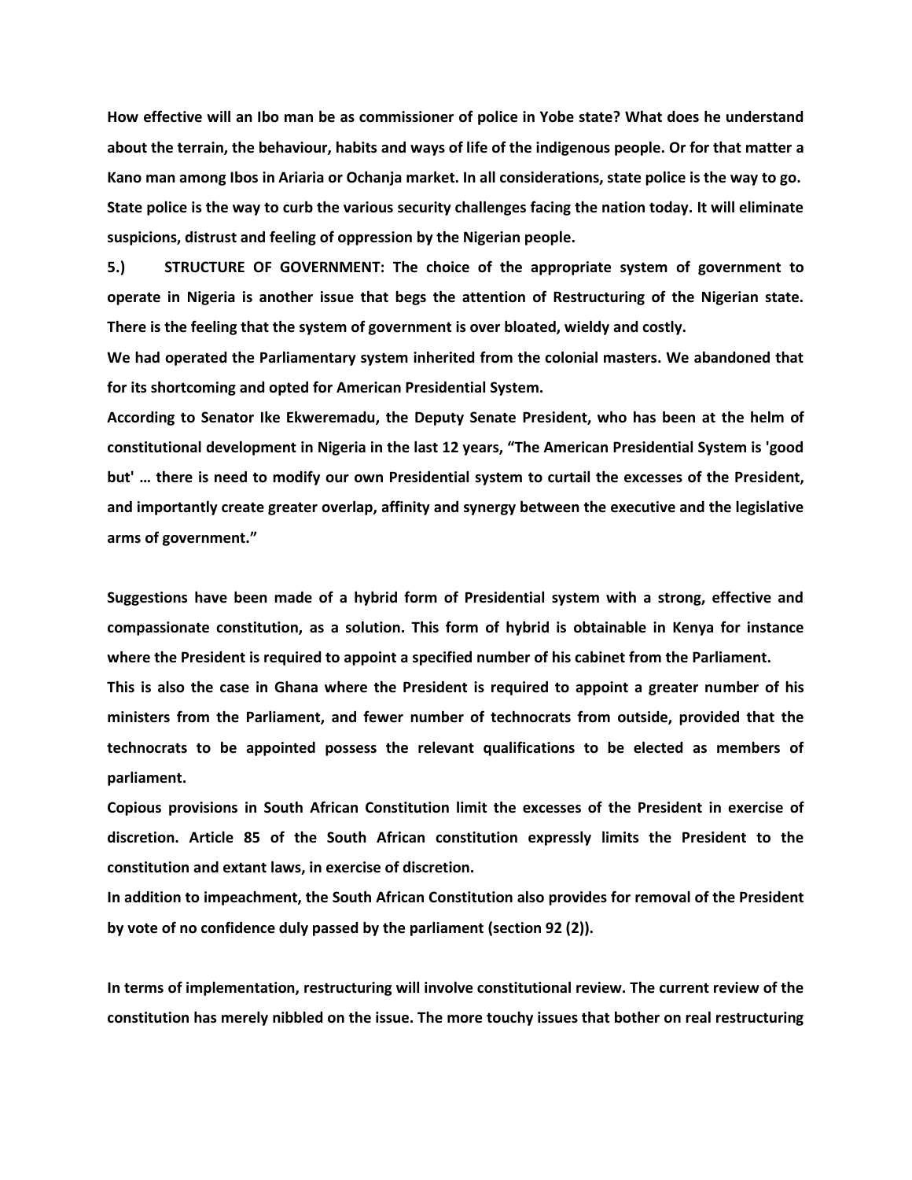**How effective will an Ibo man be as commissioner of police in Yobe state? What does he understand about the terrain, the behaviour, habits and ways of life of the indigenous people. Or for that matter a Kano man among Ibos in Ariaria or Ochanja market. In all considerations, state police is the way to go. State police is the way to curb the various security challenges facing the nation today. It will eliminate suspicions, distrust and feeling of oppression by the Nigerian people.**

**5.) STRUCTURE OF GOVERNMENT: The choice of the appropriate system of government to operate in Nigeria is another issue that begs the attention of Restructuring of the Nigerian state. There is the feeling that the system of government is over bloated, wieldy and costly.**

**We had operated the Parliamentary system inherited from the colonial masters. We abandoned that for its shortcoming and opted for American Presidential System.**

**According to Senator Ike Ekweremadu, the Deputy Senate President, who has been at the helm of constitutional development in Nigeria in the last 12 years, "The American Presidential System is 'good but' … there is need to modify our own Presidential system to curtail the excesses of the President, and importantly create greater overlap, affinity and synergy between the executive and the legislative arms of government."**

**Suggestions have been made of a hybrid form of Presidential system with a strong, effective and compassionate constitution, as a solution. This form of hybrid is obtainable in Kenya for instance where the President is required to appoint a specified number of his cabinet from the Parliament.**

**This is also the case in Ghana where the President is required to appoint a greater number of his ministers from the Parliament, and fewer number of technocrats from outside, provided that the technocrats to be appointed possess the relevant qualifications to be elected as members of parliament.**

**Copious provisions in South African Constitution limit the excesses of the President in exercise of discretion. Article 85 of the South African constitution expressly limits the President to the constitution and extant laws, in exercise of discretion.**

**In addition to impeachment, the South African Constitution also provides for removal of the President by vote of no confidence duly passed by the parliament (section 92 (2)).**

**In terms of implementation, restructuring will involve constitutional review. The current review of the constitution has merely nibbled on the issue. The more touchy issues that bother on real restructuring**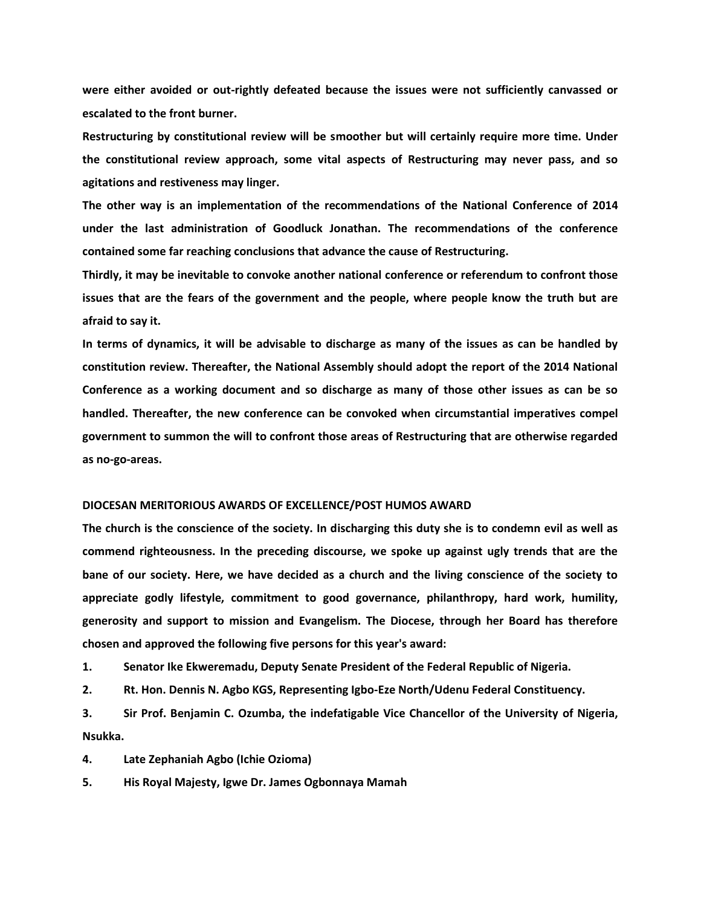**were either avoided or out-rightly defeated because the issues were not sufficiently canvassed or escalated to the front burner.**

**Restructuring by constitutional review will be smoother but will certainly require more time. Under the constitutional review approach, some vital aspects of Restructuring may never pass, and so agitations and restiveness may linger.**

**The other way is an implementation of the recommendations of the National Conference of 2014 under the last administration of Goodluck Jonathan. The recommendations of the conference contained some far reaching conclusions that advance the cause of Restructuring.**

**Thirdly, it may be inevitable to convoke another national conference or referendum to confront those issues that are the fears of the government and the people, where people know the truth but are afraid to say it.**

**In terms of dynamics, it will be advisable to discharge as many of the issues as can be handled by constitution review. Thereafter, the National Assembly should adopt the report of the 2014 National Conference as a working document and so discharge as many of those other issues as can be so handled. Thereafter, the new conference can be convoked when circumstantial imperatives compel government to summon the will to confront those areas of Restructuring that are otherwise regarded as no-go-areas.**

## DIOCESAN MERITORIOUS AWARDS OF EXCELLENCE/POST HUMOS AWARD

**The church is the conscience of the society. In discharging this duty she is to condemn evil as well as commend righteousness. In the preceding discourse, we spoke up against ugly trends that are the bane of our society. Here, we have decided as a church and the living conscience of the society to appreciate godly lifestyle, commitment to good governance, philanthropy, hard work, humility, generosity and support to mission and Evangelism. The Diocese, through her Board has therefore chosen and approved the following five persons for this year's award:**

1. **Senator Ike Ekweremadu, Deputy Senate President of the Federal Republic of Nigeria.**
2. **Rt. Hon. Dennis N. Agbo KGS, Representing Igbo-Eze North/Udenu Federal Constituency.**
3. **Sir Prof. Benjamin C. Ozumba, the indefatigable Vice Chancellor of the University of Nigeria, Nsukka.**
4. **Late Zephaniah Agbo (Ichie Ozioma)**
5. **His Royal Majesty, Igwe Dr. James Ogbonnaya Mamah**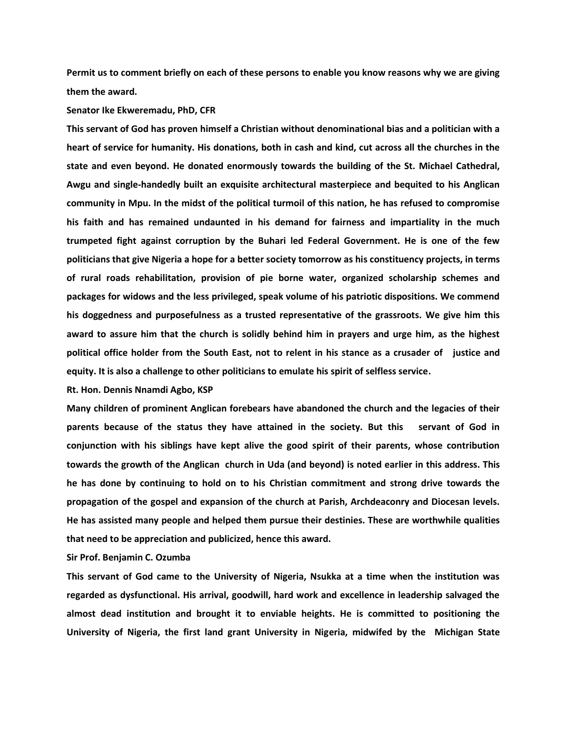**Permit us to comment briefly on each of these persons to enable you know reasons why we are giving them the award.**

**Senator Ike Ekweremadu, PhD, CFR**

**This servant of God has proven himself a Christian without denominational bias and a politician with a heart of service for humanity. His donations, both in cash and kind, cut across all the churches in the state and even beyond. He donated enormously towards the building of the St. Michael Cathedral, Awgu and single-handedly built an exquisite architectural masterpiece and bequited to his Anglican community in Mpu. In the midst of the political turmoil of this nation, he has refused to compromise his faith and has remained undaunted in his demand for fairness and impartiality in the much trumpeted fight against corruption by the Buhari led Federal Government. He is one of the few politicians that give Nigeria a hope for a better society tomorrow as his constituency projects, in terms of rural roads rehabilitation, provision of pie borne water, organized scholarship schemes and packages for widows and the less privileged, speak volume of his patriotic dispositions. We commend his doggedness and purposefulness as a trusted representative of the grassroots. We give him this award to assure him that the church is solidly behind him in prayers and urge him, as the highest political office holder from the South East, not to relent in his stance as a crusader of justice and equity. It is also a challenge to other politicians to emulate his spirit of selfless service.**

**Rt. Hon. Dennis Nnamdi Agbo, KSP**

**Many children of prominent Anglican forebears have abandoned the church and the legacies of their parents because of the status they have attained in the society. But this servant of God in conjunction with his siblings have kept alive the good spirit of their parents, whose contribution towards the growth of the Anglican church in Uda (and beyond) is noted earlier in this address. This he has done by continuing to hold on to his Christian commitment and strong drive towards the propagation of the gospel and expansion of the church at Parish, Archdeaconry and Diocesan levels. He has assisted many people and helped them pursue their destinies. These are worthwhile qualities that need to be appreciation and publicized, hence this award.**

**Sir Prof. Benjamin C. Ozumba**

**This servant of God came to the University of Nigeria, Nsukka at a time when the institution was regarded as dysfunctional. His arrival, goodwill, hard work and excellence in leadership salvaged the almost dead institution and brought it to enviable heights. He is committed to positioning the University of Nigeria, the first land grant University in Nigeria, midwifed by the Michigan State**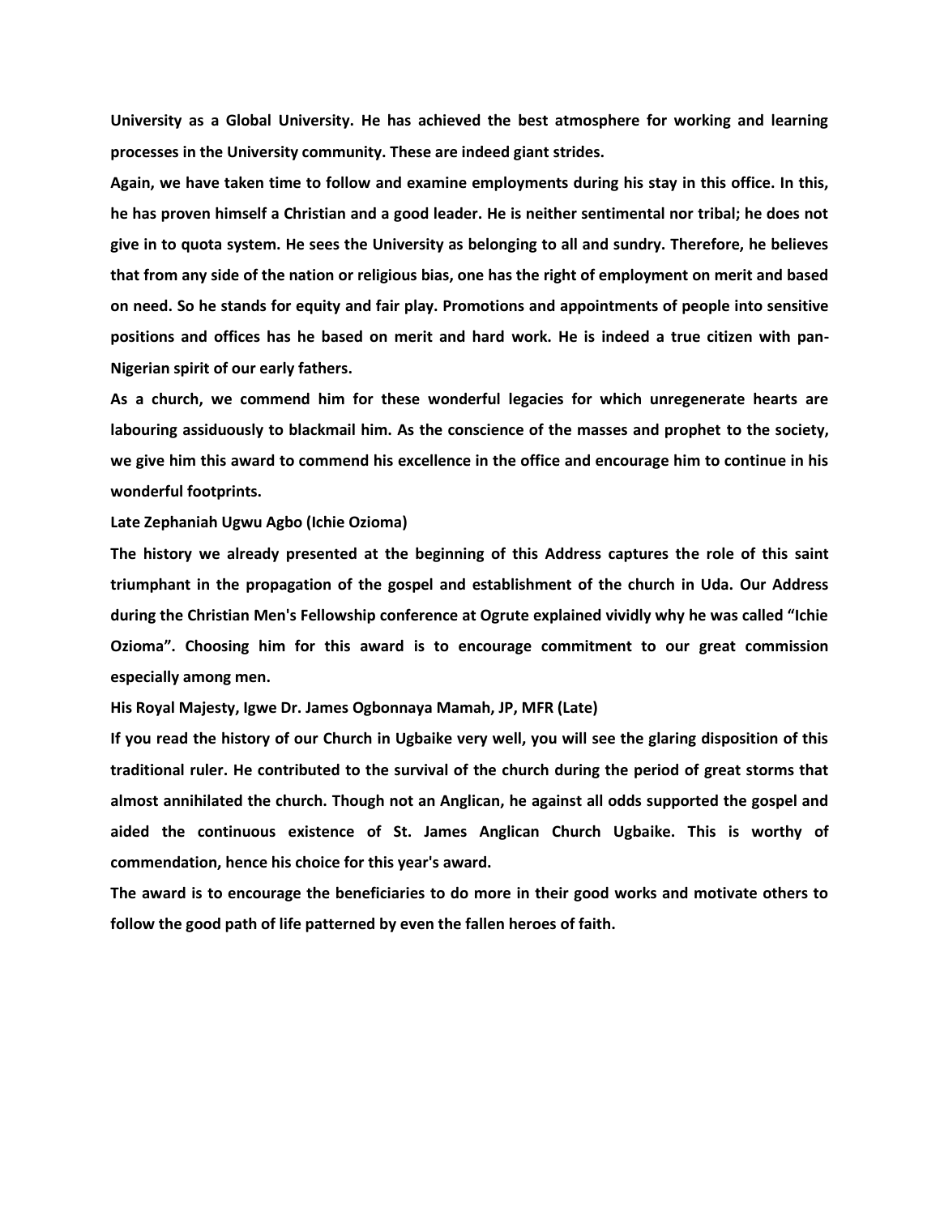**University as a Global University. He has achieved the best atmosphere for working and learning processes in the University community. These are indeed giant strides.**

**Again, we have taken time to follow and examine employments during his stay in this office. In this, he has proven himself a Christian and a good leader. He is neither sentimental nor tribal; he does not give in to quota system. He sees the University as belonging to all and sundry. Therefore, he believes that from any side of the nation or religious bias, one has the right of employment on merit and based on need. So he stands for equity and fair play. Promotions and appointments of people into sensitive positions and offices has he based on merit and hard work. He is indeed a true citizen with pan-Nigerian spirit of our early fathers.**

**As a church, we commend him for these wonderful legacies for which unregenerate hearts are labouring assiduously to blackmail him. As the conscience of the masses and prophet to the society, we give him this award to commend his excellence in the office and encourage him to continue in his wonderful footprints.**

**Late Zephaniah Ugwu Agbo (Ichie Ozioma)**

**The history we already presented at the beginning of this Address captures the role of this saint triumphant in the propagation of the gospel and establishment of the church in Uda. Our Address during the Christian Men's Fellowship conference at Ogrute explained vividly why he was called "Ichie Ozioma". Choosing him for this award is to encourage commitment to our great commission especially among men.**

**His Royal Majesty, Igwe Dr. James Ogbonnaya Mamah, JP, MFR (Late)**

**If you read the history of our Church in Ugbaike very well, you will see the glaring disposition of this traditional ruler. He contributed to the survival of the church during the period of great storms that almost annihilated the church. Though not an Anglican, he against all odds supported the gospel and aided the continuous existence of St. James Anglican Church Ugbaike. This is worthy of commendation, hence his choice for this year's award.**

**The award is to encourage the beneficiaries to do more in their good works and motivate others to follow the good path of life patterned by even the fallen heroes of faith.**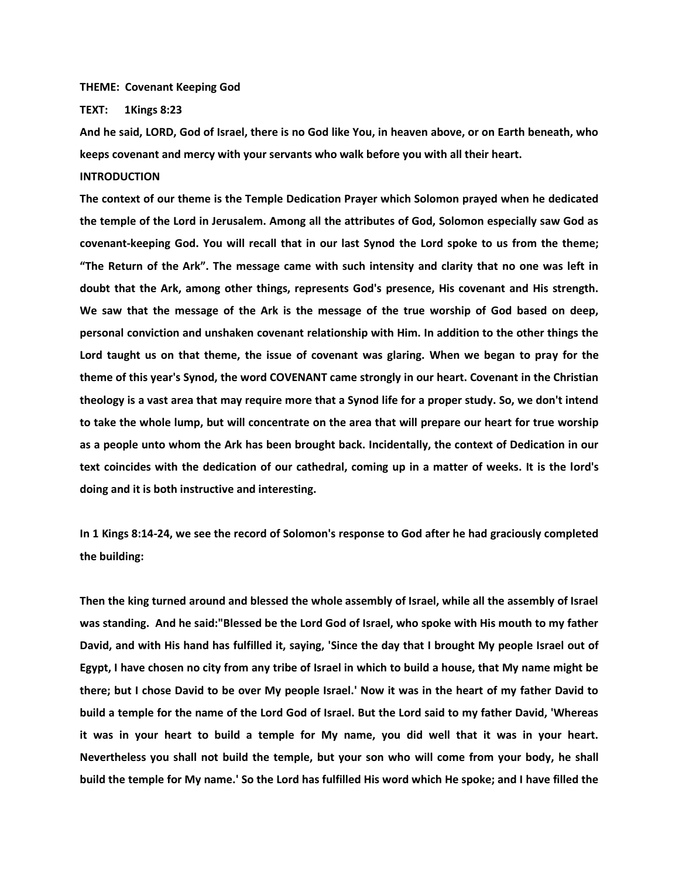**THEME: Covenant Keeping God**

**TEXT: 1Kings 8:23**

**And he said, LORD, God of Israel, there is no God like You, in heaven above, or on Earth beneath, who keeps covenant and mercy with your servants who walk before you with all their heart.**

**INTRODUCTION**

**The context of our theme is the Temple Dedication Prayer which Solomon prayed when he dedicated the temple of the Lord in Jerusalem. Among all the attributes of God, Solomon especially saw God as covenant-keeping God. You will recall that in our last Synod the Lord spoke to us from the theme; "The Return of the Ark". The message came with such intensity and clarity that no one was left in doubt that the Ark, among other things, represents God's presence, His covenant and His strength. We saw that the message of the Ark is the message of the true worship of God based on deep, personal conviction and unshaken covenant relationship with Him. In addition to the other things the Lord taught us on that theme, the issue of covenant was glaring. When we began to pray for the theme of this year's Synod, the word COVENANT came strongly in our heart. Covenant in the Christian theology is a vast area that may require more that a Synod life for a proper study. So, we don't intend to take the whole lump, but will concentrate on the area that will prepare our heart for true worship as a people unto whom the Ark has been brought back. Incidentally, the context of Dedication in our text coincides with the dedication of our cathedral, coming up in a matter of weeks. It is the lord's doing and it is both instructive and interesting.**

**In 1 Kings 8:14-24, we see the record of Solomon's response to God after he had graciously completed the building:**

**Then the king turned around and blessed the whole assembly of Israel, while all the assembly of Israel was standing. And he said:"Blessed be the Lord God of Israel, who spoke with His mouth to my father David, and with His hand has fulfilled it, saying, 'Since the day that I brought My people Israel out of Egypt, I have chosen no city from any tribe of Israel in which to build a house, that My name might be there; but I chose David to be over My people Israel.' Now it was in the heart of my father David to build a temple for the name of the Lord God of Israel. But the Lord said to my father David, 'Whereas it was in your heart to build a temple for My name, you did well that it was in your heart. Nevertheless you shall not build the temple, but your son who will come from your body, he shall build the temple for My name.' So the Lord has fulfilled His word which He spoke; and I have filled the**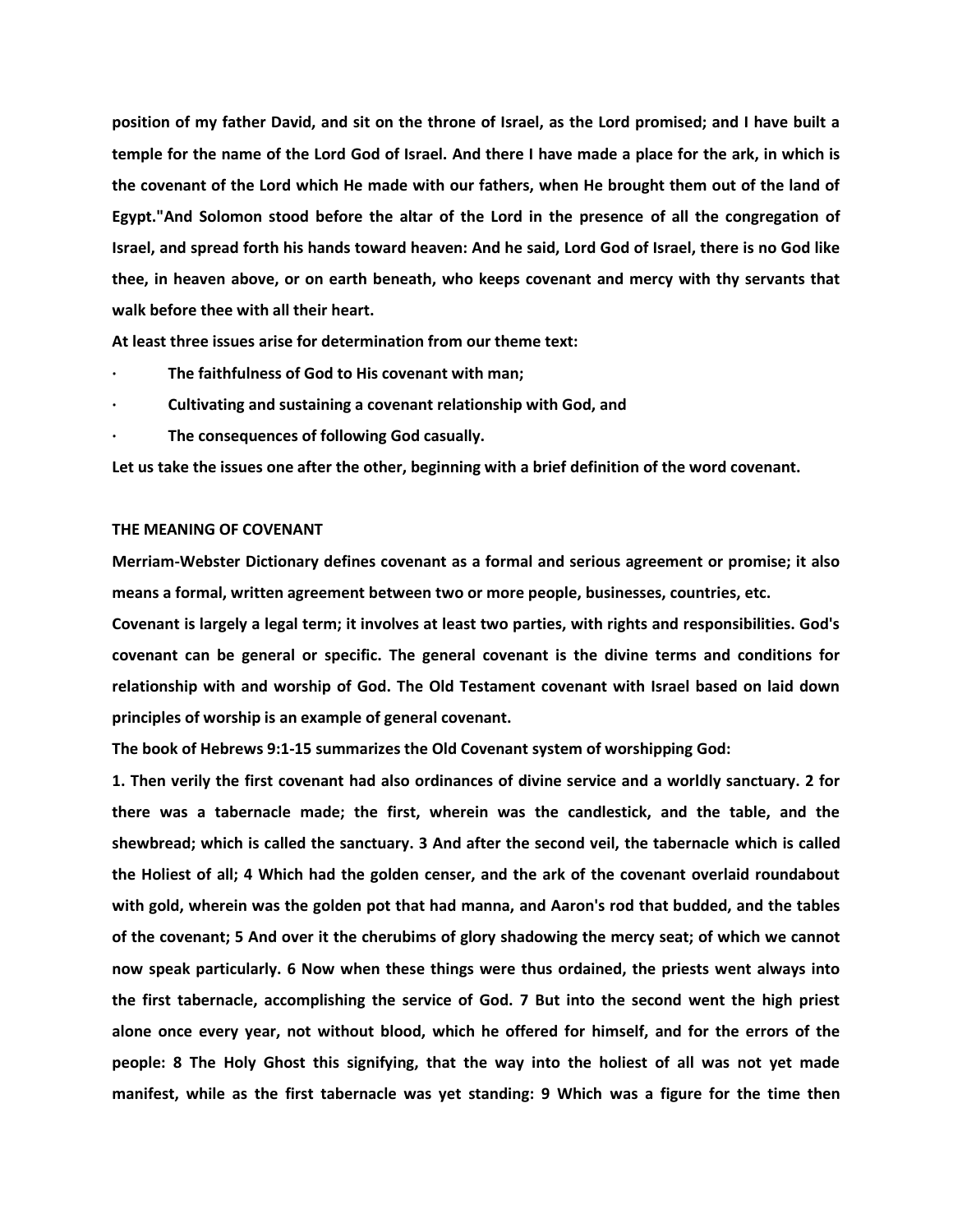**position of my father David, and sit on the throne of Israel, as the Lord promised; and I have built a temple for the name of the Lord God of Israel. And there I have made a place for the ark, in which is the covenant of the Lord which He made with our fathers, when He brought them out of the land of Egypt."And Solomon stood before the altar of the Lord in the presence of all the congregation of Israel, and spread forth his hands toward heaven: And he said, Lord God of Israel, there is no God like thee, in heaven above, or on earth beneath, who keeps covenant and mercy with thy servants that walk before thee with all their heart.**

**At least three issues arise for determination from our theme text:**

- **The faithfulness of God to His covenant with man;**
- **Cultivating and sustaining a covenant relationship with God, and**
- **The consequences of following God casually.**

**Let us take the issues one after the other, beginning with a brief definition of the word covenant.**

## THE MEANING OF COVENANT

**Merriam-Webster Dictionary defines covenant as a formal and serious agreement or promise; it also means a formal, written agreement between two or more people, businesses, countries, etc.**

**Covenant is largely a legal term; it involves at least two parties, with rights and responsibilities. God's covenant can be general or specific. The general covenant is the divine terms and conditions for relationship with and worship of God. The Old Testament covenant with Israel based on laid down principles of worship is an example of general covenant.**

**The book of Hebrews 9:1-15 summarizes the Old Covenant system of worshipping God:**

**1. Then verily the first covenant had also ordinances of divine service and a worldly sanctuary. 2 for there was a tabernacle made; the first, wherein was the candlestick, and the table, and the shewbread; which is called the sanctuary. 3 And after the second veil, the tabernacle which is called the Holiest of all; 4 Which had the golden censer, and the ark of the covenant overlaid roundabout with gold, wherein was the golden pot that had manna, and Aaron's rod that budded, and the tables of the covenant; 5 And over it the cherubims of glory shadowing the mercy seat; of which we cannot now speak particularly. 6 Now when these things were thus ordained, the priests went always into the first tabernacle, accomplishing the service of God. 7 But into the second went the high priest alone once every year, not without blood, which he offered for himself, and for the errors of the people: 8 The Holy Ghost this signifying, that the way into the holiest of all was not yet made manifest, while as the first tabernacle was yet standing: 9 Which was a figure for the time then**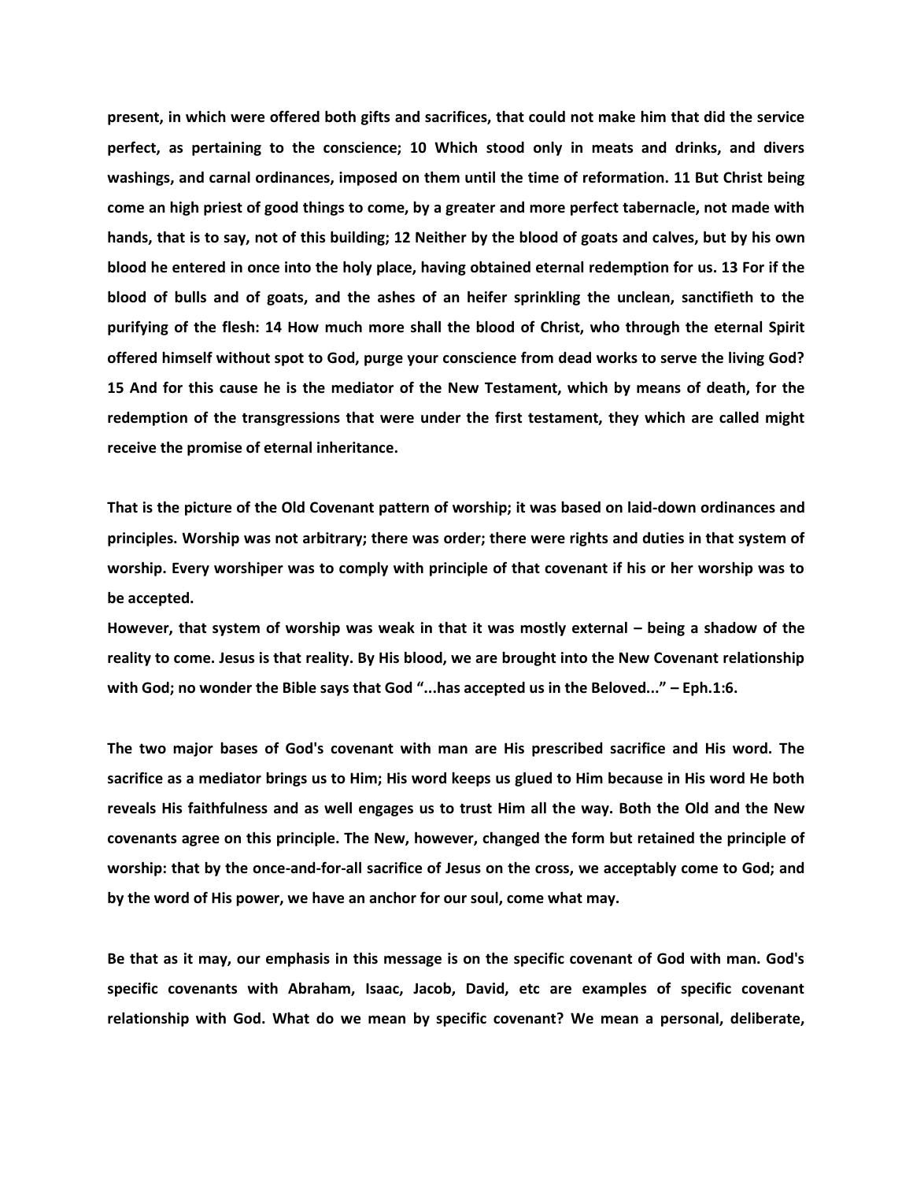**present, in which were offered both gifts and sacrifices, that could not make him that did the service perfect, as pertaining to the conscience; 10 Which stood only in meats and drinks, and divers washings, and carnal ordinances, imposed on them until the time of reformation. 11 But Christ being come an high priest of good things to come, by a greater and more perfect tabernacle, not made with hands, that is to say, not of this building; 12 Neither by the blood of goats and calves, but by his own blood he entered in once into the holy place, having obtained eternal redemption for us. 13 For if the blood of bulls and of goats, and the ashes of an heifer sprinkling the unclean, sanctifieth to the purifying of the flesh: 14 How much more shall the blood of Christ, who through the eternal Spirit offered himself without spot to God, purge your conscience from dead works to serve the living God? 15 And for this cause he is the mediator of the New Testament, which by means of death, for the redemption of the transgressions that were under the first testament, they which are called might receive the promise of eternal inheritance.**

**That is the picture of the Old Covenant pattern of worship; it was based on laid-down ordinances and principles. Worship was not arbitrary; there was order; there were rights and duties in that system of worship. Every worshiper was to comply with principle of that covenant if his or her worship was to be accepted.**

**However, that system of worship was weak in that it was mostly external – being a shadow of the reality to come. Jesus is that reality. By His blood, we are brought into the New Covenant relationship with God; no wonder the Bible says that God "...has accepted us in the Beloved..." – Eph.1:6.**

**The two major bases of God's covenant with man are His prescribed sacrifice and His word. The sacrifice as a mediator brings us to Him; His word keeps us glued to Him because in His word He both reveals His faithfulness and as well engages us to trust Him all the way. Both the Old and the New covenants agree on this principle. The New, however, changed the form but retained the principle of worship: that by the once-and-for-all sacrifice of Jesus on the cross, we acceptably come to God; and by the word of His power, we have an anchor for our soul, come what may.**

**Be that as it may, our emphasis in this message is on the specific covenant of God with man. God's specific covenants with Abraham, Isaac, Jacob, David, etc are examples of specific covenant relationship with God. What do we mean by specific covenant? We mean a personal, deliberate,**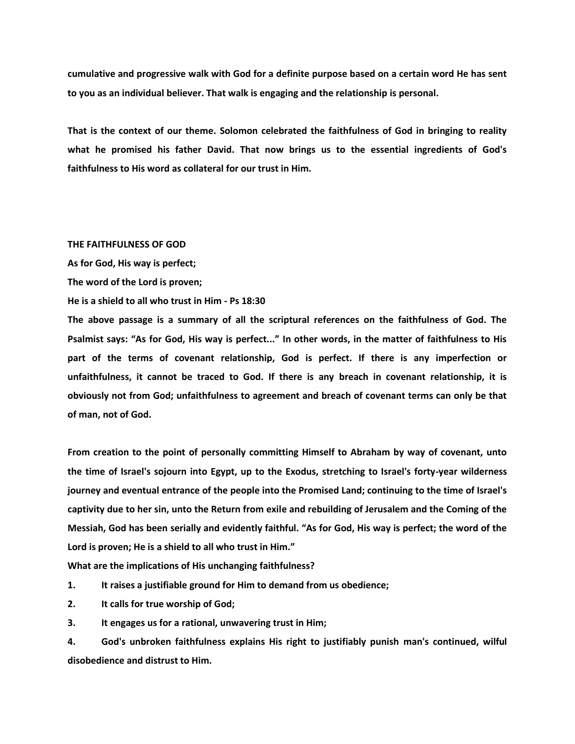**cumulative and progressive walk with God for a definite purpose based on a certain word He has sent to you as an individual believer. That walk is engaging and the relationship is personal.**

**That is the context of our theme. Solomon celebrated the faithfulness of God in bringing to reality what he promised his father David. That now brings us to the essential ingredients of God's faithfulness to His word as collateral for our trust in Him.**

## THE FAITHFULNESS OF GOD

**As for God, His way is perfect;**

**The word of the Lord is proven;**

**He is a shield to all who trust in Him - Ps 18:30**

**The above passage is a summary of all the scriptural references on the faithfulness of God. The Psalmist says: "As for God, His way is perfect..." In other words, in the matter of faithfulness to His part of the terms of covenant relationship, God is perfect. If there is any imperfection or unfaithfulness, it cannot be traced to God. If there is any breach in covenant relationship, it is obviously not from God; unfaithfulness to agreement and breach of covenant terms can only be that of man, not of God.**

**From creation to the point of personally committing Himself to Abraham by way of covenant, unto the time of Israel's sojourn into Egypt, up to the Exodus, stretching to Israel's forty-year wilderness journey and eventual entrance of the people into the Promised Land; continuing to the time of Israel's captivity due to her sin, unto the Return from exile and rebuilding of Jerusalem and the Coming of the Messiah, God has been serially and evidently faithful. "As for God, His way is perfect; the word of the Lord is proven; He is a shield to all who trust in Him."**

**What are the implications of His unchanging faithfulness?**

1. **It raises a justifiable ground for Him to demand from us obedience;**
2. **It calls for true worship of God;**
3. **It engages us for a rational, unwavering trust in Him;**
4. **God's unbroken faithfulness explains His right to justifiably punish man's continued, wilful disobedience and distrust to Him.**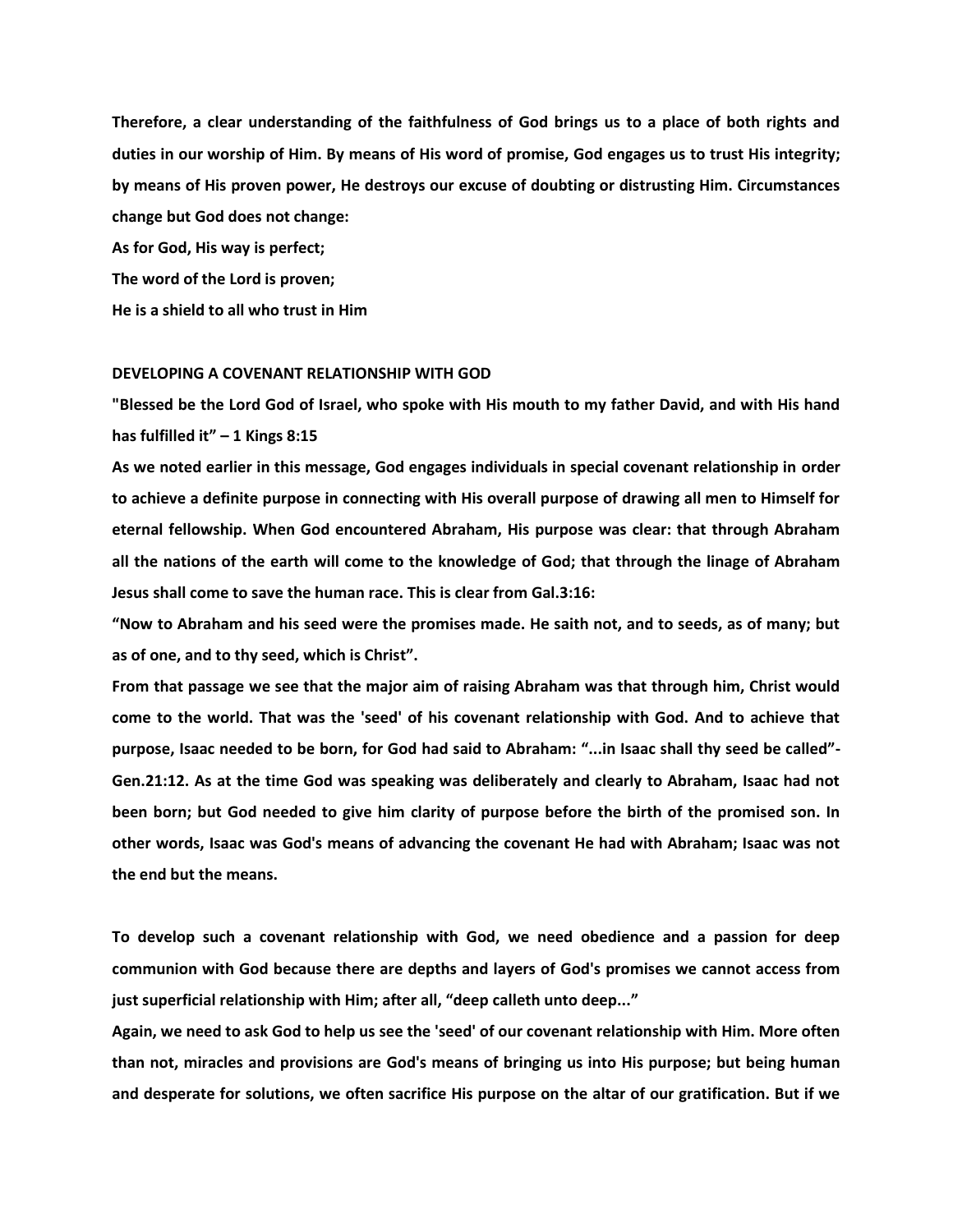**Therefore, a clear understanding of the faithfulness of God brings us to a place of both rights and duties in our worship of Him. By means of His word of promise, God engages us to trust His integrity; by means of His proven power, He destroys our excuse of doubting or distrusting Him. Circumstances change but God does not change:**

**As for God, His way is perfect;**
**The word of the Lord is proven;**
**He is a shield to all who trust in Him**

## DEVELOPING A COVENANT RELATIONSHIP WITH GOD

**"Blessed be the Lord God of Israel, who spoke with His mouth to my father David, and with His hand has fulfilled it" – 1 Kings 8:15**

**As we noted earlier in this message, God engages individuals in special covenant relationship in order to achieve a definite purpose in connecting with His overall purpose of drawing all men to Himself for eternal fellowship. When God encountered Abraham, His purpose was clear: that through Abraham all the nations of the earth will come to the knowledge of God; that through the linage of Abraham Jesus shall come to save the human race. This is clear from Gal.3:16:**

**"Now to Abraham and his seed were the promises made. He saith not, and to seeds, as of many; but as of one, and to thy seed, which is Christ".**

**From that passage we see that the major aim of raising Abraham was that through him, Christ would come to the world. That was the 'seed' of his covenant relationship with God. And to achieve that purpose, Isaac needed to be born, for God had said to Abraham: "...in Isaac shall thy seed be called"- Gen.21:12. As at the time God was speaking was deliberately and clearly to Abraham, Isaac had not been born; but God needed to give him clarity of purpose before the birth of the promised son. In other words, Isaac was God's means of advancing the covenant He had with Abraham; Isaac was not the end but the means.**

**To develop such a covenant relationship with God, we need obedience and a passion for deep communion with God because there are depths and layers of God's promises we cannot access from just superficial relationship with Him; after all, "deep calleth unto deep..."**

**Again, we need to ask God to help us see the 'seed' of our covenant relationship with Him. More often than not, miracles and provisions are God's means of bringing us into His purpose; but being human and desperate for solutions, we often sacrifice His purpose on the altar of our gratification. But if we**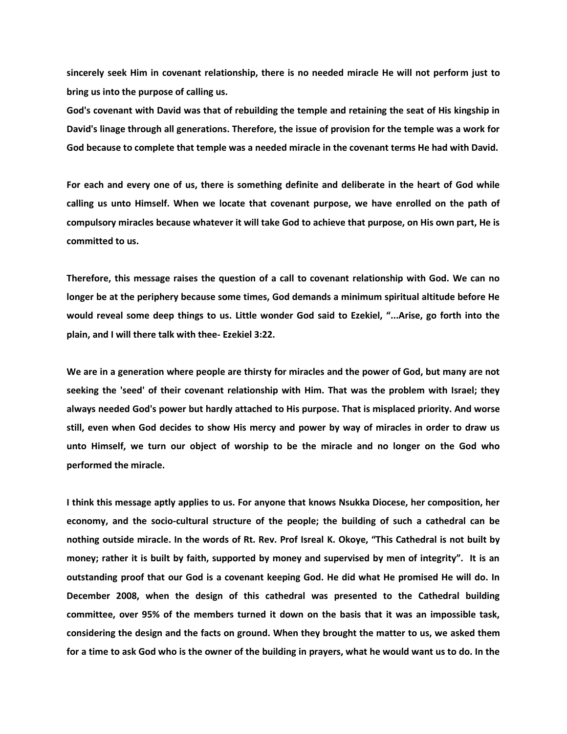**sincerely seek Him in covenant relationship, there is no needed miracle He will not perform just to bring us into the purpose of calling us.**

**God's covenant with David was that of rebuilding the temple and retaining the seat of His kingship in David's linage through all generations. Therefore, the issue of provision for the temple was a work for God because to complete that temple was a needed miracle in the covenant terms He had with David.**

**For each and every one of us, there is something definite and deliberate in the heart of God while calling us unto Himself. When we locate that covenant purpose, we have enrolled on the path of compulsory miracles because whatever it will take God to achieve that purpose, on His own part, He is committed to us.**

**Therefore, this message raises the question of a call to covenant relationship with God. We can no longer be at the periphery because some times, God demands a minimum spiritual altitude before He would reveal some deep things to us. Little wonder God said to Ezekiel, "...Arise, go forth into the plain, and I will there talk with thee- Ezekiel 3:22.**

**We are in a generation where people are thirsty for miracles and the power of God, but many are not seeking the 'seed' of their covenant relationship with Him. That was the problem with Israel; they always needed God's power but hardly attached to His purpose. That is misplaced priority. And worse still, even when God decides to show His mercy and power by way of miracles in order to draw us unto Himself, we turn our object of worship to be the miracle and no longer on the God who performed the miracle.**

**I think this message aptly applies to us. For anyone that knows Nsukka Diocese, her composition, her economy, and the socio-cultural structure of the people; the building of such a cathedral can be nothing outside miracle. In the words of Rt. Rev. Prof Isreal K. Okoye, "This Cathedral is not built by money; rather it is built by faith, supported by money and supervised by men of integrity". It is an outstanding proof that our God is a covenant keeping God. He did what He promised He will do. In December 2008, when the design of this cathedral was presented to the Cathedral building committee, over 95% of the members turned it down on the basis that it was an impossible task, considering the design and the facts on ground. When they brought the matter to us, we asked them for a time to ask God who is the owner of the building in prayers, what he would want us to do. In the**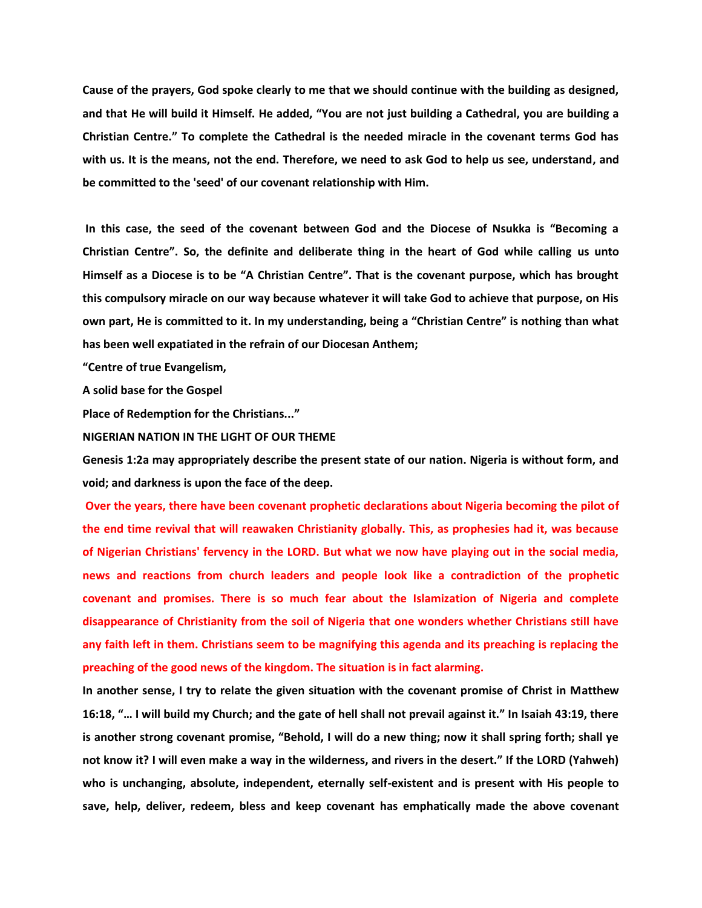**Cause of the prayers, God spoke clearly to me that we should continue with the building as designed, and that He will build it Himself. He added, "You are not just building a Cathedral, you are building a Christian Centre." To complete the Cathedral is the needed miracle in the covenant terms God has with us. It is the means, not the end. Therefore, we need to ask God to help us see, understand, and be committed to the 'seed' of our covenant relationship with Him.**

**In this case, the seed of the covenant between God and the Diocese of Nsukka is "Becoming a Christian Centre". So, the definite and deliberate thing in the heart of God while calling us unto Himself as a Diocese is to be "A Christian Centre". That is the covenant purpose, which has brought this compulsory miracle on our way because whatever it will take God to achieve that purpose, on His own part, He is committed to it. In my understanding, being a "Christian Centre" is nothing than what has been well expatiated in the refrain of our Diocesan Anthem;**

**"Centre of true Evangelism,**

**A solid base for the Gospel**

**Place of Redemption for the Christians..."**

**NIGERIAN NATION IN THE LIGHT OF OUR THEME**

**Genesis 1:2a may appropriately describe the present state of our nation. Nigeria is without form, and void; and darkness is upon the face of the deep.**

**Over the years, there have been covenant prophetic declarations about Nigeria becoming the pilot of the end time revival that will reawaken Christianity globally. This, as prophesies had it, was because of Nigerian Christians' fervency in the LORD. But what we now have playing out in the social media, news and reactions from church leaders and people look like a contradiction of the prophetic covenant and promises. There is so much fear about the Islamization of Nigeria and complete disappearance of Christianity from the soil of Nigeria that one wonders whether Christians still have any faith left in them. Christians seem to be magnifying this agenda and its preaching is replacing the preaching of the good news of the kingdom. The situation is in fact alarming.**

**In another sense, I try to relate the given situation with the covenant promise of Christ in Matthew 16:18, "… I will build my Church; and the gate of hell shall not prevail against it." In Isaiah 43:19, there is another strong covenant promise, "Behold, I will do a new thing; now it shall spring forth; shall ye not know it? I will even make a way in the wilderness, and rivers in the desert." If the LORD (Yahweh) who is unchanging, absolute, independent, eternally self-existent and is present with His people to save, help, deliver, redeem, bless and keep covenant has emphatically made the above covenant**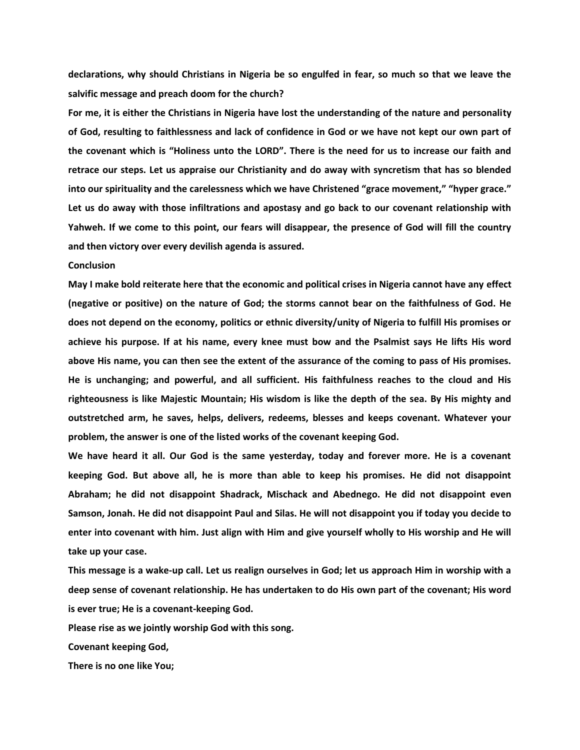**declarations, why should Christians in Nigeria be so engulfed in fear, so much so that we leave the salvific message and preach doom for the church?**

**For me, it is either the Christians in Nigeria have lost the understanding of the nature and personality of God, resulting to faithlessness and lack of confidence in God or we have not kept our own part of the covenant which is "Holiness unto the LORD". There is the need for us to increase our faith and retrace our steps. Let us appraise our Christianity and do away with syncretism that has so blended into our spirituality and the carelessness which we have Christened "grace movement," "hyper grace." Let us do away with those infiltrations and apostasy and go back to our covenant relationship with Yahweh. If we come to this point, our fears will disappear, the presence of God will fill the country and then victory over every devilish agenda is assured.**

## Conclusion

**May I make bold reiterate here that the economic and political crises in Nigeria cannot have any effect (negative or positive) on the nature of God; the storms cannot bear on the faithfulness of God. He does not depend on the economy, politics or ethnic diversity/unity of Nigeria to fulfill His promises or achieve his purpose. If at his name, every knee must bow and the Psalmist says He lifts His word above His name, you can then see the extent of the assurance of the coming to pass of His promises. He is unchanging; and powerful, and all sufficient. His faithfulness reaches to the cloud and His righteousness is like Majestic Mountain; His wisdom is like the depth of the sea. By His mighty and outstretched arm, he saves, helps, delivers, redeems, blesses and keeps covenant. Whatever your problem, the answer is one of the listed works of the covenant keeping God.**

**We have heard it all. Our God is the same yesterday, today and forever more. He is a covenant keeping God. But above all, he is more than able to keep his promises. He did not disappoint Abraham; he did not disappoint Shadrack, Mischack and Abednego. He did not disappoint even Samson, Jonah. He did not disappoint Paul and Silas. He will not disappoint you if today you decide to enter into covenant with him. Just align with Him and give yourself wholly to His worship and He will take up your case.**

**This message is a wake-up call. Let us realign ourselves in God; let us approach Him in worship with a deep sense of covenant relationship. He has undertaken to do His own part of the covenant; His word is ever true; He is a covenant-keeping God.**

**Please rise as we jointly worship God with this song.**

**Covenant keeping God,**

**There is no one like You;**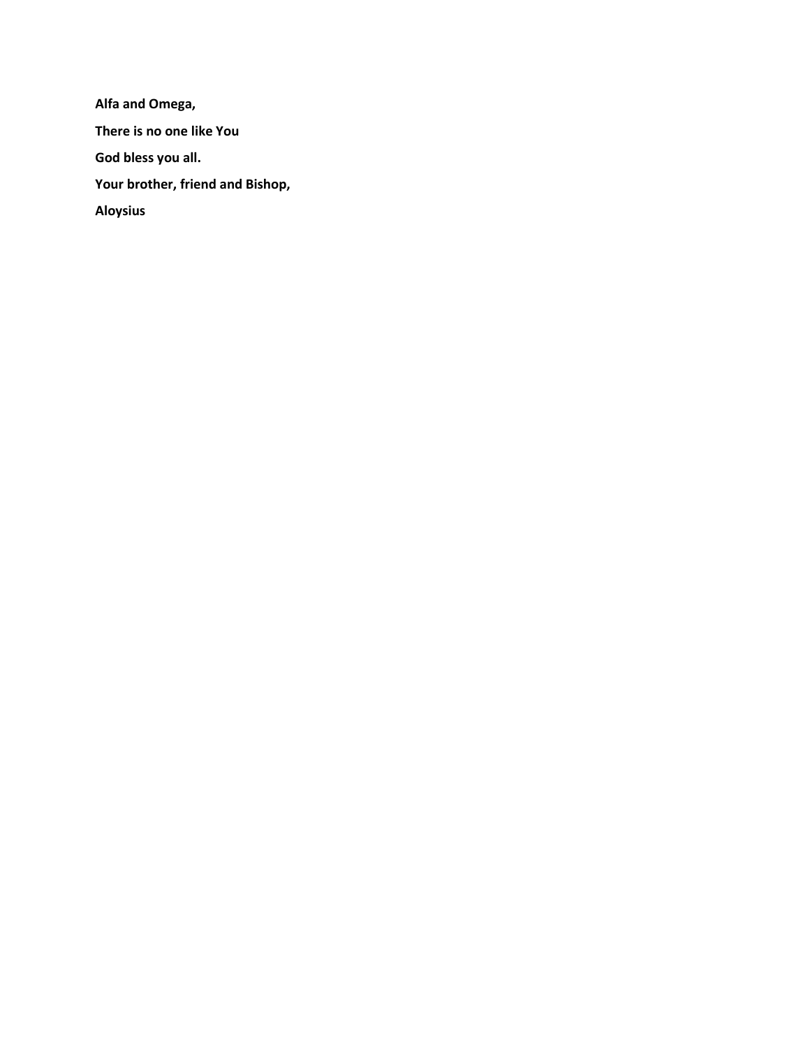**Alfa and Omega,**

**There is no one like You**

**God bless you all.**

**Your brother, friend and Bishop,**

**Aloysius**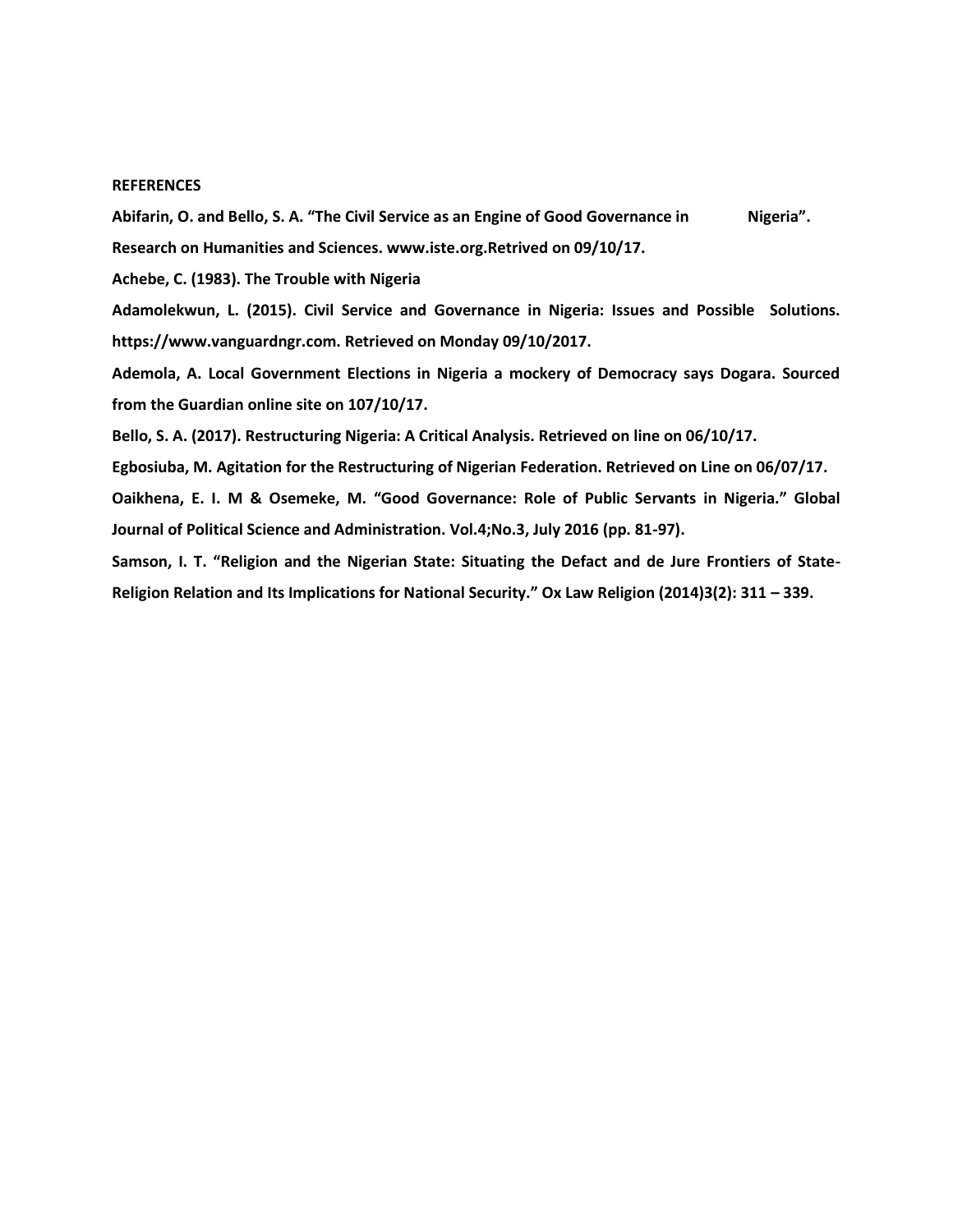**REFERENCES**

**Abifarin, O. and Bello, S. A. "The Civil Service as an Engine of Good Governance in Nigeria". Research on Humanities and Sciences. www.iste.org.Retrived on 09/10/17.**

**Achebe, C. (1983). The Trouble with Nigeria**

**Adamolekwun, L. (2015). Civil Service and Governance in Nigeria: Issues and Possible Solutions. https://www.vanguardngr.com. Retrieved on Monday 09/10/2017.**

**Ademola, A. Local Government Elections in Nigeria a mockery of Democracy says Dogara. Sourced from the Guardian online site on 107/10/17.**

**Bello, S. A. (2017). Restructuring Nigeria: A Critical Analysis. Retrieved on line on 06/10/17.**

**Egbosiuba, M. Agitation for the Restructuring of Nigerian Federation. Retrieved on Line on 06/07/17.**

**Oaikhena, E. I. M & Osemeke, M. "Good Governance: Role of Public Servants in Nigeria." Global Journal of Political Science and Administration. Vol.4;No.3, July 2016 (pp. 81-97).**

**Samson, I. T. "Religion and the Nigerian State: Situating the Defact and de Jure Frontiers of State-Religion Relation and Its Implications for National Security." Ox Law Religion (2014)3(2): 311 – 339.**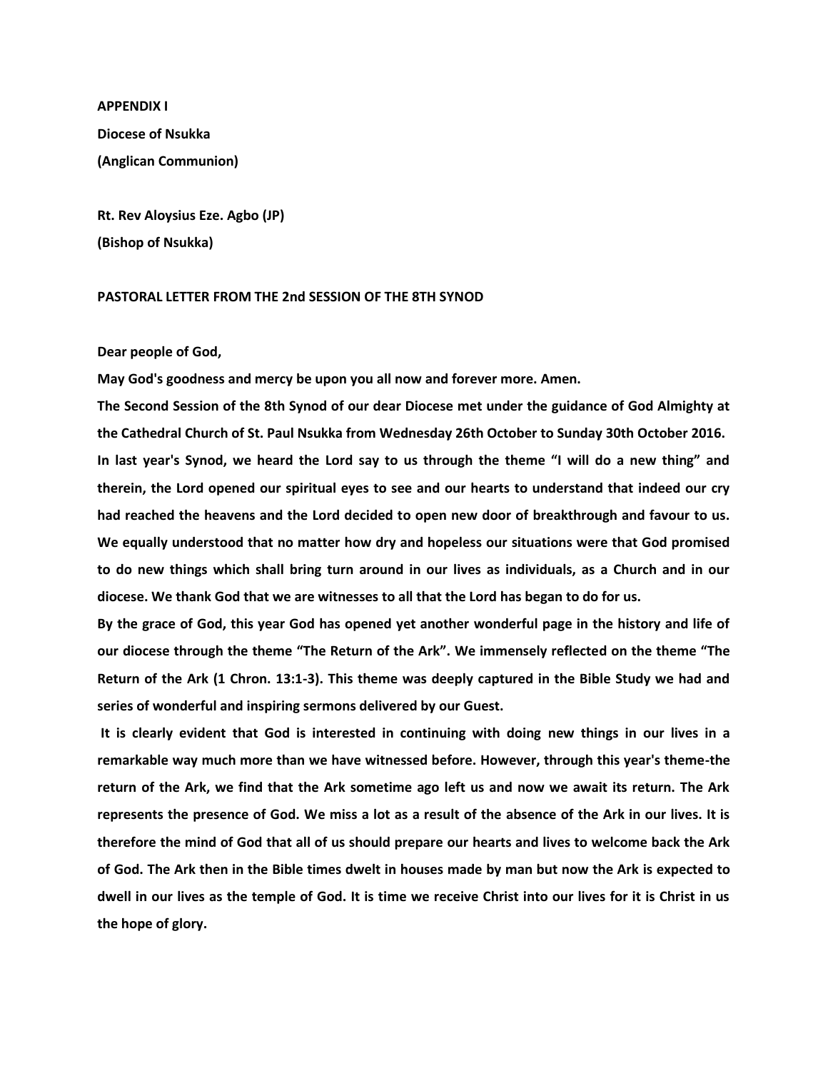**APPENDIX I**

**Diocese of Nsukka**

**(Anglican Communion)**

**Rt. Rev Aloysius Eze. Agbo (JP)**

**(Bishop of Nsukka)**

**PASTORAL LETTER FROM THE 2nd SESSION OF THE 8TH SYNOD**

**Dear people of God,**

**May God's goodness and mercy be upon you all now and forever more. Amen.**

**The Second Session of the 8th Synod of our dear Diocese met under the guidance of God Almighty at the Cathedral Church of St. Paul Nsukka from Wednesday 26th October to Sunday 30th October 2016.**

**In last year's Synod, we heard the Lord say to us through the theme "I will do a new thing" and therein, the Lord opened our spiritual eyes to see and our hearts to understand that indeed our cry had reached the heavens and the Lord decided to open new door of breakthrough and favour to us. We equally understood that no matter how dry and hopeless our situations were that God promised to do new things which shall bring turn around in our lives as individuals, as a Church and in our diocese. We thank God that we are witnesses to all that the Lord has began to do for us.**

**By the grace of God, this year God has opened yet another wonderful page in the history and life of our diocese through the theme "The Return of the Ark". We immensely reflected on the theme "The Return of the Ark (1 Chron. 13:1-3). This theme was deeply captured in the Bible Study we had and series of wonderful and inspiring sermons delivered by our Guest.**

**It is clearly evident that God is interested in continuing with doing new things in our lives in a remarkable way much more than we have witnessed before. However, through this year's theme-the return of the Ark, we find that the Ark sometime ago left us and now we await its return. The Ark represents the presence of God. We miss a lot as a result of the absence of the Ark in our lives. It is therefore the mind of God that all of us should prepare our hearts and lives to welcome back the Ark of God. The Ark then in the Bible times dwelt in houses made by man but now the Ark is expected to dwell in our lives as the temple of God. It is time we receive Christ into our lives for it is Christ in us the hope of glory.**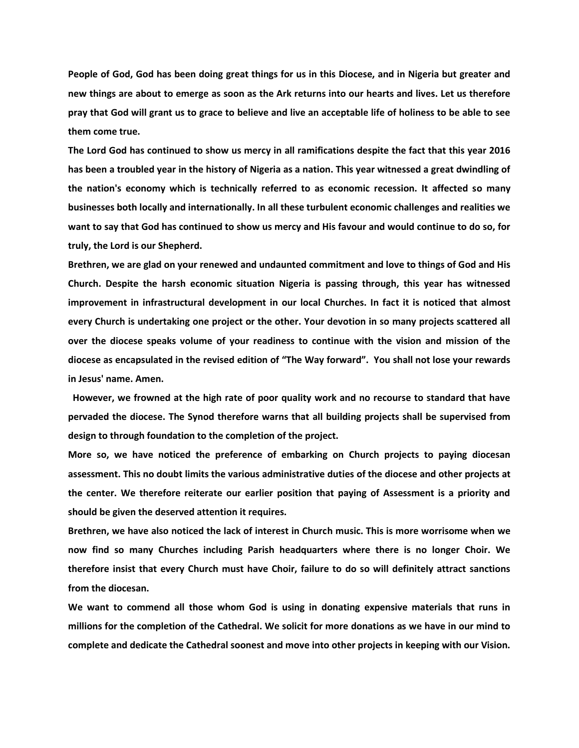**People of God, God has been doing great things for us in this Diocese, and in Nigeria but greater and new things are about to emerge as soon as the Ark returns into our hearts and lives. Let us therefore pray that God will grant us to grace to believe and live an acceptable life of holiness to be able to see them come true.**

**The Lord God has continued to show us mercy in all ramifications despite the fact that this year 2016 has been a troubled year in the history of Nigeria as a nation. This year witnessed a great dwindling of the nation's economy which is technically referred to as economic recession. It affected so many businesses both locally and internationally. In all these turbulent economic challenges and realities we want to say that God has continued to show us mercy and His favour and would continue to do so, for truly, the Lord is our Shepherd.**

**Brethren, we are glad on your renewed and undaunted commitment and love to things of God and His Church. Despite the harsh economic situation Nigeria is passing through, this year has witnessed improvement in infrastructural development in our local Churches. In fact it is noticed that almost every Church is undertaking one project or the other. Your devotion in so many projects scattered all over the diocese speaks volume of your readiness to continue with the vision and mission of the diocese as encapsulated in the revised edition of "The Way forward". You shall not lose your rewards in Jesus' name. Amen.**

**However, we frowned at the high rate of poor quality work and no recourse to standard that have pervaded the diocese. The Synod therefore warns that all building projects shall be supervised from design to through foundation to the completion of the project.**

**More so, we have noticed the preference of embarking on Church projects to paying diocesan assessment. This no doubt limits the various administrative duties of the diocese and other projects at the center. We therefore reiterate our earlier position that paying of Assessment is a priority and should be given the deserved attention it requires.**

**Brethren, we have also noticed the lack of interest in Church music. This is more worrisome when we now find so many Churches including Parish headquarters where there is no longer Choir. We therefore insist that every Church must have Choir, failure to do so will definitely attract sanctions from the diocesan.**

**We want to commend all those whom God is using in donating expensive materials that runs in millions for the completion of the Cathedral. We solicit for more donations as we have in our mind to complete and dedicate the Cathedral soonest and move into other projects in keeping with our Vision.**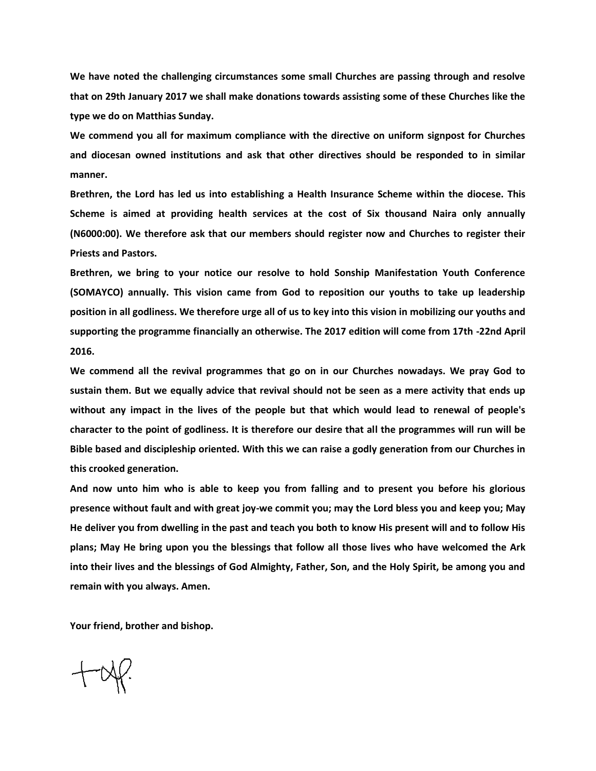**We have noted the challenging circumstances some small Churches are passing through and resolve that on 29th January 2017 we shall make donations towards assisting some of these Churches like the type we do on Matthias Sunday.**

**We commend you all for maximum compliance with the directive on uniform signpost for Churches and diocesan owned institutions and ask that other directives should be responded to in similar manner.**

**Brethren, the Lord has led us into establishing a Health Insurance Scheme within the diocese. This Scheme is aimed at providing health services at the cost of Six thousand Naira only annually (N6000:00). We therefore ask that our members should register now and Churches to register their Priests and Pastors.**

**Brethren, we bring to your notice our resolve to hold Sonship Manifestation Youth Conference (SOMAYCO) annually. This vision came from God to reposition our youths to take up leadership position in all godliness. We therefore urge all of us to key into this vision in mobilizing our youths and supporting the programme financially an otherwise. The 2017 edition will come from 17th -22nd April 2016.**

**We commend all the revival programmes that go on in our Churches nowadays. We pray God to sustain them. But we equally advice that revival should not be seen as a mere activity that ends up without any impact in the lives of the people but that which would lead to renewal of people's character to the point of godliness. It is therefore our desire that all the programmes will run will be Bible based and discipleship oriented. With this we can raise a godly generation from our Churches in this crooked generation.**

**And now unto him who is able to keep you from falling and to present you before his glorious presence without fault and with great joy-we commit you; may the Lord bless you and keep you; May He deliver you from dwelling in the past and teach you both to know His present will and to follow His plans; May He bring upon you the blessings that follow all those lives who have welcomed the Ark into their lives and the blessings of God Almighty, Father, Son, and the Holy Spirit, be among you and remain with you always. Amen.**

**Your friend, brother and bishop.**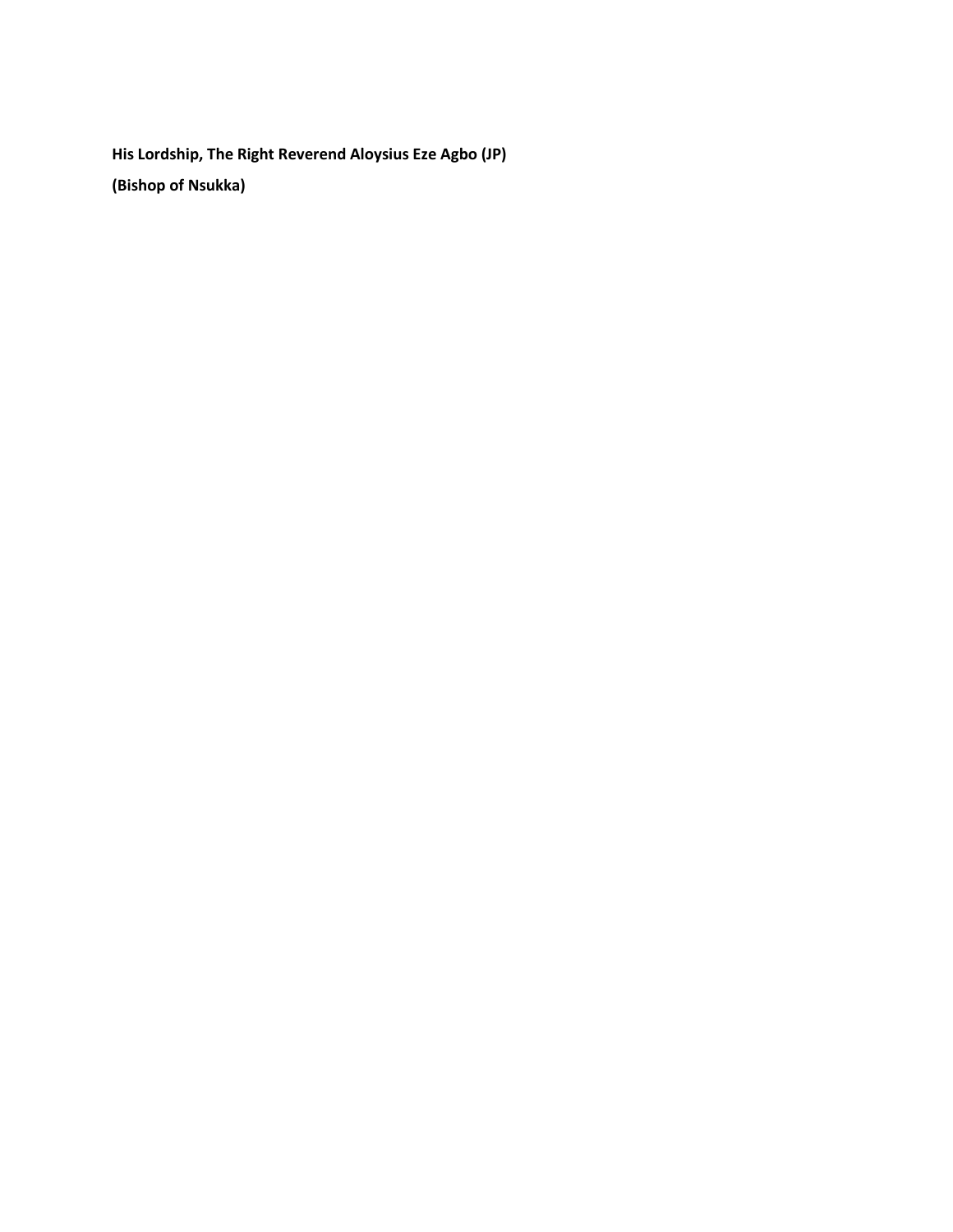**His Lordship, The Right Reverend Aloysius Eze Agbo (JP)**

**(Bishop of Nsukka)**